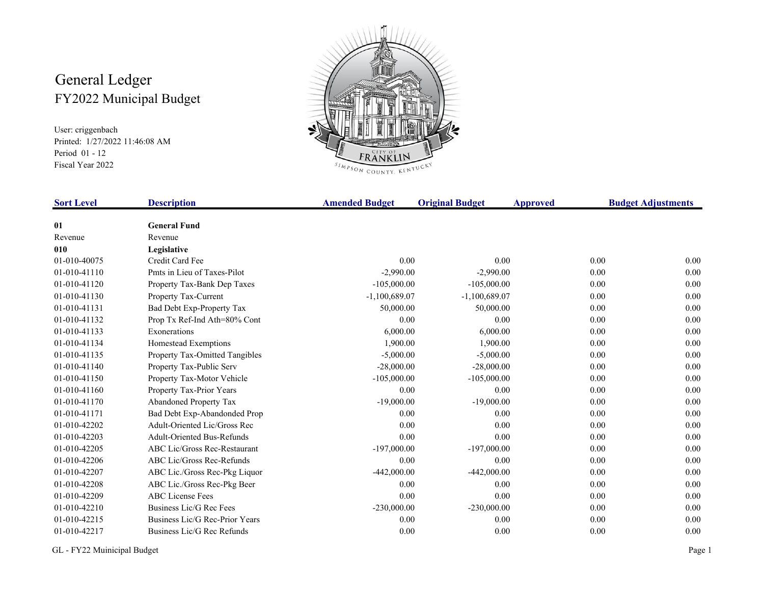# General Ledger
## FY2022 Municipal Budget

User: criggenbach
Printed: 1/27/2022 11:46:08 AM
Period 01 - 12
Fiscal Year 2022

| Sort Level | Description | Amended Budget | Original Budget | Approved | Budget Adjustments |
|---|---|---|---|---|---|
| **01** | **General Fund** | | | | |
| Revenue | Revenue | | | | |
| **010** | **Legislative** | | | | |
| 01-010-40075 | Credit Card Fee | 0.00 | 0.00 | 0.00 | 0.00 |
| 01-010-41110 | Pmts in Lieu of Taxes-Pilot | -2,990.00 | -2,990.00 | 0.00 | 0.00 |
| 01-010-41120 | Property Tax-Bank Dep Taxes | -105,000.00 | -105,000.00 | 0.00 | 0.00 |
| 01-010-41130 | Property Tax-Current | -1,100,689.07 | -1,100,689.07 | 0.00 | 0.00 |
| 01-010-41131 | Bad Debt Exp-Property Tax | 50,000.00 | 50,000.00 | 0.00 | 0.00 |
| 01-010-41132 | Prop Tx Ref-Ind Ath=80% Cont | 0.00 | 0.00 | 0.00 | 0.00 |
| 01-010-41133 | Exonerations | 6,000.00 | 6,000.00 | 0.00 | 0.00 |
| 01-010-41134 | Homestead Exemptions | 1,900.00 | 1,900.00 | 0.00 | 0.00 |
| 01-010-41135 | Property Tax-Omitted Tangibles | -5,000.00 | -5,000.00 | 0.00 | 0.00 |
| 01-010-41140 | Property Tax-Public Serv | -28,000.00 | -28,000.00 | 0.00 | 0.00 |
| 01-010-41150 | Property Tax-Motor Vehicle | -105,000.00 | -105,000.00 | 0.00 | 0.00 |
| 01-010-41160 | Property Tax-Prior Years | 0.00 | 0.00 | 0.00 | 0.00 |
| 01-010-41170 | Abandoned Property Tax | -19,000.00 | -19,000.00 | 0.00 | 0.00 |
| 01-010-41171 | Bad Debt Exp-Abandonded Prop | 0.00 | 0.00 | 0.00 | 0.00 |
| 01-010-42202 | Adult-Oriented Lic/Gross Rec | 0.00 | 0.00 | 0.00 | 0.00 |
| 01-010-42203 | Adult-Oriented Bus-Refunds | 0.00 | 0.00 | 0.00 | 0.00 |
| 01-010-42205 | ABC Lic/Gross Rec-Restaurant | -197,000.00 | -197,000.00 | 0.00 | 0.00 |
| 01-010-42206 | ABC Lic/Gross Rec-Refunds | 0.00 | 0.00 | 0.00 | 0.00 |
| 01-010-42207 | ABC Lic./Gross Rec-Pkg Liquor | -442,000.00 | -442,000.00 | 0.00 | 0.00 |
| 01-010-42208 | ABC Lic./Gross Rec-Pkg Beer | 0.00 | 0.00 | 0.00 | 0.00 |
| 01-010-42209 | ABC License Fees | 0.00 | 0.00 | 0.00 | 0.00 |
| 01-010-42210 | Business Lic/G Rec Fees | -230,000.00 | -230,000.00 | 0.00 | 0.00 |
| 01-010-42215 | Business Lic/G Rec-Prior Years | 0.00 | 0.00 | 0.00 | 0.00 |
| 01-010-42217 | Business Lic/G Rec Refunds | 0.00 | 0.00 | 0.00 | 0.00 |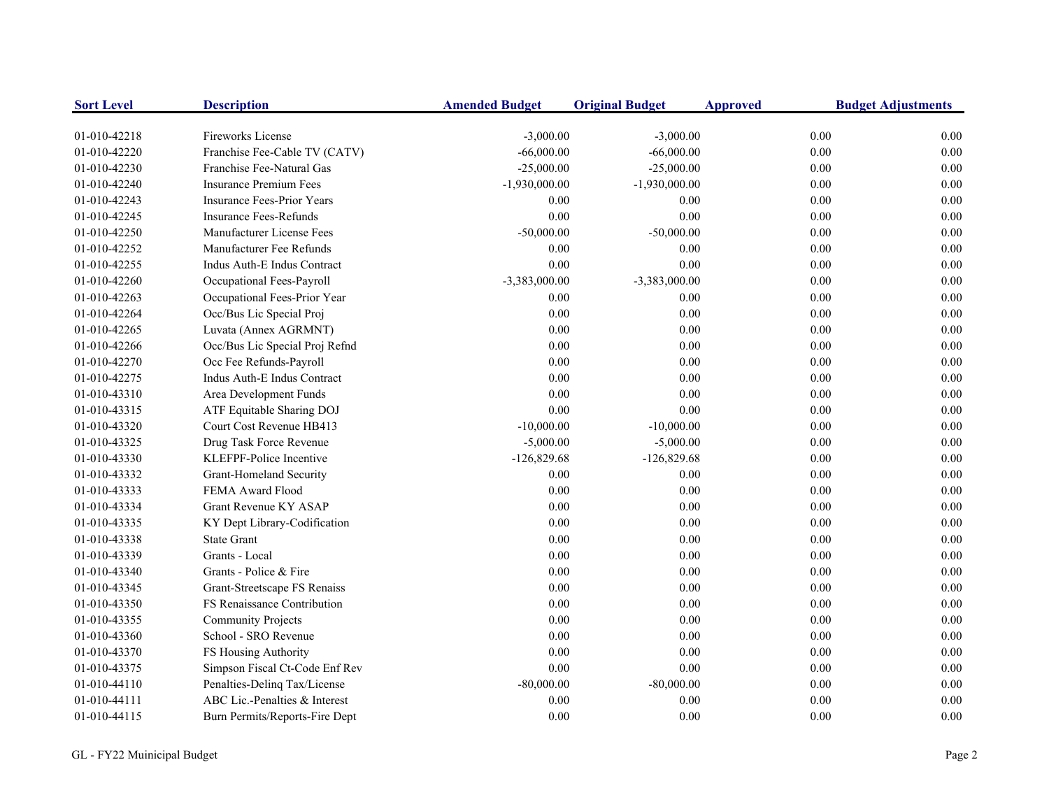| Sort Level | Description | Amended Budget | Original Budget | Approved | Budget Adjustments |
|---|---|---|---|---|---|
| 01-010-42218 | Fireworks License | -3,000.00 | -3,000.00 | 0.00 | 0.00 |
| 01-010-42220 | Franchise Fee-Cable TV (CATV) | -66,000.00 | -66,000.00 | 0.00 | 0.00 |
| 01-010-42230 | Franchise Fee-Natural Gas | -25,000.00 | -25,000.00 | 0.00 | 0.00 |
| 01-010-42240 | Insurance Premium Fees | -1,930,000.00 | -1,930,000.00 | 0.00 | 0.00 |
| 01-010-42243 | Insurance Fees-Prior Years | 0.00 | 0.00 | 0.00 | 0.00 |
| 01-010-42245 | Insurance Fees-Refunds | 0.00 | 0.00 | 0.00 | 0.00 |
| 01-010-42250 | Manufacturer License Fees | -50,000.00 | -50,000.00 | 0.00 | 0.00 |
| 01-010-42252 | Manufacturer Fee Refunds | 0.00 | 0.00 | 0.00 | 0.00 |
| 01-010-42255 | Indus Auth-E Indus Contract | 0.00 | 0.00 | 0.00 | 0.00 |
| 01-010-42260 | Occupational Fees-Payroll | -3,383,000.00 | -3,383,000.00 | 0.00 | 0.00 |
| 01-010-42263 | Occupational Fees-Prior Year | 0.00 | 0.00 | 0.00 | 0.00 |
| 01-010-42264 | Occ/Bus Lic Special Proj | 0.00 | 0.00 | 0.00 | 0.00 |
| 01-010-42265 | Luvata (Annex AGRMNT) | 0.00 | 0.00 | 0.00 | 0.00 |
| 01-010-42266 | Occ/Bus Lic Special Proj Refnd | 0.00 | 0.00 | 0.00 | 0.00 |
| 01-010-42270 | Occ Fee Refunds-Payroll | 0.00 | 0.00 | 0.00 | 0.00 |
| 01-010-42275 | Indus Auth-E Indus Contract | 0.00 | 0.00 | 0.00 | 0.00 |
| 01-010-43310 | Area Development Funds | 0.00 | 0.00 | 0.00 | 0.00 |
| 01-010-43315 | ATF Equitable Sharing DOJ | 0.00 | 0.00 | 0.00 | 0.00 |
| 01-010-43320 | Court Cost Revenue HB413 | -10,000.00 | -10,000.00 | 0.00 | 0.00 |
| 01-010-43325 | Drug Task Force Revenue | -5,000.00 | -5,000.00 | 0.00 | 0.00 |
| 01-010-43330 | KLEFPF-Police Incentive | -126,829.68 | -126,829.68 | 0.00 | 0.00 |
| 01-010-43332 | Grant-Homeland Security | 0.00 | 0.00 | 0.00 | 0.00 |
| 01-010-43333 | FEMA Award Flood | 0.00 | 0.00 | 0.00 | 0.00 |
| 01-010-43334 | Grant Revenue KY ASAP | 0.00 | 0.00 | 0.00 | 0.00 |
| 01-010-43335 | KY Dept Library-Codification | 0.00 | 0.00 | 0.00 | 0.00 |
| 01-010-43338 | State Grant | 0.00 | 0.00 | 0.00 | 0.00 |
| 01-010-43339 | Grants - Local | 0.00 | 0.00 | 0.00 | 0.00 |
| 01-010-43340 | Grants - Police & Fire | 0.00 | 0.00 | 0.00 | 0.00 |
| 01-010-43345 | Grant-Streetscape FS Renaiss | 0.00 | 0.00 | 0.00 | 0.00 |
| 01-010-43350 | FS Renaissance Contribution | 0.00 | 0.00 | 0.00 | 0.00 |
| 01-010-43355 | Community Projects | 0.00 | 0.00 | 0.00 | 0.00 |
| 01-010-43360 | School - SRO Revenue | 0.00 | 0.00 | 0.00 | 0.00 |
| 01-010-43370 | FS Housing Authority | 0.00 | 0.00 | 0.00 | 0.00 |
| 01-010-43375 | Simpson Fiscal Ct-Code Enf Rev | 0.00 | 0.00 | 0.00 | 0.00 |
| 01-010-44110 | Penalties-Delinq Tax/License | -80,000.00 | -80,000.00 | 0.00 | 0.00 |
| 01-010-44111 | ABC Lic.-Penalties & Interest | 0.00 | 0.00 | 0.00 | 0.00 |
| 01-010-44115 | Burn Permits/Reports-Fire Dept | 0.00 | 0.00 | 0.00 | 0.00 |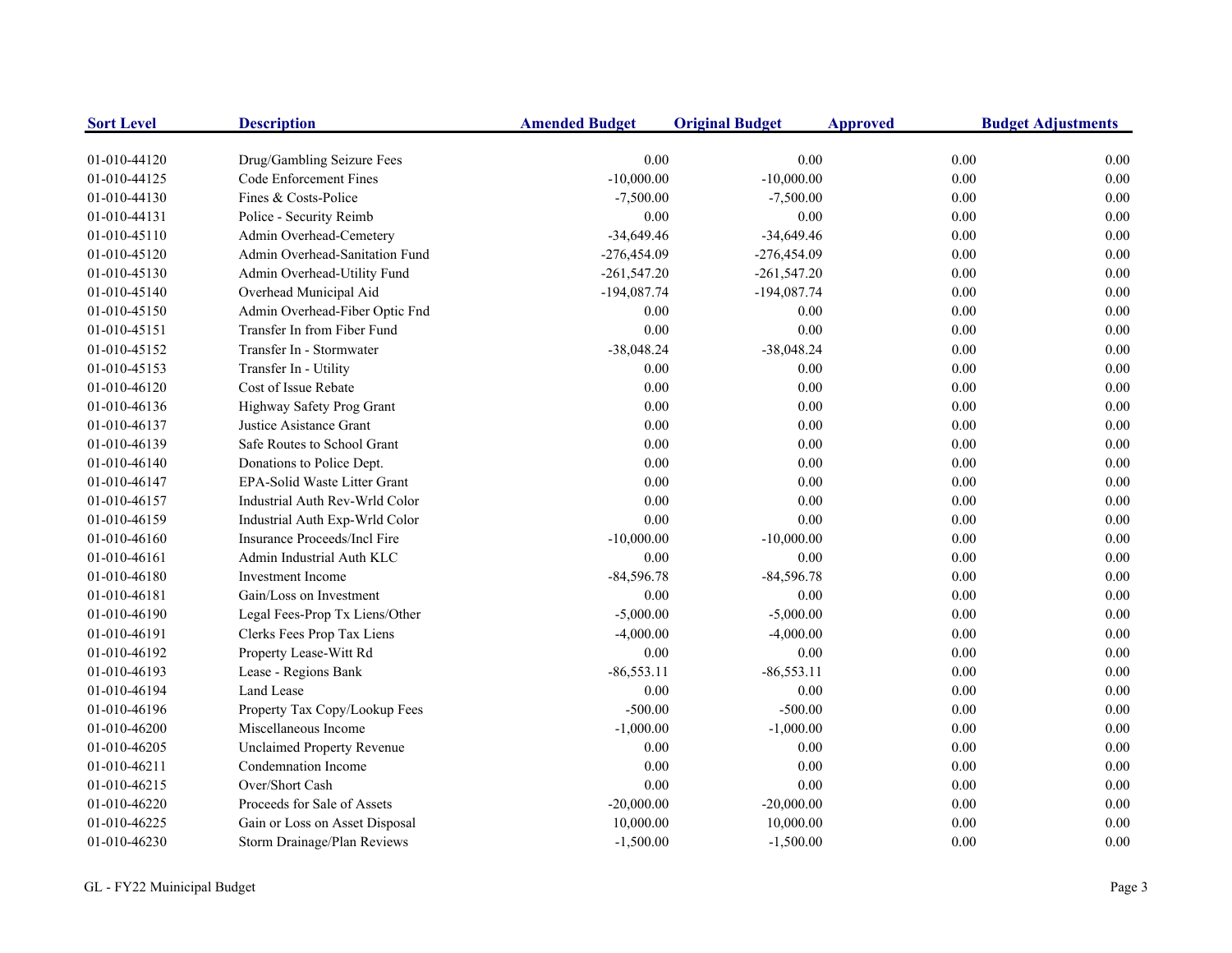| Sort Level | Description | Amended Budget | Original Budget | Approved | Budget Adjustments |
|---|---|---|---|---|---|
| 01-010-44120 | Drug/Gambling Seizure Fees | 0.00 | 0.00 | 0.00 | 0.00 |
| 01-010-44125 | Code Enforcement Fines | -10,000.00 | -10,000.00 | 0.00 | 0.00 |
| 01-010-44130 | Fines & Costs-Police | -7,500.00 | -7,500.00 | 0.00 | 0.00 |
| 01-010-44131 | Police - Security Reimb | 0.00 | 0.00 | 0.00 | 0.00 |
| 01-010-45110 | Admin Overhead-Cemetery | -34,649.46 | -34,649.46 | 0.00 | 0.00 |
| 01-010-45120 | Admin Overhead-Sanitation Fund | -276,454.09 | -276,454.09 | 0.00 | 0.00 |
| 01-010-45130 | Admin Overhead-Utility Fund | -261,547.20 | -261,547.20 | 0.00 | 0.00 |
| 01-010-45140 | Overhead Municipal Aid | -194,087.74 | -194,087.74 | 0.00 | 0.00 |
| 01-010-45150 | Admin Overhead-Fiber Optic Fnd | 0.00 | 0.00 | 0.00 | 0.00 |
| 01-010-45151 | Transfer In from Fiber Fund | 0.00 | 0.00 | 0.00 | 0.00 |
| 01-010-45152 | Transfer In - Stormwater | -38,048.24 | -38,048.24 | 0.00 | 0.00 |
| 01-010-45153 | Transfer In - Utility | 0.00 | 0.00 | 0.00 | 0.00 |
| 01-010-46120 | Cost of Issue Rebate | 0.00 | 0.00 | 0.00 | 0.00 |
| 01-010-46136 | Highway Safety Prog Grant | 0.00 | 0.00 | 0.00 | 0.00 |
| 01-010-46137 | Justice Asistance Grant | 0.00 | 0.00 | 0.00 | 0.00 |
| 01-010-46139 | Safe Routes to School Grant | 0.00 | 0.00 | 0.00 | 0.00 |
| 01-010-46140 | Donations to Police Dept. | 0.00 | 0.00 | 0.00 | 0.00 |
| 01-010-46147 | EPA-Solid Waste Litter Grant | 0.00 | 0.00 | 0.00 | 0.00 |
| 01-010-46157 | Industrial Auth Rev-Wrld Color | 0.00 | 0.00 | 0.00 | 0.00 |
| 01-010-46159 | Industrial Auth Exp-Wrld Color | 0.00 | 0.00 | 0.00 | 0.00 |
| 01-010-46160 | Insurance Proceeds/Incl Fire | -10,000.00 | -10,000.00 | 0.00 | 0.00 |
| 01-010-46161 | Admin Industrial Auth KLC | 0.00 | 0.00 | 0.00 | 0.00 |
| 01-010-46180 | Investment Income | -84,596.78 | -84,596.78 | 0.00 | 0.00 |
| 01-010-46181 | Gain/Loss on Investment | 0.00 | 0.00 | 0.00 | 0.00 |
| 01-010-46190 | Legal Fees-Prop Tx Liens/Other | -5,000.00 | -5,000.00 | 0.00 | 0.00 |
| 01-010-46191 | Clerks Fees Prop Tax Liens | -4,000.00 | -4,000.00 | 0.00 | 0.00 |
| 01-010-46192 | Property Lease-Witt Rd | 0.00 | 0.00 | 0.00 | 0.00 |
| 01-010-46193 | Lease - Regions Bank | -86,553.11 | -86,553.11 | 0.00 | 0.00 |
| 01-010-46194 | Land Lease | 0.00 | 0.00 | 0.00 | 0.00 |
| 01-010-46196 | Property Tax Copy/Lookup Fees | -500.00 | -500.00 | 0.00 | 0.00 |
| 01-010-46200 | Miscellaneous Income | -1,000.00 | -1,000.00 | 0.00 | 0.00 |
| 01-010-46205 | Unclaimed Property Revenue | 0.00 | 0.00 | 0.00 | 0.00 |
| 01-010-46211 | Condemnation Income | 0.00 | 0.00 | 0.00 | 0.00 |
| 01-010-46215 | Over/Short Cash | 0.00 | 0.00 | 0.00 | 0.00 |
| 01-010-46220 | Proceeds for Sale of Assets | -20,000.00 | -20,000.00 | 0.00 | 0.00 |
| 01-010-46225 | Gain or Loss on Asset Disposal | 10,000.00 | 10,000.00 | 0.00 | 0.00 |
| 01-010-46230 | Storm Drainage/Plan Reviews | -1,500.00 | -1,500.00 | 0.00 | 0.00 |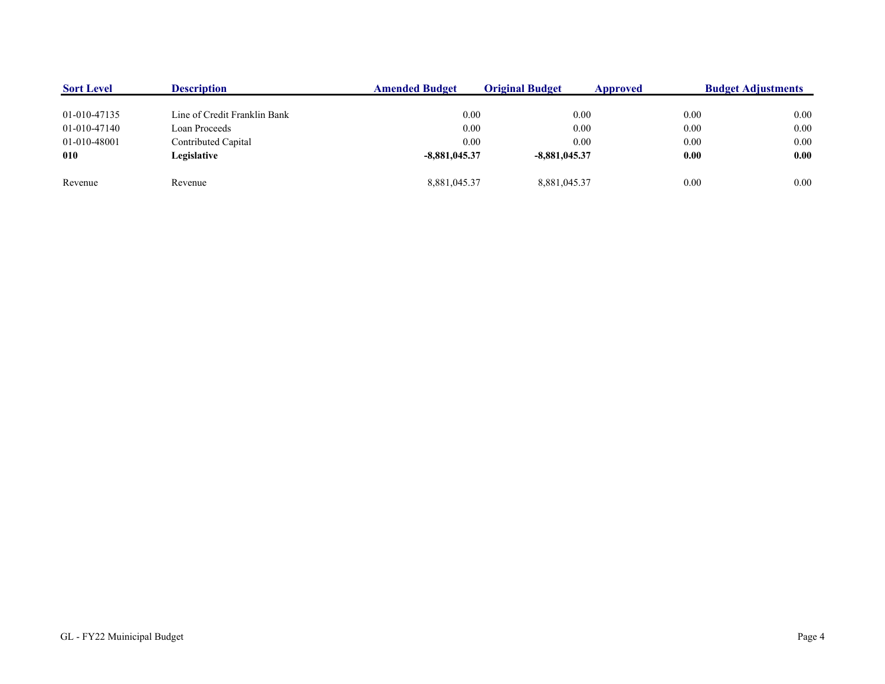| Sort Level | Description | Amended Budget | Original Budget | Approved | Budget Adjustments |
|---|---|---|---|---|---|
| 01-010-47135 | Line of Credit Franklin Bank | 0.00 | 0.00 | 0.00 | 0.00 |
| 01-010-47140 | Loan Proceeds | 0.00 | 0.00 | 0.00 | 0.00 |
| 01-010-48001 | Contributed Capital | 0.00 | 0.00 | 0.00 | 0.00 |
| **010** | **Legislative** | **-8,881,045.37** | **-8,881,045.37** | **0.00** | **0.00** |
| Revenue | Revenue | 8,881,045.37 | 8,881,045.37 | 0.00 | 0.00 |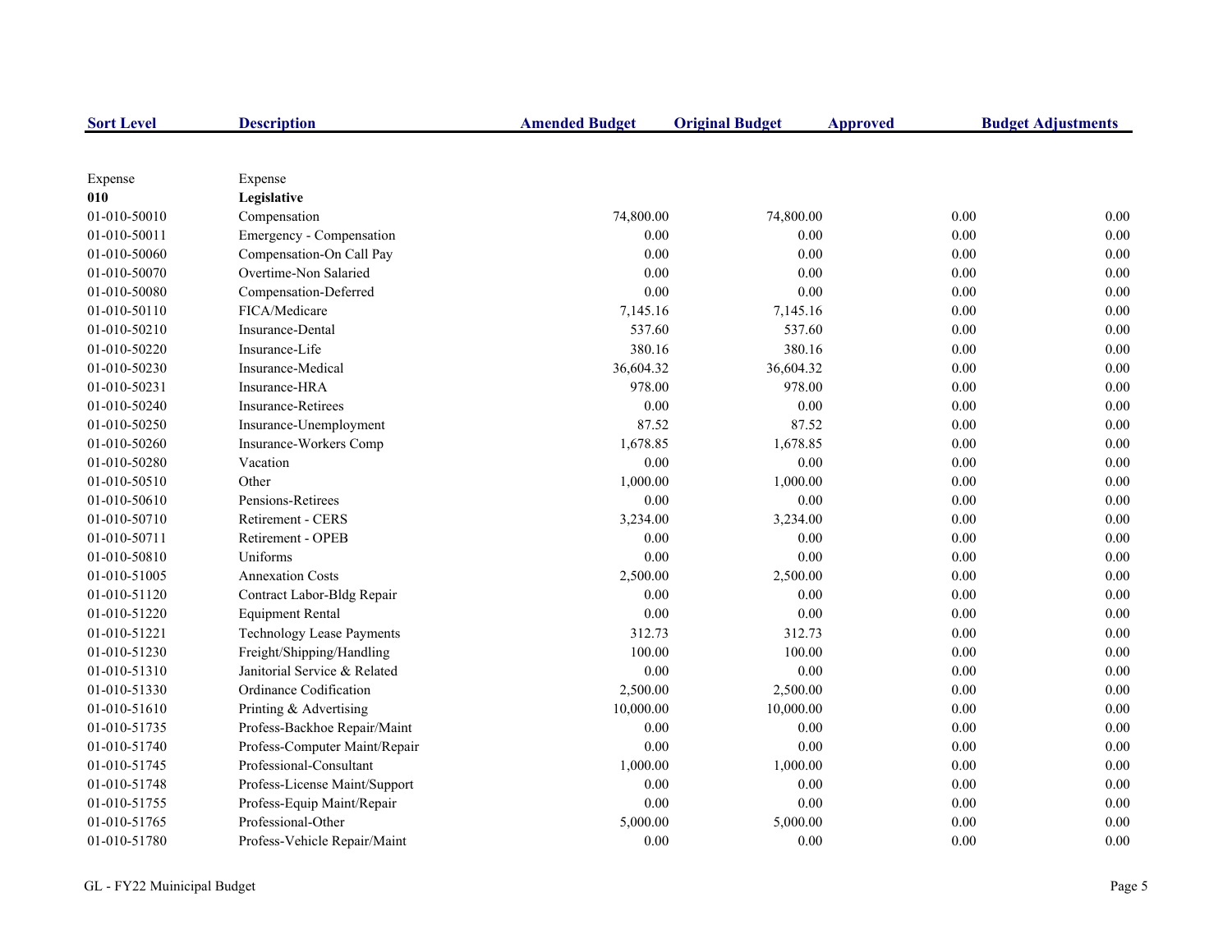| Sort Level | Description | Amended Budget | Original Budget | Approved | Budget Adjustments |
|---|---|---|---|---|---|
| Expense | Expense | | | | |
| **010** | **Legislative** | | | | |
| 01-010-50010 | Compensation | 74,800.00 | 74,800.00 | 0.00 | 0.00 |
| 01-010-50011 | Emergency - Compensation | 0.00 | 0.00 | 0.00 | 0.00 |
| 01-010-50060 | Compensation-On Call Pay | 0.00 | 0.00 | 0.00 | 0.00 |
| 01-010-50070 | Overtime-Non Salaried | 0.00 | 0.00 | 0.00 | 0.00 |
| 01-010-50080 | Compensation-Deferred | 0.00 | 0.00 | 0.00 | 0.00 |
| 01-010-50110 | FICA/Medicare | 7,145.16 | 7,145.16 | 0.00 | 0.00 |
| 01-010-50210 | Insurance-Dental | 537.60 | 537.60 | 0.00 | 0.00 |
| 01-010-50220 | Insurance-Life | 380.16 | 380.16 | 0.00 | 0.00 |
| 01-010-50230 | Insurance-Medical | 36,604.32 | 36,604.32 | 0.00 | 0.00 |
| 01-010-50231 | Insurance-HRA | 978.00 | 978.00 | 0.00 | 0.00 |
| 01-010-50240 | Insurance-Retirees | 0.00 | 0.00 | 0.00 | 0.00 |
| 01-010-50250 | Insurance-Unemployment | 87.52 | 87.52 | 0.00 | 0.00 |
| 01-010-50260 | Insurance-Workers Comp | 1,678.85 | 1,678.85 | 0.00 | 0.00 |
| 01-010-50280 | Vacation | 0.00 | 0.00 | 0.00 | 0.00 |
| 01-010-50510 | Other | 1,000.00 | 1,000.00 | 0.00 | 0.00 |
| 01-010-50610 | Pensions-Retirees | 0.00 | 0.00 | 0.00 | 0.00 |
| 01-010-50710 | Retirement - CERS | 3,234.00 | 3,234.00 | 0.00 | 0.00 |
| 01-010-50711 | Retirement - OPEB | 0.00 | 0.00 | 0.00 | 0.00 |
| 01-010-50810 | Uniforms | 0.00 | 0.00 | 0.00 | 0.00 |
| 01-010-51005 | Annexation Costs | 2,500.00 | 2,500.00 | 0.00 | 0.00 |
| 01-010-51120 | Contract Labor-Bldg Repair | 0.00 | 0.00 | 0.00 | 0.00 |
| 01-010-51220 | Equipment Rental | 0.00 | 0.00 | 0.00 | 0.00 |
| 01-010-51221 | Technology Lease Payments | 312.73 | 312.73 | 0.00 | 0.00 |
| 01-010-51230 | Freight/Shipping/Handling | 100.00 | 100.00 | 0.00 | 0.00 |
| 01-010-51310 | Janitorial Service & Related | 0.00 | 0.00 | 0.00 | 0.00 |
| 01-010-51330 | Ordinance Codification | 2,500.00 | 2,500.00 | 0.00 | 0.00 |
| 01-010-51610 | Printing & Advertising | 10,000.00 | 10,000.00 | 0.00 | 0.00 |
| 01-010-51735 | Profess-Backhoe Repair/Maint | 0.00 | 0.00 | 0.00 | 0.00 |
| 01-010-51740 | Profess-Computer Maint/Repair | 0.00 | 0.00 | 0.00 | 0.00 |
| 01-010-51745 | Professional-Consultant | 1,000.00 | 1,000.00 | 0.00 | 0.00 |
| 01-010-51748 | Profess-License Maint/Support | 0.00 | 0.00 | 0.00 | 0.00 |
| 01-010-51755 | Profess-Equip Maint/Repair | 0.00 | 0.00 | 0.00 | 0.00 |
| 01-010-51765 | Professional-Other | 5,000.00 | 5,000.00 | 0.00 | 0.00 |
| 01-010-51780 | Profess-Vehicle Repair/Maint | 0.00 | 0.00 | 0.00 | 0.00 |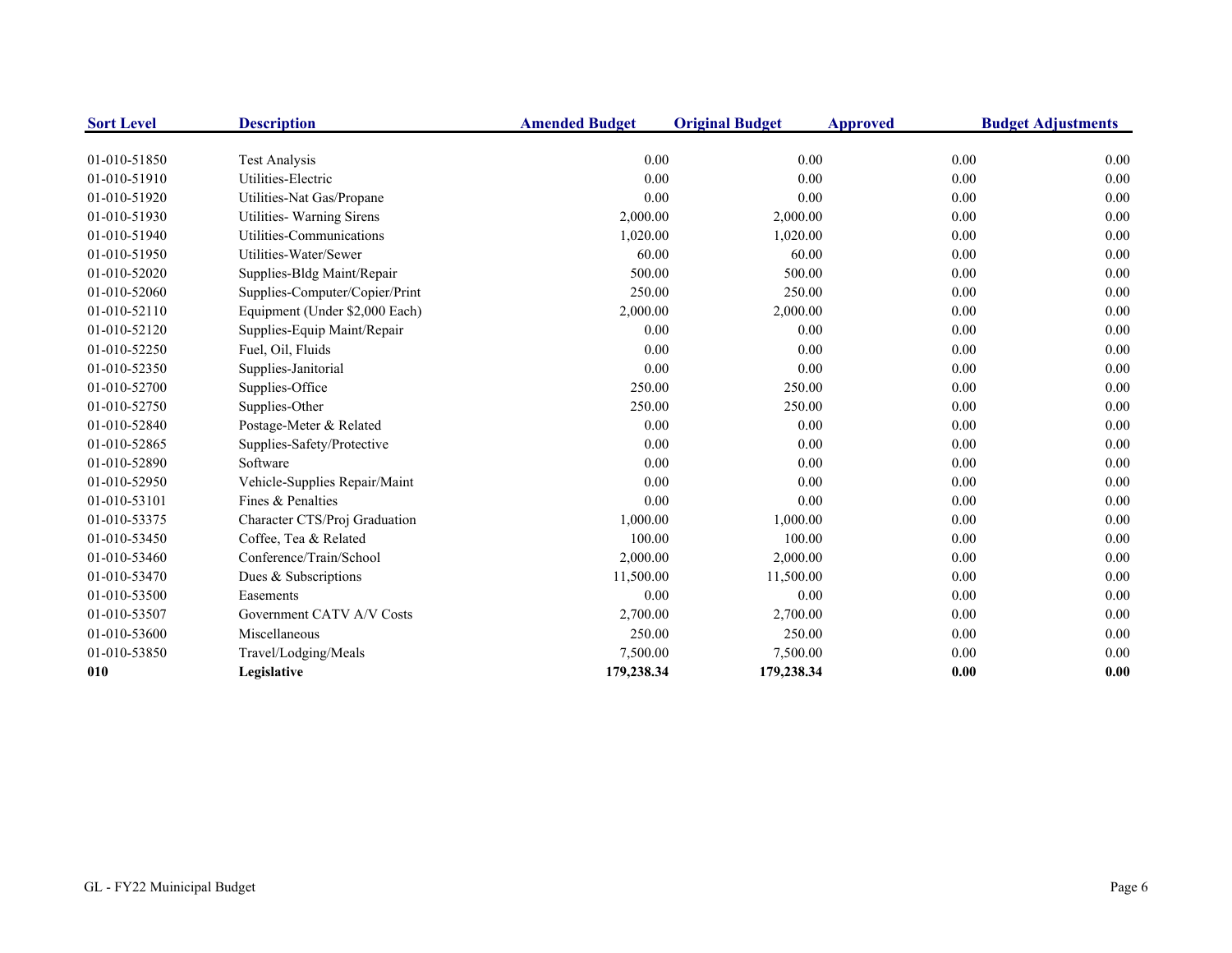| Sort Level | Description | Amended Budget | Original Budget | Approved | Budget Adjustments |
|---|---|---|---|---|---|
| 01-010-51850 | Test Analysis | 0.00 | 0.00 | 0.00 | 0.00 |
| 01-010-51910 | Utilities-Electric | 0.00 | 0.00 | 0.00 | 0.00 |
| 01-010-51920 | Utilities-Nat Gas/Propane | 0.00 | 0.00 | 0.00 | 0.00 |
| 01-010-51930 | Utilities- Warning Sirens | 2,000.00 | 2,000.00 | 0.00 | 0.00 |
| 01-010-51940 | Utilities-Communications | 1,020.00 | 1,020.00 | 0.00 | 0.00 |
| 01-010-51950 | Utilities-Water/Sewer | 60.00 | 60.00 | 0.00 | 0.00 |
| 01-010-52020 | Supplies-Bldg Maint/Repair | 500.00 | 500.00 | 0.00 | 0.00 |
| 01-010-52060 | Supplies-Computer/Copier/Print | 250.00 | 250.00 | 0.00 | 0.00 |
| 01-010-52110 | Equipment (Under $2,000 Each) | 2,000.00 | 2,000.00 | 0.00 | 0.00 |
| 01-010-52120 | Supplies-Equip Maint/Repair | 0.00 | 0.00 | 0.00 | 0.00 |
| 01-010-52250 | Fuel, Oil, Fluids | 0.00 | 0.00 | 0.00 | 0.00 |
| 01-010-52350 | Supplies-Janitorial | 0.00 | 0.00 | 0.00 | 0.00 |
| 01-010-52700 | Supplies-Office | 250.00 | 250.00 | 0.00 | 0.00 |
| 01-010-52750 | Supplies-Other | 250.00 | 250.00 | 0.00 | 0.00 |
| 01-010-52840 | Postage-Meter & Related | 0.00 | 0.00 | 0.00 | 0.00 |
| 01-010-52865 | Supplies-Safety/Protective | 0.00 | 0.00 | 0.00 | 0.00 |
| 01-010-52890 | Software | 0.00 | 0.00 | 0.00 | 0.00 |
| 01-010-52950 | Vehicle-Supplies Repair/Maint | 0.00 | 0.00 | 0.00 | 0.00 |
| 01-010-53101 | Fines & Penalties | 0.00 | 0.00 | 0.00 | 0.00 |
| 01-010-53375 | Character CTS/Proj Graduation | 1,000.00 | 1,000.00 | 0.00 | 0.00 |
| 01-010-53450 | Coffee, Tea & Related | 100.00 | 100.00 | 0.00 | 0.00 |
| 01-010-53460 | Conference/Train/School | 2,000.00 | 2,000.00 | 0.00 | 0.00 |
| 01-010-53470 | Dues & Subscriptions | 11,500.00 | 11,500.00 | 0.00 | 0.00 |
| 01-010-53500 | Easements | 0.00 | 0.00 | 0.00 | 0.00 |
| 01-010-53507 | Government CATV A/V Costs | 2,700.00 | 2,700.00 | 0.00 | 0.00 |
| 01-010-53600 | Miscellaneous | 250.00 | 250.00 | 0.00 | 0.00 |
| 01-010-53850 | Travel/Lodging/Meals | 7,500.00 | 7,500.00 | 0.00 | 0.00 |
| **010** | **Legislative** | **179,238.34** | **179,238.34** | **0.00** | **0.00** |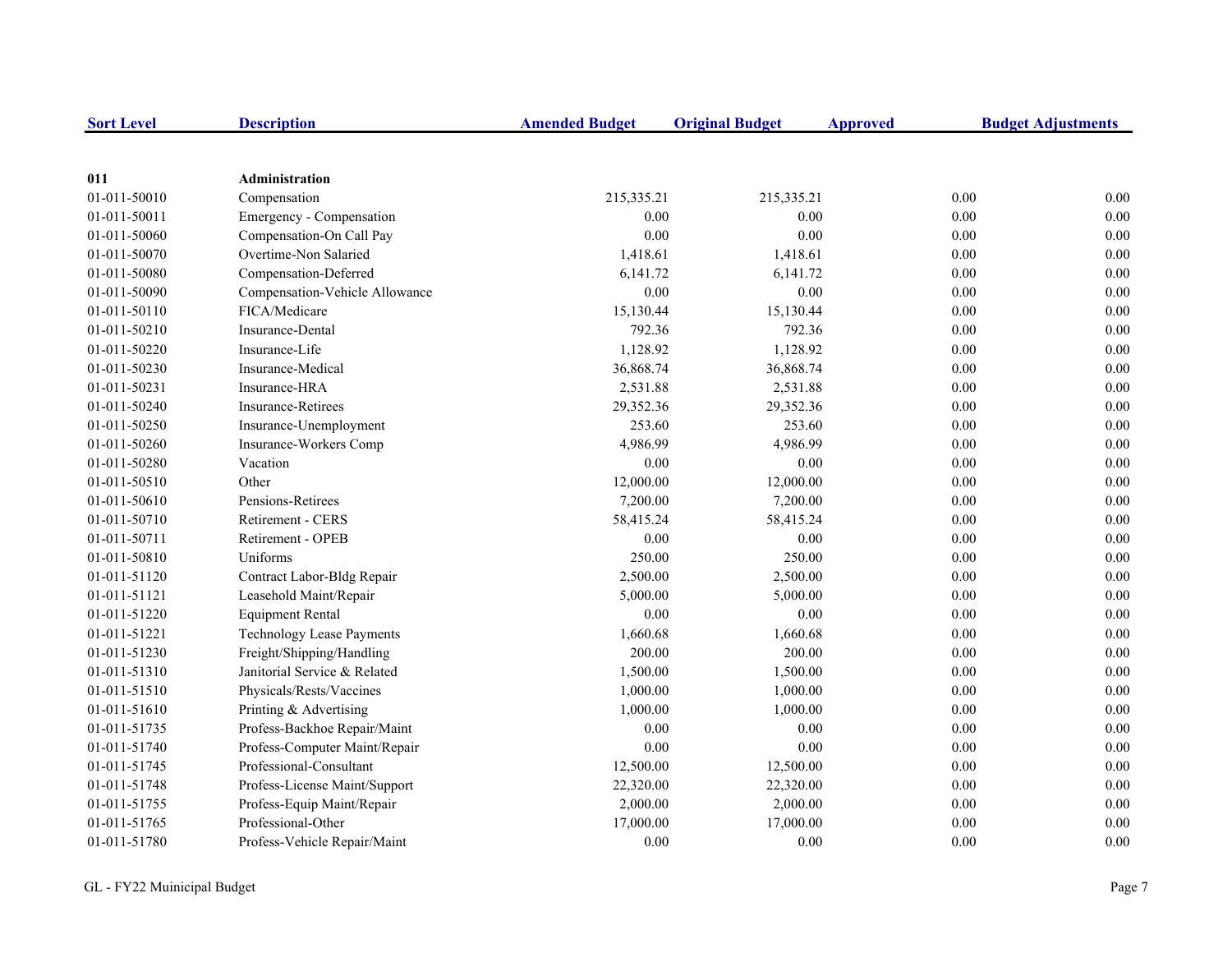| Sort Level | Description | Amended Budget | Original Budget | Approved | Budget Adjustments |
|---|---|---|---|---|---|
| **011** | **Administration** | | | | |
| 01-011-50010 | Compensation | 215,335.21 | 215,335.21 | 0.00 | 0.00 |
| 01-011-50011 | Emergency - Compensation | 0.00 | 0.00 | 0.00 | 0.00 |
| 01-011-50060 | Compensation-On Call Pay | 0.00 | 0.00 | 0.00 | 0.00 |
| 01-011-50070 | Overtime-Non Salaried | 1,418.61 | 1,418.61 | 0.00 | 0.00 |
| 01-011-50080 | Compensation-Deferred | 6,141.72 | 6,141.72 | 0.00 | 0.00 |
| 01-011-50090 | Compensation-Vehicle Allowance | 0.00 | 0.00 | 0.00 | 0.00 |
| 01-011-50110 | FICA/Medicare | 15,130.44 | 15,130.44 | 0.00 | 0.00 |
| 01-011-50210 | Insurance-Dental | 792.36 | 792.36 | 0.00 | 0.00 |
| 01-011-50220 | Insurance-Life | 1,128.92 | 1,128.92 | 0.00 | 0.00 |
| 01-011-50230 | Insurance-Medical | 36,868.74 | 36,868.74 | 0.00 | 0.00 |
| 01-011-50231 | Insurance-HRA | 2,531.88 | 2,531.88 | 0.00 | 0.00 |
| 01-011-50240 | Insurance-Retirees | 29,352.36 | 29,352.36 | 0.00 | 0.00 |
| 01-011-50250 | Insurance-Unemployment | 253.60 | 253.60 | 0.00 | 0.00 |
| 01-011-50260 | Insurance-Workers Comp | 4,986.99 | 4,986.99 | 0.00 | 0.00 |
| 01-011-50280 | Vacation | 0.00 | 0.00 | 0.00 | 0.00 |
| 01-011-50510 | Other | 12,000.00 | 12,000.00 | 0.00 | 0.00 |
| 01-011-50610 | Pensions-Retirees | 7,200.00 | 7,200.00 | 0.00 | 0.00 |
| 01-011-50710 | Retirement - CERS | 58,415.24 | 58,415.24 | 0.00 | 0.00 |
| 01-011-50711 | Retirement - OPEB | 0.00 | 0.00 | 0.00 | 0.00 |
| 01-011-50810 | Uniforms | 250.00 | 250.00 | 0.00 | 0.00 |
| 01-011-51120 | Contract Labor-Bldg Repair | 2,500.00 | 2,500.00 | 0.00 | 0.00 |
| 01-011-51121 | Leasehold Maint/Repair | 5,000.00 | 5,000.00 | 0.00 | 0.00 |
| 01-011-51220 | Equipment Rental | 0.00 | 0.00 | 0.00 | 0.00 |
| 01-011-51221 | Technology Lease Payments | 1,660.68 | 1,660.68 | 0.00 | 0.00 |
| 01-011-51230 | Freight/Shipping/Handling | 200.00 | 200.00 | 0.00 | 0.00 |
| 01-011-51310 | Janitorial Service & Related | 1,500.00 | 1,500.00 | 0.00 | 0.00 |
| 01-011-51510 | Physicals/Rests/Vaccines | 1,000.00 | 1,000.00 | 0.00 | 0.00 |
| 01-011-51610 | Printing & Advertising | 1,000.00 | 1,000.00 | 0.00 | 0.00 |
| 01-011-51735 | Profess-Backhoe Repair/Maint | 0.00 | 0.00 | 0.00 | 0.00 |
| 01-011-51740 | Profess-Computer Maint/Repair | 0.00 | 0.00 | 0.00 | 0.00 |
| 01-011-51745 | Professional-Consultant | 12,500.00 | 12,500.00 | 0.00 | 0.00 |
| 01-011-51748 | Profess-License Maint/Support | 22,320.00 | 22,320.00 | 0.00 | 0.00 |
| 01-011-51755 | Profess-Equip Maint/Repair | 2,000.00 | 2,000.00 | 0.00 | 0.00 |
| 01-011-51765 | Professional-Other | 17,000.00 | 17,000.00 | 0.00 | 0.00 |
| 01-011-51780 | Profess-Vehicle Repair/Maint | 0.00 | 0.00 | 0.00 | 0.00 |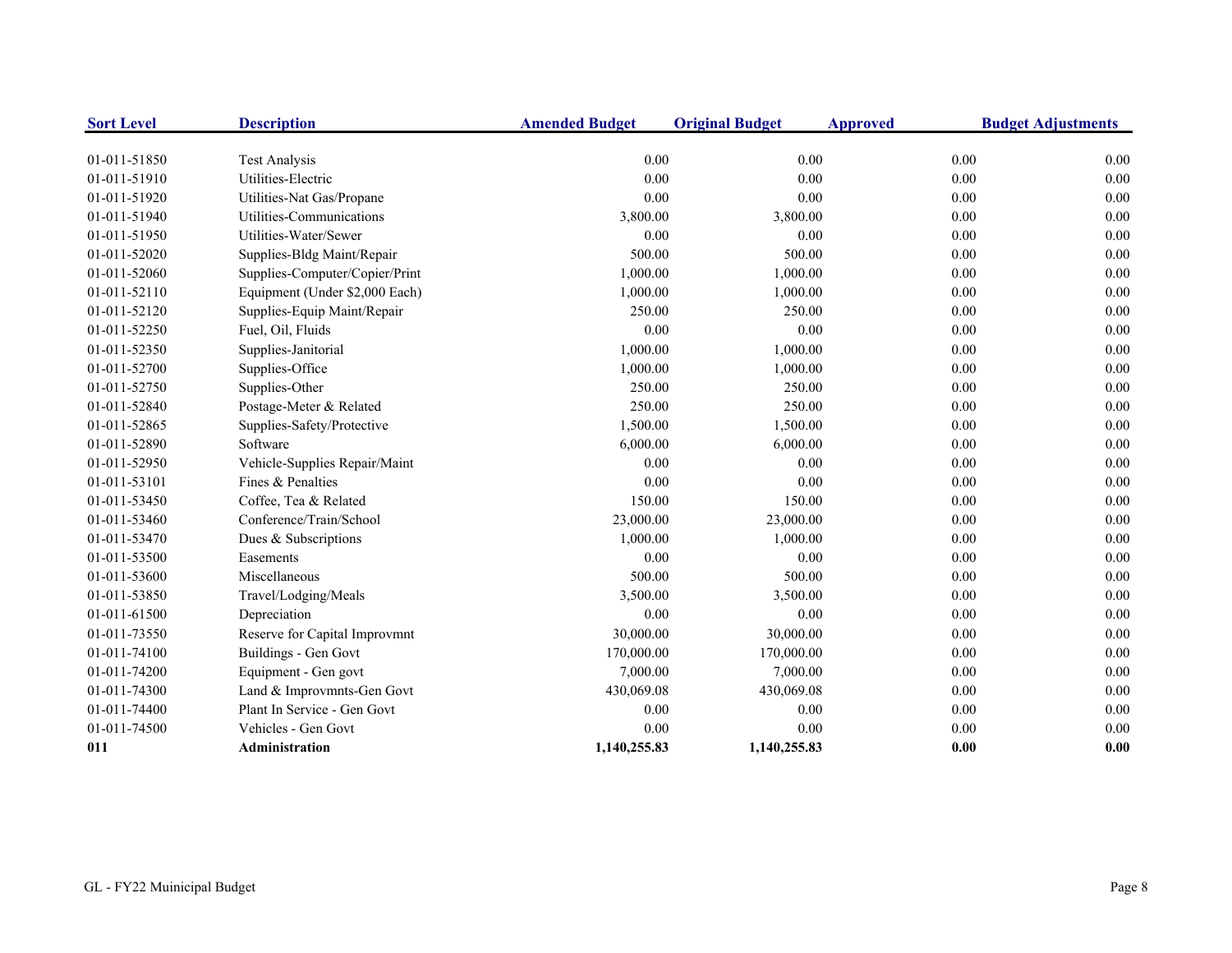| Sort Level | Description | Amended Budget | Original Budget | Approved | Budget Adjustments |
|---|---|---|---|---|---|
| 01-011-51850 | Test Analysis | 0.00 | 0.00 | 0.00 | 0.00 |
| 01-011-51910 | Utilities-Electric | 0.00 | 0.00 | 0.00 | 0.00 |
| 01-011-51920 | Utilities-Nat Gas/Propane | 0.00 | 0.00 | 0.00 | 0.00 |
| 01-011-51940 | Utilities-Communications | 3,800.00 | 3,800.00 | 0.00 | 0.00 |
| 01-011-51950 | Utilities-Water/Sewer | 0.00 | 0.00 | 0.00 | 0.00 |
| 01-011-52020 | Supplies-Bldg Maint/Repair | 500.00 | 500.00 | 0.00 | 0.00 |
| 01-011-52060 | Supplies-Computer/Copier/Print | 1,000.00 | 1,000.00 | 0.00 | 0.00 |
| 01-011-52110 | Equipment (Under $2,000 Each) | 1,000.00 | 1,000.00 | 0.00 | 0.00 |
| 01-011-52120 | Supplies-Equip Maint/Repair | 250.00 | 250.00 | 0.00 | 0.00 |
| 01-011-52250 | Fuel, Oil, Fluids | 0.00 | 0.00 | 0.00 | 0.00 |
| 01-011-52350 | Supplies-Janitorial | 1,000.00 | 1,000.00 | 0.00 | 0.00 |
| 01-011-52700 | Supplies-Office | 1,000.00 | 1,000.00 | 0.00 | 0.00 |
| 01-011-52750 | Supplies-Other | 250.00 | 250.00 | 0.00 | 0.00 |
| 01-011-52840 | Postage-Meter & Related | 250.00 | 250.00 | 0.00 | 0.00 |
| 01-011-52865 | Supplies-Safety/Protective | 1,500.00 | 1,500.00 | 0.00 | 0.00 |
| 01-011-52890 | Software | 6,000.00 | 6,000.00 | 0.00 | 0.00 |
| 01-011-52950 | Vehicle-Supplies Repair/Maint | 0.00 | 0.00 | 0.00 | 0.00 |
| 01-011-53101 | Fines & Penalties | 0.00 | 0.00 | 0.00 | 0.00 |
| 01-011-53450 | Coffee, Tea & Related | 150.00 | 150.00 | 0.00 | 0.00 |
| 01-011-53460 | Conference/Train/School | 23,000.00 | 23,000.00 | 0.00 | 0.00 |
| 01-011-53470 | Dues & Subscriptions | 1,000.00 | 1,000.00 | 0.00 | 0.00 |
| 01-011-53500 | Easements | 0.00 | 0.00 | 0.00 | 0.00 |
| 01-011-53600 | Miscellaneous | 500.00 | 500.00 | 0.00 | 0.00 |
| 01-011-53850 | Travel/Lodging/Meals | 3,500.00 | 3,500.00 | 0.00 | 0.00 |
| 01-011-61500 | Depreciation | 0.00 | 0.00 | 0.00 | 0.00 |
| 01-011-73550 | Reserve for Capital Improvmnt | 30,000.00 | 30,000.00 | 0.00 | 0.00 |
| 01-011-74100 | Buildings - Gen Govt | 170,000.00 | 170,000.00 | 0.00 | 0.00 |
| 01-011-74200 | Equipment - Gen govt | 7,000.00 | 7,000.00 | 0.00 | 0.00 |
| 01-011-74300 | Land & Improvmnts-Gen Govt | 430,069.08 | 430,069.08 | 0.00 | 0.00 |
| 01-011-74400 | Plant In Service - Gen Govt | 0.00 | 0.00 | 0.00 | 0.00 |
| 01-011-74500 | Vehicles - Gen Govt | 0.00 | 0.00 | 0.00 | 0.00 |
| **011** | **Administration** | **1,140,255.83** | **1,140,255.83** | **0.00** | **0.00** |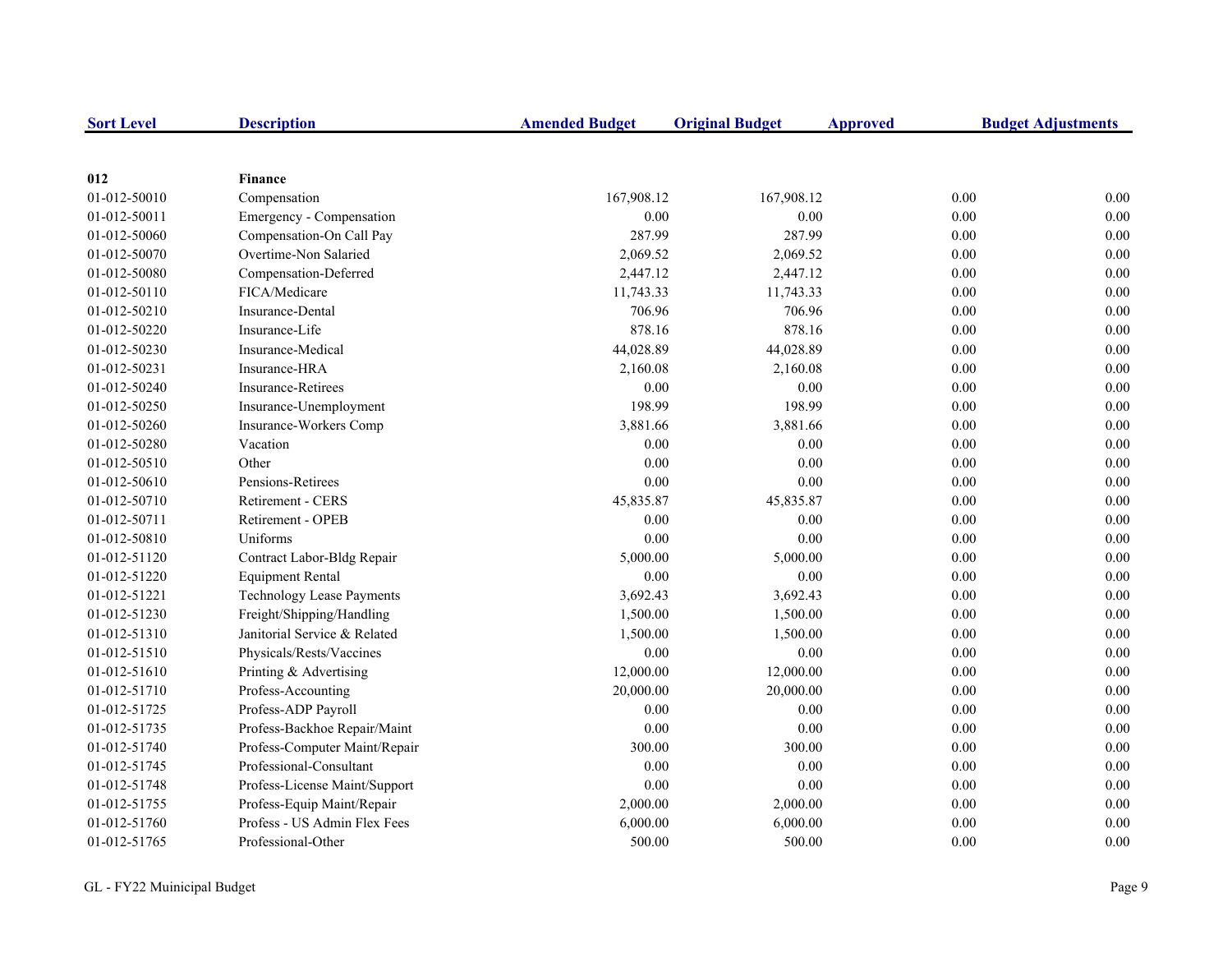| Sort Level | Description | Amended Budget | Original Budget | Approved | Budget Adjustments |
|---|---|---|---|---|---|
| **012** | **Finance** | | | | |
| 01-012-50010 | Compensation | 167,908.12 | 167,908.12 | 0.00 | 0.00 |
| 01-012-50011 | Emergency - Compensation | 0.00 | 0.00 | 0.00 | 0.00 |
| 01-012-50060 | Compensation-On Call Pay | 287.99 | 287.99 | 0.00 | 0.00 |
| 01-012-50070 | Overtime-Non Salaried | 2,069.52 | 2,069.52 | 0.00 | 0.00 |
| 01-012-50080 | Compensation-Deferred | 2,447.12 | 2,447.12 | 0.00 | 0.00 |
| 01-012-50110 | FICA/Medicare | 11,743.33 | 11,743.33 | 0.00 | 0.00 |
| 01-012-50210 | Insurance-Dental | 706.96 | 706.96 | 0.00 | 0.00 |
| 01-012-50220 | Insurance-Life | 878.16 | 878.16 | 0.00 | 0.00 |
| 01-012-50230 | Insurance-Medical | 44,028.89 | 44,028.89 | 0.00 | 0.00 |
| 01-012-50231 | Insurance-HRA | 2,160.08 | 2,160.08 | 0.00 | 0.00 |
| 01-012-50240 | Insurance-Retirees | 0.00 | 0.00 | 0.00 | 0.00 |
| 01-012-50250 | Insurance-Unemployment | 198.99 | 198.99 | 0.00 | 0.00 |
| 01-012-50260 | Insurance-Workers Comp | 3,881.66 | 3,881.66 | 0.00 | 0.00 |
| 01-012-50280 | Vacation | 0.00 | 0.00 | 0.00 | 0.00 |
| 01-012-50510 | Other | 0.00 | 0.00 | 0.00 | 0.00 |
| 01-012-50610 | Pensions-Retirees | 0.00 | 0.00 | 0.00 | 0.00 |
| 01-012-50710 | Retirement - CERS | 45,835.87 | 45,835.87 | 0.00 | 0.00 |
| 01-012-50711 | Retirement - OPEB | 0.00 | 0.00 | 0.00 | 0.00 |
| 01-012-50810 | Uniforms | 0.00 | 0.00 | 0.00 | 0.00 |
| 01-012-51120 | Contract Labor-Bldg Repair | 5,000.00 | 5,000.00 | 0.00 | 0.00 |
| 01-012-51220 | Equipment Rental | 0.00 | 0.00 | 0.00 | 0.00 |
| 01-012-51221 | Technology Lease Payments | 3,692.43 | 3,692.43 | 0.00 | 0.00 |
| 01-012-51230 | Freight/Shipping/Handling | 1,500.00 | 1,500.00 | 0.00 | 0.00 |
| 01-012-51310 | Janitorial Service & Related | 1,500.00 | 1,500.00 | 0.00 | 0.00 |
| 01-012-51510 | Physicals/Rests/Vaccines | 0.00 | 0.00 | 0.00 | 0.00 |
| 01-012-51610 | Printing & Advertising | 12,000.00 | 12,000.00 | 0.00 | 0.00 |
| 01-012-51710 | Profess-Accounting | 20,000.00 | 20,000.00 | 0.00 | 0.00 |
| 01-012-51725 | Profess-ADP Payroll | 0.00 | 0.00 | 0.00 | 0.00 |
| 01-012-51735 | Profess-Backhoe Repair/Maint | 0.00 | 0.00 | 0.00 | 0.00 |
| 01-012-51740 | Profess-Computer Maint/Repair | 300.00 | 300.00 | 0.00 | 0.00 |
| 01-012-51745 | Professional-Consultant | 0.00 | 0.00 | 0.00 | 0.00 |
| 01-012-51748 | Profess-License Maint/Support | 0.00 | 0.00 | 0.00 | 0.00 |
| 01-012-51755 | Profess-Equip Maint/Repair | 2,000.00 | 2,000.00 | 0.00 | 0.00 |
| 01-012-51760 | Profess - US Admin Flex Fees | 6,000.00 | 6,000.00 | 0.00 | 0.00 |
| 01-012-51765 | Professional-Other | 500.00 | 500.00 | 0.00 | 0.00 |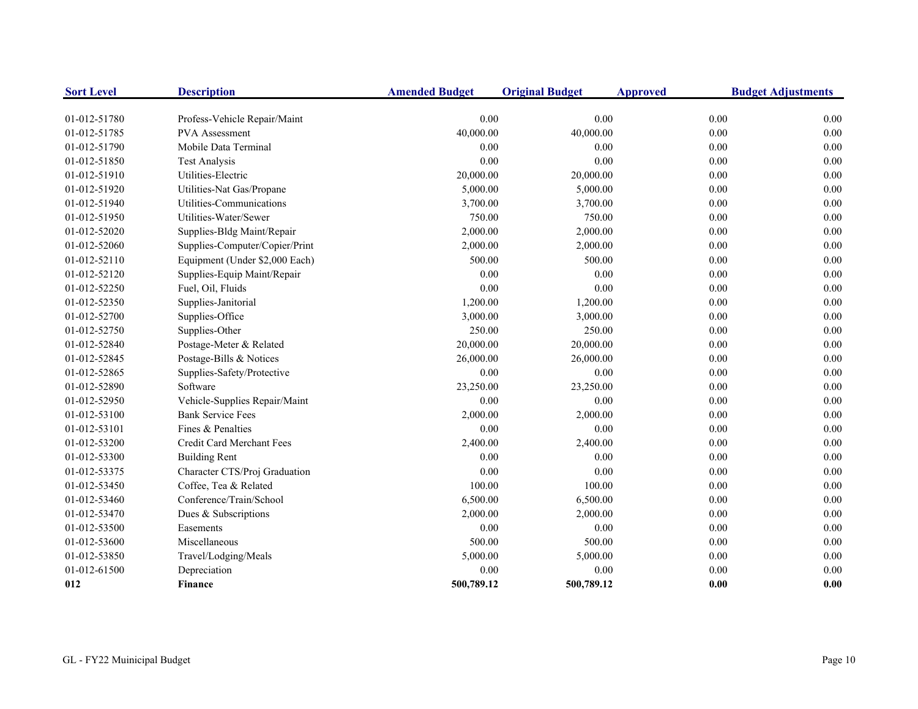| Sort Level | Description | Amended Budget | Original Budget | Approved | Budget Adjustments |
|---|---|---|---|---|---|
| 01-012-51780 | Profess-Vehicle Repair/Maint | 0.00 | 0.00 | 0.00 | 0.00 |
| 01-012-51785 | PVA Assessment | 40,000.00 | 40,000.00 | 0.00 | 0.00 |
| 01-012-51790 | Mobile Data Terminal | 0.00 | 0.00 | 0.00 | 0.00 |
| 01-012-51850 | Test Analysis | 0.00 | 0.00 | 0.00 | 0.00 |
| 01-012-51910 | Utilities-Electric | 20,000.00 | 20,000.00 | 0.00 | 0.00 |
| 01-012-51920 | Utilities-Nat Gas/Propane | 5,000.00 | 5,000.00 | 0.00 | 0.00 |
| 01-012-51940 | Utilities-Communications | 3,700.00 | 3,700.00 | 0.00 | 0.00 |
| 01-012-51950 | Utilities-Water/Sewer | 750.00 | 750.00 | 0.00 | 0.00 |
| 01-012-52020 | Supplies-Bldg Maint/Repair | 2,000.00 | 2,000.00 | 0.00 | 0.00 |
| 01-012-52060 | Supplies-Computer/Copier/Print | 2,000.00 | 2,000.00 | 0.00 | 0.00 |
| 01-012-52110 | Equipment (Under $2,000 Each) | 500.00 | 500.00 | 0.00 | 0.00 |
| 01-012-52120 | Supplies-Equip Maint/Repair | 0.00 | 0.00 | 0.00 | 0.00 |
| 01-012-52250 | Fuel, Oil, Fluids | 0.00 | 0.00 | 0.00 | 0.00 |
| 01-012-52350 | Supplies-Janitorial | 1,200.00 | 1,200.00 | 0.00 | 0.00 |
| 01-012-52700 | Supplies-Office | 3,000.00 | 3,000.00 | 0.00 | 0.00 |
| 01-012-52750 | Supplies-Other | 250.00 | 250.00 | 0.00 | 0.00 |
| 01-012-52840 | Postage-Meter & Related | 20,000.00 | 20,000.00 | 0.00 | 0.00 |
| 01-012-52845 | Postage-Bills & Notices | 26,000.00 | 26,000.00 | 0.00 | 0.00 |
| 01-012-52865 | Supplies-Safety/Protective | 0.00 | 0.00 | 0.00 | 0.00 |
| 01-012-52890 | Software | 23,250.00 | 23,250.00 | 0.00 | 0.00 |
| 01-012-52950 | Vehicle-Supplies Repair/Maint | 0.00 | 0.00 | 0.00 | 0.00 |
| 01-012-53100 | Bank Service Fees | 2,000.00 | 2,000.00 | 0.00 | 0.00 |
| 01-012-53101 | Fines & Penalties | 0.00 | 0.00 | 0.00 | 0.00 |
| 01-012-53200 | Credit Card Merchant Fees | 2,400.00 | 2,400.00 | 0.00 | 0.00 |
| 01-012-53300 | Building Rent | 0.00 | 0.00 | 0.00 | 0.00 |
| 01-012-53375 | Character CTS/Proj Graduation | 0.00 | 0.00 | 0.00 | 0.00 |
| 01-012-53450 | Coffee, Tea & Related | 100.00 | 100.00 | 0.00 | 0.00 |
| 01-012-53460 | Conference/Train/School | 6,500.00 | 6,500.00 | 0.00 | 0.00 |
| 01-012-53470 | Dues & Subscriptions | 2,000.00 | 2,000.00 | 0.00 | 0.00 |
| 01-012-53500 | Easements | 0.00 | 0.00 | 0.00 | 0.00 |
| 01-012-53600 | Miscellaneous | 500.00 | 500.00 | 0.00 | 0.00 |
| 01-012-53850 | Travel/Lodging/Meals | 5,000.00 | 5,000.00 | 0.00 | 0.00 |
| 01-012-61500 | Depreciation | 0.00 | 0.00 | 0.00 | 0.00 |
| **012** | **Finance** | **500,789.12** | **500,789.12** | **0.00** | **0.00** |

GL - FY22 Muinicipal Budget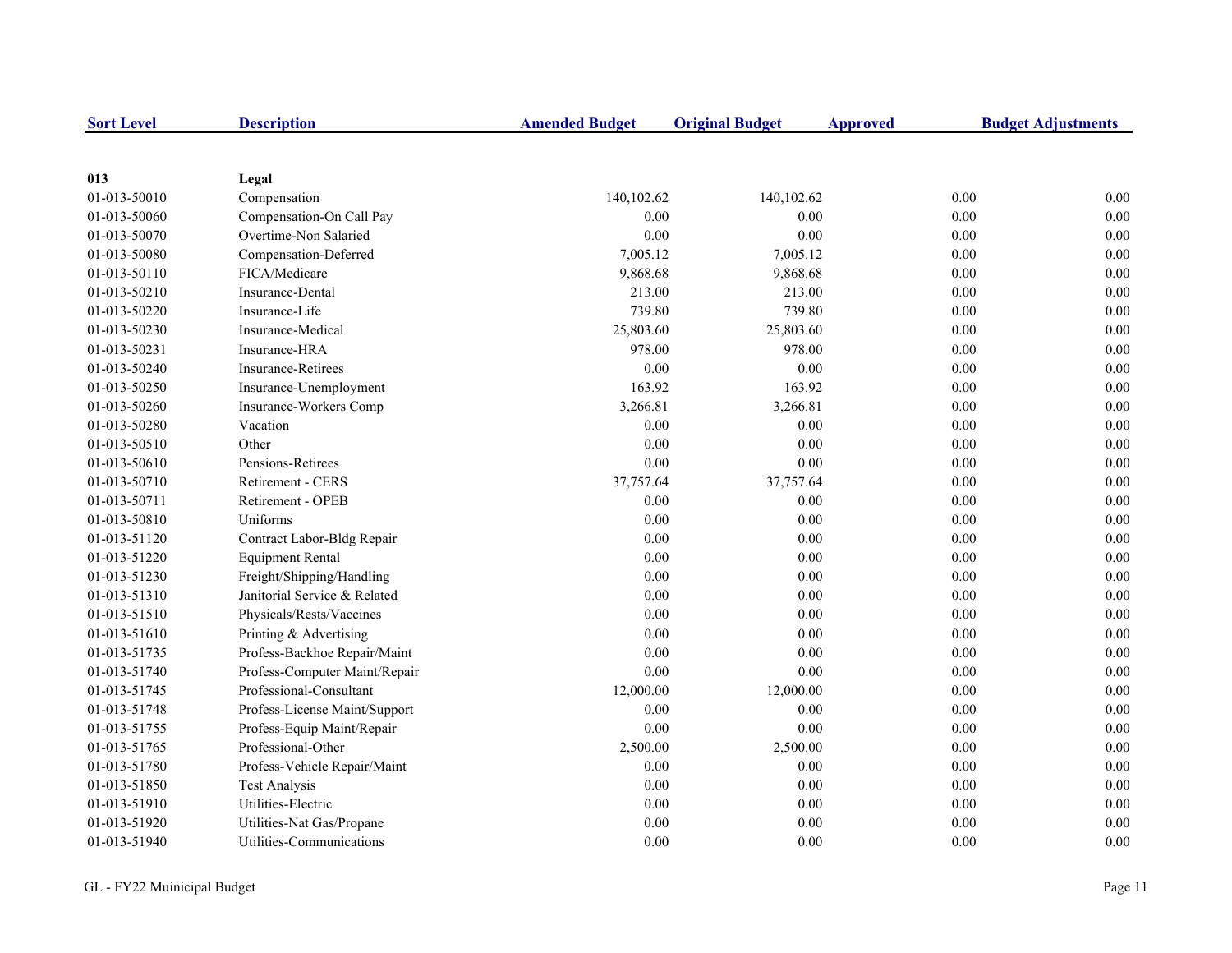| Sort Level | Description | Amended Budget | Original Budget | Approved | Budget Adjustments |
|---|---|---|---|---|---|
| **013** | **Legal** | | | | |
| 01-013-50010 | Compensation | 140,102.62 | 140,102.62 | 0.00 | 0.00 |
| 01-013-50060 | Compensation-On Call Pay | 0.00 | 0.00 | 0.00 | 0.00 |
| 01-013-50070 | Overtime-Non Salaried | 0.00 | 0.00 | 0.00 | 0.00 |
| 01-013-50080 | Compensation-Deferred | 7,005.12 | 7,005.12 | 0.00 | 0.00 |
| 01-013-50110 | FICA/Medicare | 9,868.68 | 9,868.68 | 0.00 | 0.00 |
| 01-013-50210 | Insurance-Dental | 213.00 | 213.00 | 0.00 | 0.00 |
| 01-013-50220 | Insurance-Life | 739.80 | 739.80 | 0.00 | 0.00 |
| 01-013-50230 | Insurance-Medical | 25,803.60 | 25,803.60 | 0.00 | 0.00 |
| 01-013-50231 | Insurance-HRA | 978.00 | 978.00 | 0.00 | 0.00 |
| 01-013-50240 | Insurance-Retirees | 0.00 | 0.00 | 0.00 | 0.00 |
| 01-013-50250 | Insurance-Unemployment | 163.92 | 163.92 | 0.00 | 0.00 |
| 01-013-50260 | Insurance-Workers Comp | 3,266.81 | 3,266.81 | 0.00 | 0.00 |
| 01-013-50280 | Vacation | 0.00 | 0.00 | 0.00 | 0.00 |
| 01-013-50510 | Other | 0.00 | 0.00 | 0.00 | 0.00 |
| 01-013-50610 | Pensions-Retirees | 0.00 | 0.00 | 0.00 | 0.00 |
| 01-013-50710 | Retirement - CERS | 37,757.64 | 37,757.64 | 0.00 | 0.00 |
| 01-013-50711 | Retirement - OPEB | 0.00 | 0.00 | 0.00 | 0.00 |
| 01-013-50810 | Uniforms | 0.00 | 0.00 | 0.00 | 0.00 |
| 01-013-51120 | Contract Labor-Bldg Repair | 0.00 | 0.00 | 0.00 | 0.00 |
| 01-013-51220 | Equipment Rental | 0.00 | 0.00 | 0.00 | 0.00 |
| 01-013-51230 | Freight/Shipping/Handling | 0.00 | 0.00 | 0.00 | 0.00 |
| 01-013-51310 | Janitorial Service & Related | 0.00 | 0.00 | 0.00 | 0.00 |
| 01-013-51510 | Physicals/Rests/Vaccines | 0.00 | 0.00 | 0.00 | 0.00 |
| 01-013-51610 | Printing & Advertising | 0.00 | 0.00 | 0.00 | 0.00 |
| 01-013-51735 | Profess-Backhoe Repair/Maint | 0.00 | 0.00 | 0.00 | 0.00 |
| 01-013-51740 | Profess-Computer Maint/Repair | 0.00 | 0.00 | 0.00 | 0.00 |
| 01-013-51745 | Professional-Consultant | 12,000.00 | 12,000.00 | 0.00 | 0.00 |
| 01-013-51748 | Profess-License Maint/Support | 0.00 | 0.00 | 0.00 | 0.00 |
| 01-013-51755 | Profess-Equip Maint/Repair | 0.00 | 0.00 | 0.00 | 0.00 |
| 01-013-51765 | Professional-Other | 2,500.00 | 2,500.00 | 0.00 | 0.00 |
| 01-013-51780 | Profess-Vehicle Repair/Maint | 0.00 | 0.00 | 0.00 | 0.00 |
| 01-013-51850 | Test Analysis | 0.00 | 0.00 | 0.00 | 0.00 |
| 01-013-51910 | Utilities-Electric | 0.00 | 0.00 | 0.00 | 0.00 |
| 01-013-51920 | Utilities-Nat Gas/Propane | 0.00 | 0.00 | 0.00 | 0.00 |
| 01-013-51940 | Utilities-Communications | 0.00 | 0.00 | 0.00 | 0.00 |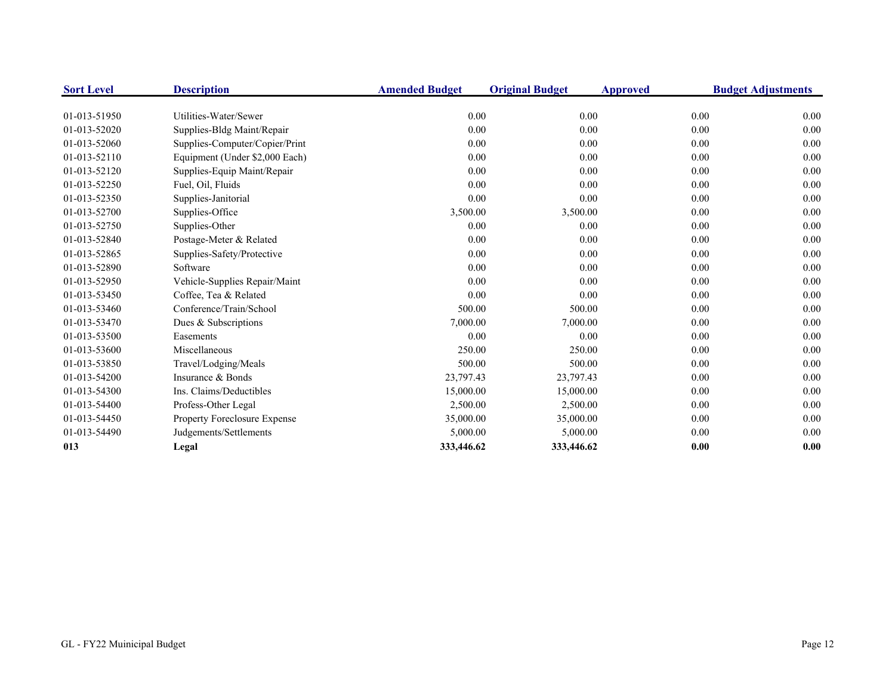| Sort Level | Description | Amended Budget | Original Budget | Approved | Budget Adjustments |
|---|---|---|---|---|---|
| 01-013-51950 | Utilities-Water/Sewer | 0.00 | 0.00 | 0.00 | 0.00 |
| 01-013-52020 | Supplies-Bldg Maint/Repair | 0.00 | 0.00 | 0.00 | 0.00 |
| 01-013-52060 | Supplies-Computer/Copier/Print | 0.00 | 0.00 | 0.00 | 0.00 |
| 01-013-52110 | Equipment (Under $2,000 Each) | 0.00 | 0.00 | 0.00 | 0.00 |
| 01-013-52120 | Supplies-Equip Maint/Repair | 0.00 | 0.00 | 0.00 | 0.00 |
| 01-013-52250 | Fuel, Oil, Fluids | 0.00 | 0.00 | 0.00 | 0.00 |
| 01-013-52350 | Supplies-Janitorial | 0.00 | 0.00 | 0.00 | 0.00 |
| 01-013-52700 | Supplies-Office | 3,500.00 | 3,500.00 | 0.00 | 0.00 |
| 01-013-52750 | Supplies-Other | 0.00 | 0.00 | 0.00 | 0.00 |
| 01-013-52840 | Postage-Meter & Related | 0.00 | 0.00 | 0.00 | 0.00 |
| 01-013-52865 | Supplies-Safety/Protective | 0.00 | 0.00 | 0.00 | 0.00 |
| 01-013-52890 | Software | 0.00 | 0.00 | 0.00 | 0.00 |
| 01-013-52950 | Vehicle-Supplies Repair/Maint | 0.00 | 0.00 | 0.00 | 0.00 |
| 01-013-53450 | Coffee, Tea & Related | 0.00 | 0.00 | 0.00 | 0.00 |
| 01-013-53460 | Conference/Train/School | 500.00 | 500.00 | 0.00 | 0.00 |
| 01-013-53470 | Dues & Subscriptions | 7,000.00 | 7,000.00 | 0.00 | 0.00 |
| 01-013-53500 | Easements | 0.00 | 0.00 | 0.00 | 0.00 |
| 01-013-53600 | Miscellaneous | 250.00 | 250.00 | 0.00 | 0.00 |
| 01-013-53850 | Travel/Lodging/Meals | 500.00 | 500.00 | 0.00 | 0.00 |
| 01-013-54200 | Insurance & Bonds | 23,797.43 | 23,797.43 | 0.00 | 0.00 |
| 01-013-54300 | Ins. Claims/Deductibles | 15,000.00 | 15,000.00 | 0.00 | 0.00 |
| 01-013-54400 | Profess-Other Legal | 2,500.00 | 2,500.00 | 0.00 | 0.00 |
| 01-013-54450 | Property Foreclosure Expense | 35,000.00 | 35,000.00 | 0.00 | 0.00 |
| 01-013-54490 | Judgements/Settlements | 5,000.00 | 5,000.00 | 0.00 | 0.00 |
| **013** | **Legal** | **333,446.62** | **333,446.62** | **0.00** | **0.00** |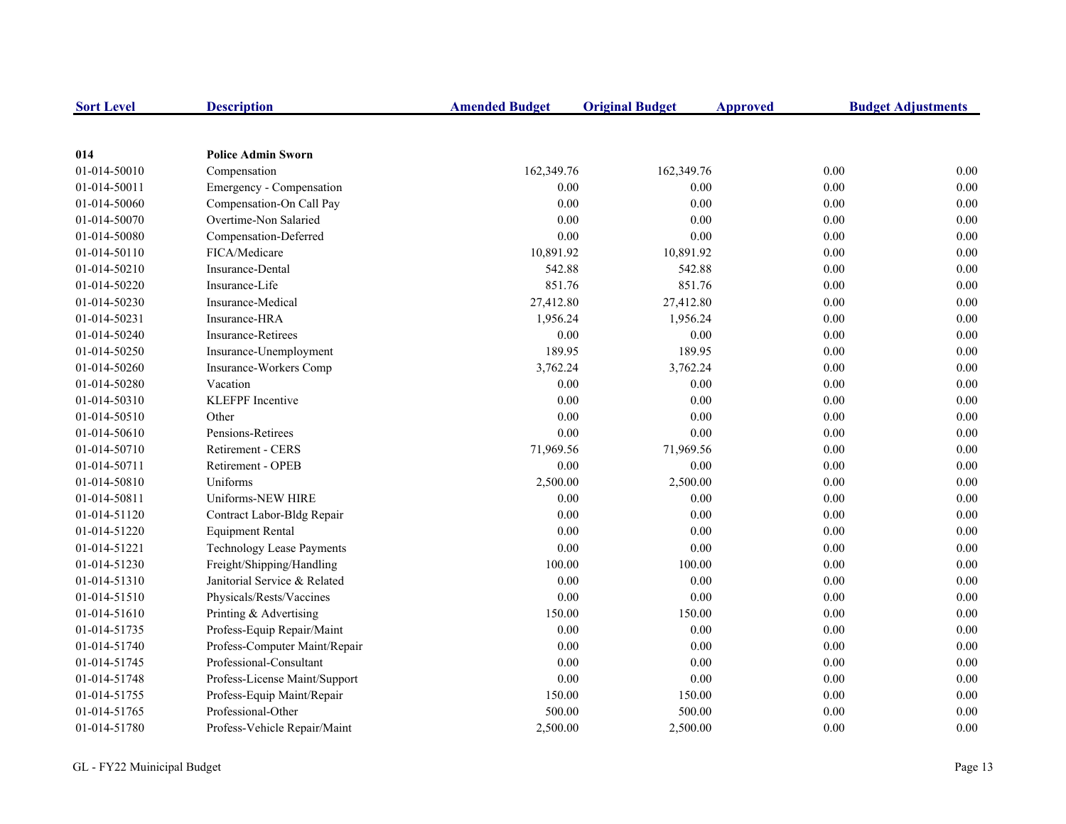| Sort Level | Description | Amended Budget | Original Budget | Approved | Budget Adjustments |
|---|---|---|---|---|---|
| **014** | **Police Admin Sworn** | | | | |
| 01-014-50010 | Compensation | 162,349.76 | 162,349.76 | 0.00 | 0.00 |
| 01-014-50011 | Emergency - Compensation | 0.00 | 0.00 | 0.00 | 0.00 |
| 01-014-50060 | Compensation-On Call Pay | 0.00 | 0.00 | 0.00 | 0.00 |
| 01-014-50070 | Overtime-Non Salaried | 0.00 | 0.00 | 0.00 | 0.00 |
| 01-014-50080 | Compensation-Deferred | 0.00 | 0.00 | 0.00 | 0.00 |
| 01-014-50110 | FICA/Medicare | 10,891.92 | 10,891.92 | 0.00 | 0.00 |
| 01-014-50210 | Insurance-Dental | 542.88 | 542.88 | 0.00 | 0.00 |
| 01-014-50220 | Insurance-Life | 851.76 | 851.76 | 0.00 | 0.00 |
| 01-014-50230 | Insurance-Medical | 27,412.80 | 27,412.80 | 0.00 | 0.00 |
| 01-014-50231 | Insurance-HRA | 1,956.24 | 1,956.24 | 0.00 | 0.00 |
| 01-014-50240 | Insurance-Retirees | 0.00 | 0.00 | 0.00 | 0.00 |
| 01-014-50250 | Insurance-Unemployment | 189.95 | 189.95 | 0.00 | 0.00 |
| 01-014-50260 | Insurance-Workers Comp | 3,762.24 | 3,762.24 | 0.00 | 0.00 |
| 01-014-50280 | Vacation | 0.00 | 0.00 | 0.00 | 0.00 |
| 01-014-50310 | KLEFPF Incentive | 0.00 | 0.00 | 0.00 | 0.00 |
| 01-014-50510 | Other | 0.00 | 0.00 | 0.00 | 0.00 |
| 01-014-50610 | Pensions-Retirees | 0.00 | 0.00 | 0.00 | 0.00 |
| 01-014-50710 | Retirement - CERS | 71,969.56 | 71,969.56 | 0.00 | 0.00 |
| 01-014-50711 | Retirement - OPEB | 0.00 | 0.00 | 0.00 | 0.00 |
| 01-014-50810 | Uniforms | 2,500.00 | 2,500.00 | 0.00 | 0.00 |
| 01-014-50811 | Uniforms-NEW HIRE | 0.00 | 0.00 | 0.00 | 0.00 |
| 01-014-51120 | Contract Labor-Bldg Repair | 0.00 | 0.00 | 0.00 | 0.00 |
| 01-014-51220 | Equipment Rental | 0.00 | 0.00 | 0.00 | 0.00 |
| 01-014-51221 | Technology Lease Payments | 0.00 | 0.00 | 0.00 | 0.00 |
| 01-014-51230 | Freight/Shipping/Handling | 100.00 | 100.00 | 0.00 | 0.00 |
| 01-014-51310 | Janitorial Service & Related | 0.00 | 0.00 | 0.00 | 0.00 |
| 01-014-51510 | Physicals/Rests/Vaccines | 0.00 | 0.00 | 0.00 | 0.00 |
| 01-014-51610 | Printing & Advertising | 150.00 | 150.00 | 0.00 | 0.00 |
| 01-014-51735 | Profess-Equip Repair/Maint | 0.00 | 0.00 | 0.00 | 0.00 |
| 01-014-51740 | Profess-Computer Maint/Repair | 0.00 | 0.00 | 0.00 | 0.00 |
| 01-014-51745 | Professional-Consultant | 0.00 | 0.00 | 0.00 | 0.00 |
| 01-014-51748 | Profess-License Maint/Support | 0.00 | 0.00 | 0.00 | 0.00 |
| 01-014-51755 | Profess-Equip Maint/Repair | 150.00 | 150.00 | 0.00 | 0.00 |
| 01-014-51765 | Professional-Other | 500.00 | 500.00 | 0.00 | 0.00 |
| 01-014-51780 | Profess-Vehicle Repair/Maint | 2,500.00 | 2,500.00 | 0.00 | 0.00 |

GL - FY22 Muinicipal Budget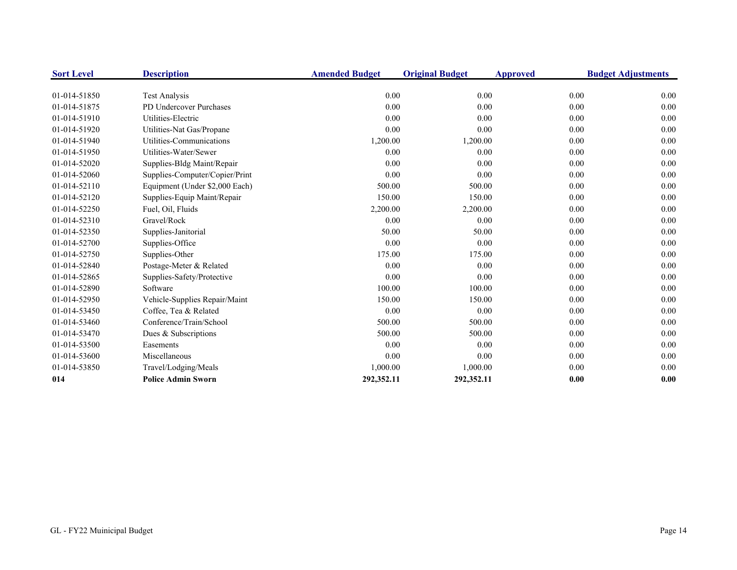| Sort Level | Description | Amended Budget | Original Budget | Approved | Budget Adjustments |
|---|---|---|---|---|---|
| 01-014-51850 | Test Analysis | 0.00 | 0.00 | 0.00 | 0.00 |
| 01-014-51875 | PD Undercover Purchases | 0.00 | 0.00 | 0.00 | 0.00 |
| 01-014-51910 | Utilities-Electric | 0.00 | 0.00 | 0.00 | 0.00 |
| 01-014-51920 | Utilities-Nat Gas/Propane | 0.00 | 0.00 | 0.00 | 0.00 |
| 01-014-51940 | Utilities-Communications | 1,200.00 | 1,200.00 | 0.00 | 0.00 |
| 01-014-51950 | Utilities-Water/Sewer | 0.00 | 0.00 | 0.00 | 0.00 |
| 01-014-52020 | Supplies-Bldg Maint/Repair | 0.00 | 0.00 | 0.00 | 0.00 |
| 01-014-52060 | Supplies-Computer/Copier/Print | 0.00 | 0.00 | 0.00 | 0.00 |
| 01-014-52110 | Equipment (Under $2,000 Each) | 500.00 | 500.00 | 0.00 | 0.00 |
| 01-014-52120 | Supplies-Equip Maint/Repair | 150.00 | 150.00 | 0.00 | 0.00 |
| 01-014-52250 | Fuel, Oil, Fluids | 2,200.00 | 2,200.00 | 0.00 | 0.00 |
| 01-014-52310 | Gravel/Rock | 0.00 | 0.00 | 0.00 | 0.00 |
| 01-014-52350 | Supplies-Janitorial | 50.00 | 50.00 | 0.00 | 0.00 |
| 01-014-52700 | Supplies-Office | 0.00 | 0.00 | 0.00 | 0.00 |
| 01-014-52750 | Supplies-Other | 175.00 | 175.00 | 0.00 | 0.00 |
| 01-014-52840 | Postage-Meter & Related | 0.00 | 0.00 | 0.00 | 0.00 |
| 01-014-52865 | Supplies-Safety/Protective | 0.00 | 0.00 | 0.00 | 0.00 |
| 01-014-52890 | Software | 100.00 | 100.00 | 0.00 | 0.00 |
| 01-014-52950 | Vehicle-Supplies Repair/Maint | 150.00 | 150.00 | 0.00 | 0.00 |
| 01-014-53450 | Coffee, Tea & Related | 0.00 | 0.00 | 0.00 | 0.00 |
| 01-014-53460 | Conference/Train/School | 500.00 | 500.00 | 0.00 | 0.00 |
| 01-014-53470 | Dues & Subscriptions | 500.00 | 500.00 | 0.00 | 0.00 |
| 01-014-53500 | Easements | 0.00 | 0.00 | 0.00 | 0.00 |
| 01-014-53600 | Miscellaneous | 0.00 | 0.00 | 0.00 | 0.00 |
| 01-014-53850 | Travel/Lodging/Meals | 1,000.00 | 1,000.00 | 0.00 | 0.00 |
| **014** | **Police Admin Sworn** | **292,352.11** | **292,352.11** | **0.00** | **0.00** |

GL - FY22 Muinicipal Budget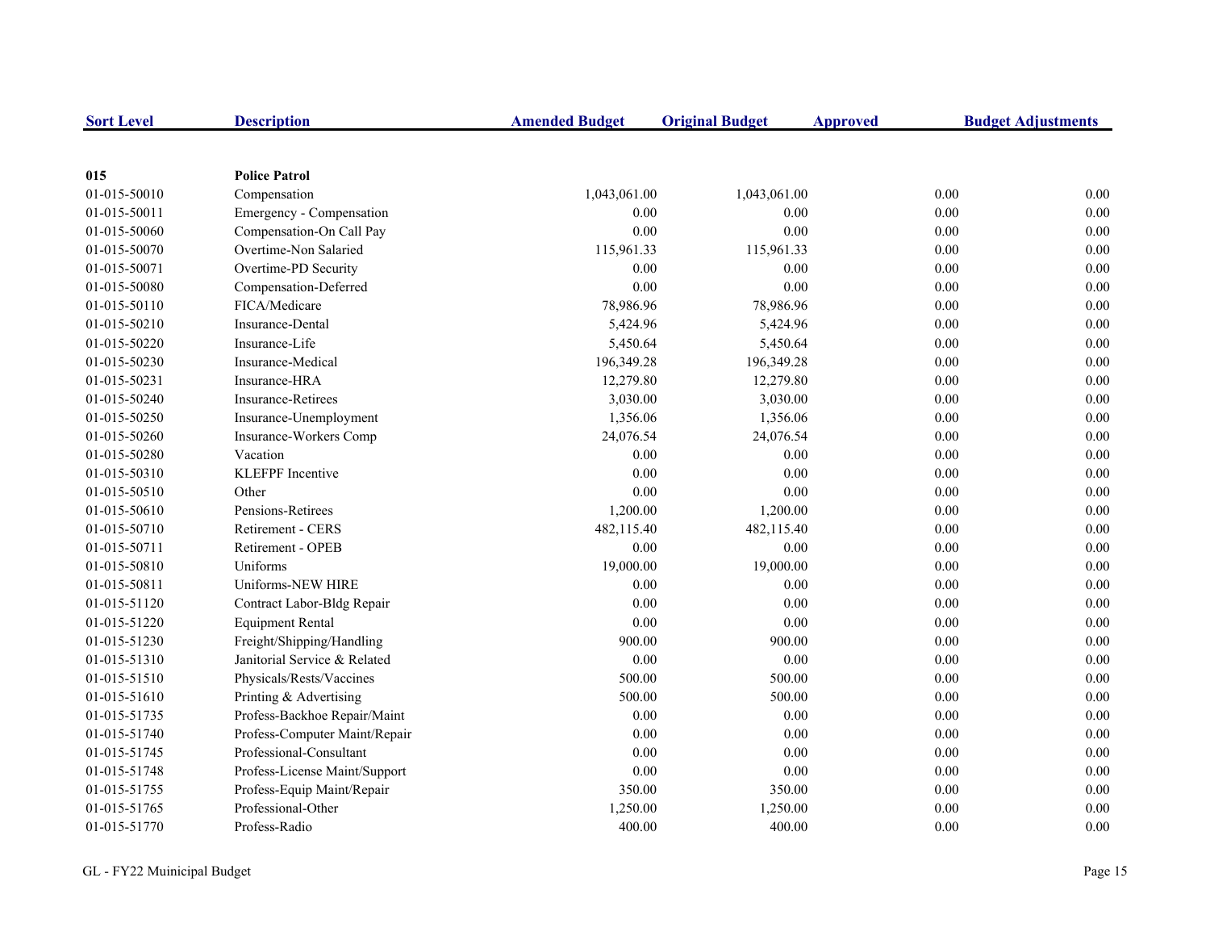| Sort Level | Description | Amended Budget | Original Budget | Approved | Budget Adjustments |
|---|---|---|---|---|---|
| **015** | **Police Patrol** | | | | |
| 01-015-50010 | Compensation | 1,043,061.00 | 1,043,061.00 | 0.00 | 0.00 |
| 01-015-50011 | Emergency - Compensation | 0.00 | 0.00 | 0.00 | 0.00 |
| 01-015-50060 | Compensation-On Call Pay | 0.00 | 0.00 | 0.00 | 0.00 |
| 01-015-50070 | Overtime-Non Salaried | 115,961.33 | 115,961.33 | 0.00 | 0.00 |
| 01-015-50071 | Overtime-PD Security | 0.00 | 0.00 | 0.00 | 0.00 |
| 01-015-50080 | Compensation-Deferred | 0.00 | 0.00 | 0.00 | 0.00 |
| 01-015-50110 | FICA/Medicare | 78,986.96 | 78,986.96 | 0.00 | 0.00 |
| 01-015-50210 | Insurance-Dental | 5,424.96 | 5,424.96 | 0.00 | 0.00 |
| 01-015-50220 | Insurance-Life | 5,450.64 | 5,450.64 | 0.00 | 0.00 |
| 01-015-50230 | Insurance-Medical | 196,349.28 | 196,349.28 | 0.00 | 0.00 |
| 01-015-50231 | Insurance-HRA | 12,279.80 | 12,279.80 | 0.00 | 0.00 |
| 01-015-50240 | Insurance-Retirees | 3,030.00 | 3,030.00 | 0.00 | 0.00 |
| 01-015-50250 | Insurance-Unemployment | 1,356.06 | 1,356.06 | 0.00 | 0.00 |
| 01-015-50260 | Insurance-Workers Comp | 24,076.54 | 24,076.54 | 0.00 | 0.00 |
| 01-015-50280 | Vacation | 0.00 | 0.00 | 0.00 | 0.00 |
| 01-015-50310 | KLEFPF Incentive | 0.00 | 0.00 | 0.00 | 0.00 |
| 01-015-50510 | Other | 0.00 | 0.00 | 0.00 | 0.00 |
| 01-015-50610 | Pensions-Retirees | 1,200.00 | 1,200.00 | 0.00 | 0.00 |
| 01-015-50710 | Retirement - CERS | 482,115.40 | 482,115.40 | 0.00 | 0.00 |
| 01-015-50711 | Retirement - OPEB | 0.00 | 0.00 | 0.00 | 0.00 |
| 01-015-50810 | Uniforms | 19,000.00 | 19,000.00 | 0.00 | 0.00 |
| 01-015-50811 | Uniforms-NEW HIRE | 0.00 | 0.00 | 0.00 | 0.00 |
| 01-015-51120 | Contract Labor-Bldg Repair | 0.00 | 0.00 | 0.00 | 0.00 |
| 01-015-51220 | Equipment Rental | 0.00 | 0.00 | 0.00 | 0.00 |
| 01-015-51230 | Freight/Shipping/Handling | 900.00 | 900.00 | 0.00 | 0.00 |
| 01-015-51310 | Janitorial Service & Related | 0.00 | 0.00 | 0.00 | 0.00 |
| 01-015-51510 | Physicals/Rests/Vaccines | 500.00 | 500.00 | 0.00 | 0.00 |
| 01-015-51610 | Printing & Advertising | 500.00 | 500.00 | 0.00 | 0.00 |
| 01-015-51735 | Profess-Backhoe Repair/Maint | 0.00 | 0.00 | 0.00 | 0.00 |
| 01-015-51740 | Profess-Computer Maint/Repair | 0.00 | 0.00 | 0.00 | 0.00 |
| 01-015-51745 | Professional-Consultant | 0.00 | 0.00 | 0.00 | 0.00 |
| 01-015-51748 | Profess-License Maint/Support | 0.00 | 0.00 | 0.00 | 0.00 |
| 01-015-51755 | Profess-Equip Maint/Repair | 350.00 | 350.00 | 0.00 | 0.00 |
| 01-015-51765 | Professional-Other | 1,250.00 | 1,250.00 | 0.00 | 0.00 |
| 01-015-51770 | Profess-Radio | 400.00 | 400.00 | 0.00 | 0.00 |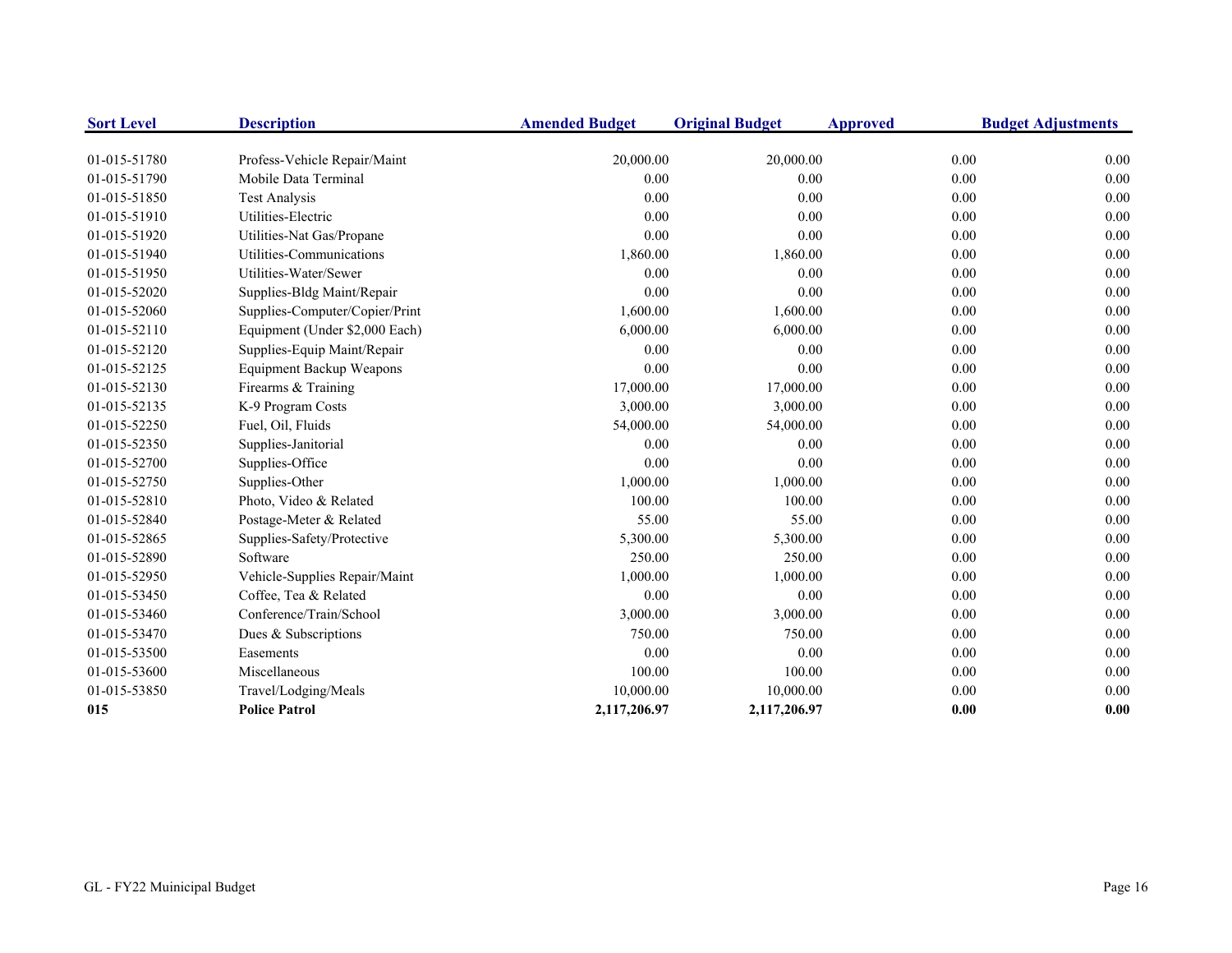| Sort Level | Description | Amended Budget | Original Budget | Approved | Budget Adjustments |
|---|---|---|---|---|---|
| 01-015-51780 | Profess-Vehicle Repair/Maint | 20,000.00 | 20,000.00 | 0.00 | 0.00 |
| 01-015-51790 | Mobile Data Terminal | 0.00 | 0.00 | 0.00 | 0.00 |
| 01-015-51850 | Test Analysis | 0.00 | 0.00 | 0.00 | 0.00 |
| 01-015-51910 | Utilities-Electric | 0.00 | 0.00 | 0.00 | 0.00 |
| 01-015-51920 | Utilities-Nat Gas/Propane | 0.00 | 0.00 | 0.00 | 0.00 |
| 01-015-51940 | Utilities-Communications | 1,860.00 | 1,860.00 | 0.00 | 0.00 |
| 01-015-51950 | Utilities-Water/Sewer | 0.00 | 0.00 | 0.00 | 0.00 |
| 01-015-52020 | Supplies-Bldg Maint/Repair | 0.00 | 0.00 | 0.00 | 0.00 |
| 01-015-52060 | Supplies-Computer/Copier/Print | 1,600.00 | 1,600.00 | 0.00 | 0.00 |
| 01-015-52110 | Equipment (Under $2,000 Each) | 6,000.00 | 6,000.00 | 0.00 | 0.00 |
| 01-015-52120 | Supplies-Equip Maint/Repair | 0.00 | 0.00 | 0.00 | 0.00 |
| 01-015-52125 | Equipment Backup Weapons | 0.00 | 0.00 | 0.00 | 0.00 |
| 01-015-52130 | Firearms & Training | 17,000.00 | 17,000.00 | 0.00 | 0.00 |
| 01-015-52135 | K-9 Program Costs | 3,000.00 | 3,000.00 | 0.00 | 0.00 |
| 01-015-52250 | Fuel, Oil, Fluids | 54,000.00 | 54,000.00 | 0.00 | 0.00 |
| 01-015-52350 | Supplies-Janitorial | 0.00 | 0.00 | 0.00 | 0.00 |
| 01-015-52700 | Supplies-Office | 0.00 | 0.00 | 0.00 | 0.00 |
| 01-015-52750 | Supplies-Other | 1,000.00 | 1,000.00 | 0.00 | 0.00 |
| 01-015-52810 | Photo, Video & Related | 100.00 | 100.00 | 0.00 | 0.00 |
| 01-015-52840 | Postage-Meter & Related | 55.00 | 55.00 | 0.00 | 0.00 |
| 01-015-52865 | Supplies-Safety/Protective | 5,300.00 | 5,300.00 | 0.00 | 0.00 |
| 01-015-52890 | Software | 250.00 | 250.00 | 0.00 | 0.00 |
| 01-015-52950 | Vehicle-Supplies Repair/Maint | 1,000.00 | 1,000.00 | 0.00 | 0.00 |
| 01-015-53450 | Coffee, Tea & Related | 0.00 | 0.00 | 0.00 | 0.00 |
| 01-015-53460 | Conference/Train/School | 3,000.00 | 3,000.00 | 0.00 | 0.00 |
| 01-015-53470 | Dues & Subscriptions | 750.00 | 750.00 | 0.00 | 0.00 |
| 01-015-53500 | Easements | 0.00 | 0.00 | 0.00 | 0.00 |
| 01-015-53600 | Miscellaneous | 100.00 | 100.00 | 0.00 | 0.00 |
| 01-015-53850 | Travel/Lodging/Meals | 10,000.00 | 10,000.00 | 0.00 | 0.00 |
| **015** | **Police Patrol** | **2,117,206.97** | **2,117,206.97** | **0.00** | **0.00** |

GL - FY22 Muinicipal Budget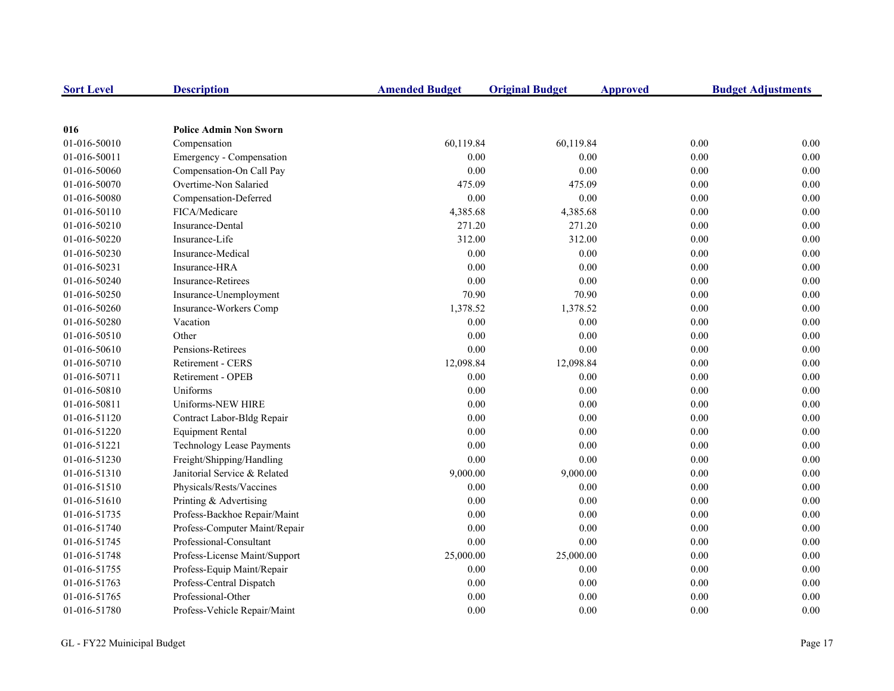| Sort Level | Description | Amended Budget | Original Budget | Approved | Budget Adjustments |
|---|---|---|---|---|---|
| **016** | **Police Admin Non Sworn** | | | | |
| 01-016-50010 | Compensation | 60,119.84 | 60,119.84 | 0.00 | 0.00 |
| 01-016-50011 | Emergency - Compensation | 0.00 | 0.00 | 0.00 | 0.00 |
| 01-016-50060 | Compensation-On Call Pay | 0.00 | 0.00 | 0.00 | 0.00 |
| 01-016-50070 | Overtime-Non Salaried | 475.09 | 475.09 | 0.00 | 0.00 |
| 01-016-50080 | Compensation-Deferred | 0.00 | 0.00 | 0.00 | 0.00 |
| 01-016-50110 | FICA/Medicare | 4,385.68 | 4,385.68 | 0.00 | 0.00 |
| 01-016-50210 | Insurance-Dental | 271.20 | 271.20 | 0.00 | 0.00 |
| 01-016-50220 | Insurance-Life | 312.00 | 312.00 | 0.00 | 0.00 |
| 01-016-50230 | Insurance-Medical | 0.00 | 0.00 | 0.00 | 0.00 |
| 01-016-50231 | Insurance-HRA | 0.00 | 0.00 | 0.00 | 0.00 |
| 01-016-50240 | Insurance-Retirees | 0.00 | 0.00 | 0.00 | 0.00 |
| 01-016-50250 | Insurance-Unemployment | 70.90 | 70.90 | 0.00 | 0.00 |
| 01-016-50260 | Insurance-Workers Comp | 1,378.52 | 1,378.52 | 0.00 | 0.00 |
| 01-016-50280 | Vacation | 0.00 | 0.00 | 0.00 | 0.00 |
| 01-016-50510 | Other | 0.00 | 0.00 | 0.00 | 0.00 |
| 01-016-50610 | Pensions-Retirees | 0.00 | 0.00 | 0.00 | 0.00 |
| 01-016-50710 | Retirement - CERS | 12,098.84 | 12,098.84 | 0.00 | 0.00 |
| 01-016-50711 | Retirement - OPEB | 0.00 | 0.00 | 0.00 | 0.00 |
| 01-016-50810 | Uniforms | 0.00 | 0.00 | 0.00 | 0.00 |
| 01-016-50811 | Uniforms-NEW HIRE | 0.00 | 0.00 | 0.00 | 0.00 |
| 01-016-51120 | Contract Labor-Bldg Repair | 0.00 | 0.00 | 0.00 | 0.00 |
| 01-016-51220 | Equipment Rental | 0.00 | 0.00 | 0.00 | 0.00 |
| 01-016-51221 | Technology Lease Payments | 0.00 | 0.00 | 0.00 | 0.00 |
| 01-016-51230 | Freight/Shipping/Handling | 0.00 | 0.00 | 0.00 | 0.00 |
| 01-016-51310 | Janitorial Service & Related | 9,000.00 | 9,000.00 | 0.00 | 0.00 |
| 01-016-51510 | Physicals/Rests/Vaccines | 0.00 | 0.00 | 0.00 | 0.00 |
| 01-016-51610 | Printing & Advertising | 0.00 | 0.00 | 0.00 | 0.00 |
| 01-016-51735 | Profess-Backhoe Repair/Maint | 0.00 | 0.00 | 0.00 | 0.00 |
| 01-016-51740 | Profess-Computer Maint/Repair | 0.00 | 0.00 | 0.00 | 0.00 |
| 01-016-51745 | Professional-Consultant | 0.00 | 0.00 | 0.00 | 0.00 |
| 01-016-51748 | Profess-License Maint/Support | 25,000.00 | 25,000.00 | 0.00 | 0.00 |
| 01-016-51755 | Profess-Equip Maint/Repair | 0.00 | 0.00 | 0.00 | 0.00 |
| 01-016-51763 | Profess-Central Dispatch | 0.00 | 0.00 | 0.00 | 0.00 |
| 01-016-51765 | Professional-Other | 0.00 | 0.00 | 0.00 | 0.00 |
| 01-016-51780 | Profess-Vehicle Repair/Maint | 0.00 | 0.00 | 0.00 | 0.00 |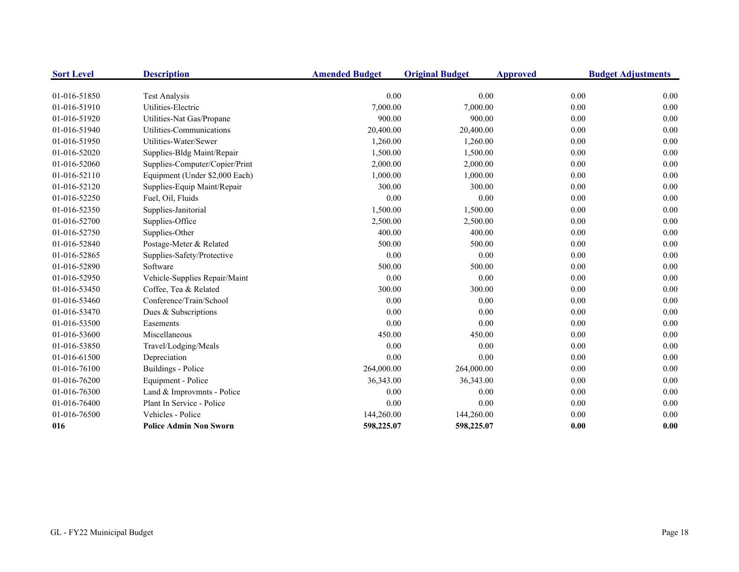| Sort Level | Description | Amended Budget | Original Budget | Approved | Budget Adjustments |
|---|---|---|---|---|---|
| 01-016-51850 | Test Analysis | 0.00 | 0.00 | 0.00 | 0.00 |
| 01-016-51910 | Utilities-Electric | 7,000.00 | 7,000.00 | 0.00 | 0.00 |
| 01-016-51920 | Utilities-Nat Gas/Propane | 900.00 | 900.00 | 0.00 | 0.00 |
| 01-016-51940 | Utilities-Communications | 20,400.00 | 20,400.00 | 0.00 | 0.00 |
| 01-016-51950 | Utilities-Water/Sewer | 1,260.00 | 1,260.00 | 0.00 | 0.00 |
| 01-016-52020 | Supplies-Bldg Maint/Repair | 1,500.00 | 1,500.00 | 0.00 | 0.00 |
| 01-016-52060 | Supplies-Computer/Copier/Print | 2,000.00 | 2,000.00 | 0.00 | 0.00 |
| 01-016-52110 | Equipment (Under $2,000 Each) | 1,000.00 | 1,000.00 | 0.00 | 0.00 |
| 01-016-52120 | Supplies-Equip Maint/Repair | 300.00 | 300.00 | 0.00 | 0.00 |
| 01-016-52250 | Fuel, Oil, Fluids | 0.00 | 0.00 | 0.00 | 0.00 |
| 01-016-52350 | Supplies-Janitorial | 1,500.00 | 1,500.00 | 0.00 | 0.00 |
| 01-016-52700 | Supplies-Office | 2,500.00 | 2,500.00 | 0.00 | 0.00 |
| 01-016-52750 | Supplies-Other | 400.00 | 400.00 | 0.00 | 0.00 |
| 01-016-52840 | Postage-Meter & Related | 500.00 | 500.00 | 0.00 | 0.00 |
| 01-016-52865 | Supplies-Safety/Protective | 0.00 | 0.00 | 0.00 | 0.00 |
| 01-016-52890 | Software | 500.00 | 500.00 | 0.00 | 0.00 |
| 01-016-52950 | Vehicle-Supplies Repair/Maint | 0.00 | 0.00 | 0.00 | 0.00 |
| 01-016-53450 | Coffee, Tea & Related | 300.00 | 300.00 | 0.00 | 0.00 |
| 01-016-53460 | Conference/Train/School | 0.00 | 0.00 | 0.00 | 0.00 |
| 01-016-53470 | Dues & Subscriptions | 0.00 | 0.00 | 0.00 | 0.00 |
| 01-016-53500 | Easements | 0.00 | 0.00 | 0.00 | 0.00 |
| 01-016-53600 | Miscellaneous | 450.00 | 450.00 | 0.00 | 0.00 |
| 01-016-53850 | Travel/Lodging/Meals | 0.00 | 0.00 | 0.00 | 0.00 |
| 01-016-61500 | Depreciation | 0.00 | 0.00 | 0.00 | 0.00 |
| 01-016-76100 | Buildings - Police | 264,000.00 | 264,000.00 | 0.00 | 0.00 |
| 01-016-76200 | Equipment - Police | 36,343.00 | 36,343.00 | 0.00 | 0.00 |
| 01-016-76300 | Land & Improvmnts - Police | 0.00 | 0.00 | 0.00 | 0.00 |
| 01-016-76400 | Plant In Service - Police | 0.00 | 0.00 | 0.00 | 0.00 |
| 01-016-76500 | Vehicles - Police | 144,260.00 | 144,260.00 | 0.00 | 0.00 |
| **016** | **Police Admin Non Sworn** | **598,225.07** | **598,225.07** | **0.00** | **0.00** |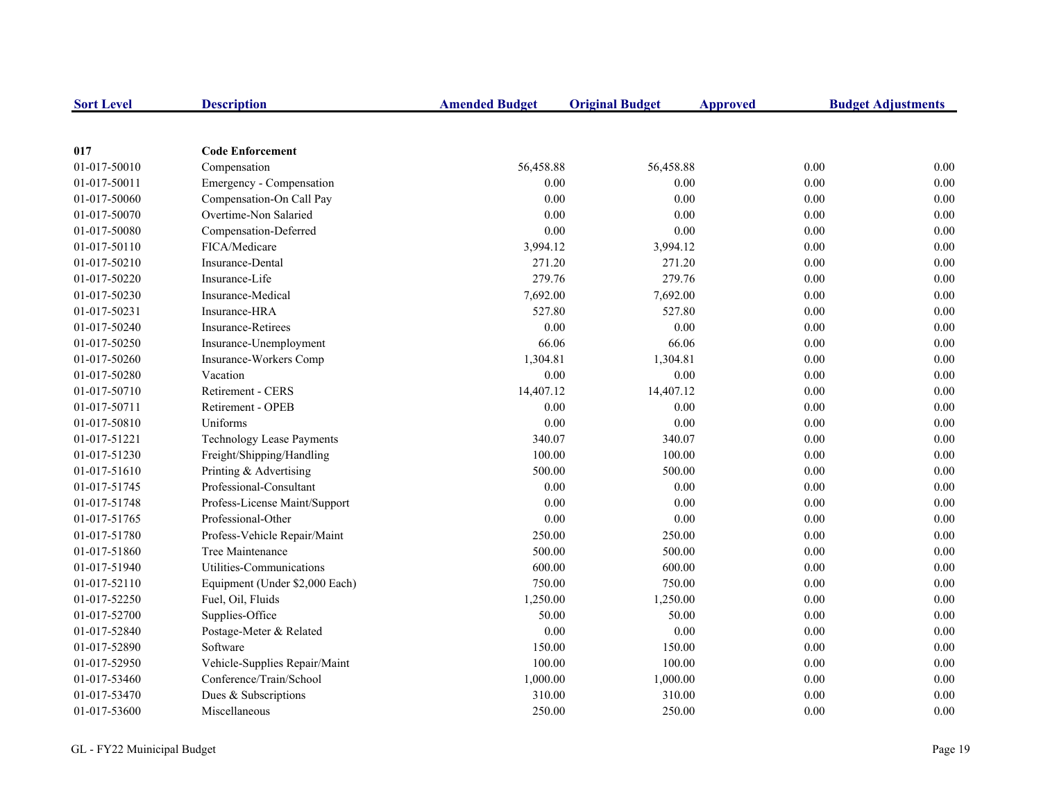| Sort Level | Description | Amended Budget | Original Budget | Approved | Budget Adjustments |
|---|---|---|---|---|---|
| **017** | **Code Enforcement** | | | | |
| 01-017-50010 | Compensation | 56,458.88 | 56,458.88 | 0.00 | 0.00 |
| 01-017-50011 | Emergency - Compensation | 0.00 | 0.00 | 0.00 | 0.00 |
| 01-017-50060 | Compensation-On Call Pay | 0.00 | 0.00 | 0.00 | 0.00 |
| 01-017-50070 | Overtime-Non Salaried | 0.00 | 0.00 | 0.00 | 0.00 |
| 01-017-50080 | Compensation-Deferred | 0.00 | 0.00 | 0.00 | 0.00 |
| 01-017-50110 | FICA/Medicare | 3,994.12 | 3,994.12 | 0.00 | 0.00 |
| 01-017-50210 | Insurance-Dental | 271.20 | 271.20 | 0.00 | 0.00 |
| 01-017-50220 | Insurance-Life | 279.76 | 279.76 | 0.00 | 0.00 |
| 01-017-50230 | Insurance-Medical | 7,692.00 | 7,692.00 | 0.00 | 0.00 |
| 01-017-50231 | Insurance-HRA | 527.80 | 527.80 | 0.00 | 0.00 |
| 01-017-50240 | Insurance-Retirees | 0.00 | 0.00 | 0.00 | 0.00 |
| 01-017-50250 | Insurance-Unemployment | 66.06 | 66.06 | 0.00 | 0.00 |
| 01-017-50260 | Insurance-Workers Comp | 1,304.81 | 1,304.81 | 0.00 | 0.00 |
| 01-017-50280 | Vacation | 0.00 | 0.00 | 0.00 | 0.00 |
| 01-017-50710 | Retirement - CERS | 14,407.12 | 14,407.12 | 0.00 | 0.00 |
| 01-017-50711 | Retirement - OPEB | 0.00 | 0.00 | 0.00 | 0.00 |
| 01-017-50810 | Uniforms | 0.00 | 0.00 | 0.00 | 0.00 |
| 01-017-51221 | Technology Lease Payments | 340.07 | 340.07 | 0.00 | 0.00 |
| 01-017-51230 | Freight/Shipping/Handling | 100.00 | 100.00 | 0.00 | 0.00 |
| 01-017-51610 | Printing & Advertising | 500.00 | 500.00 | 0.00 | 0.00 |
| 01-017-51745 | Professional-Consultant | 0.00 | 0.00 | 0.00 | 0.00 |
| 01-017-51748 | Profess-License Maint/Support | 0.00 | 0.00 | 0.00 | 0.00 |
| 01-017-51765 | Professional-Other | 0.00 | 0.00 | 0.00 | 0.00 |
| 01-017-51780 | Profess-Vehicle Repair/Maint | 250.00 | 250.00 | 0.00 | 0.00 |
| 01-017-51860 | Tree Maintenance | 500.00 | 500.00 | 0.00 | 0.00 |
| 01-017-51940 | Utilities-Communications | 600.00 | 600.00 | 0.00 | 0.00 |
| 01-017-52110 | Equipment (Under $2,000 Each) | 750.00 | 750.00 | 0.00 | 0.00 |
| 01-017-52250 | Fuel, Oil, Fluids | 1,250.00 | 1,250.00 | 0.00 | 0.00 |
| 01-017-52700 | Supplies-Office | 50.00 | 50.00 | 0.00 | 0.00 |
| 01-017-52840 | Postage-Meter & Related | 0.00 | 0.00 | 0.00 | 0.00 |
| 01-017-52890 | Software | 150.00 | 150.00 | 0.00 | 0.00 |
| 01-017-52950 | Vehicle-Supplies Repair/Maint | 100.00 | 100.00 | 0.00 | 0.00 |
| 01-017-53460 | Conference/Train/School | 1,000.00 | 1,000.00 | 0.00 | 0.00 |
| 01-017-53470 | Dues & Subscriptions | 310.00 | 310.00 | 0.00 | 0.00 |
| 01-017-53600 | Miscellaneous | 250.00 | 250.00 | 0.00 | 0.00 |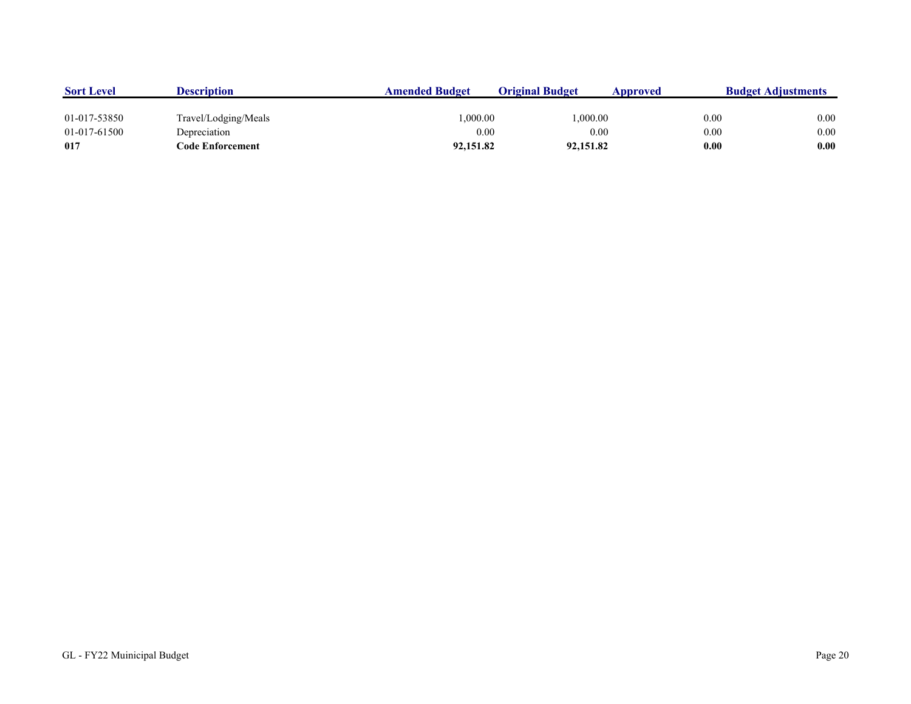| Sort Level | Description | Amended Budget | Original Budget | Approved | Budget Adjustments |
|---|---|---|---|---|---|
| 01-017-53850 | Travel/Lodging/Meals | 1,000.00 | 1,000.00 | 0.00 | 0.00 |
| 01-017-61500 | Depreciation | 0.00 | 0.00 | 0.00 | 0.00 |
| **017** | **Code Enforcement** | **92,151.82** | **92,151.82** | **0.00** | **0.00** |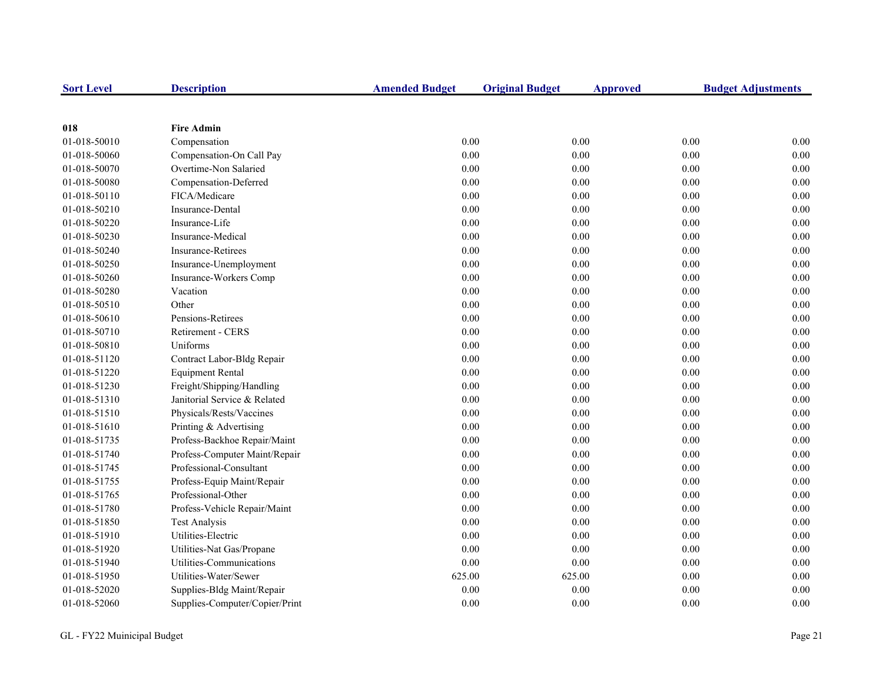| Sort Level | Description | Amended Budget | Original Budget | Approved | Budget Adjustments |
|---|---|---|---|---|---|
| **018** | **Fire Admin** | | | | |
| 01-018-50010 | Compensation | 0.00 | 0.00 | 0.00 | 0.00 |
| 01-018-50060 | Compensation-On Call Pay | 0.00 | 0.00 | 0.00 | 0.00 |
| 01-018-50070 | Overtime-Non Salaried | 0.00 | 0.00 | 0.00 | 0.00 |
| 01-018-50080 | Compensation-Deferred | 0.00 | 0.00 | 0.00 | 0.00 |
| 01-018-50110 | FICA/Medicare | 0.00 | 0.00 | 0.00 | 0.00 |
| 01-018-50210 | Insurance-Dental | 0.00 | 0.00 | 0.00 | 0.00 |
| 01-018-50220 | Insurance-Life | 0.00 | 0.00 | 0.00 | 0.00 |
| 01-018-50230 | Insurance-Medical | 0.00 | 0.00 | 0.00 | 0.00 |
| 01-018-50240 | Insurance-Retirees | 0.00 | 0.00 | 0.00 | 0.00 |
| 01-018-50250 | Insurance-Unemployment | 0.00 | 0.00 | 0.00 | 0.00 |
| 01-018-50260 | Insurance-Workers Comp | 0.00 | 0.00 | 0.00 | 0.00 |
| 01-018-50280 | Vacation | 0.00 | 0.00 | 0.00 | 0.00 |
| 01-018-50510 | Other | 0.00 | 0.00 | 0.00 | 0.00 |
| 01-018-50610 | Pensions-Retirees | 0.00 | 0.00 | 0.00 | 0.00 |
| 01-018-50710 | Retirement - CERS | 0.00 | 0.00 | 0.00 | 0.00 |
| 01-018-50810 | Uniforms | 0.00 | 0.00 | 0.00 | 0.00 |
| 01-018-51120 | Contract Labor-Bldg Repair | 0.00 | 0.00 | 0.00 | 0.00 |
| 01-018-51220 | Equipment Rental | 0.00 | 0.00 | 0.00 | 0.00 |
| 01-018-51230 | Freight/Shipping/Handling | 0.00 | 0.00 | 0.00 | 0.00 |
| 01-018-51310 | Janitorial Service & Related | 0.00 | 0.00 | 0.00 | 0.00 |
| 01-018-51510 | Physicals/Rests/Vaccines | 0.00 | 0.00 | 0.00 | 0.00 |
| 01-018-51610 | Printing & Advertising | 0.00 | 0.00 | 0.00 | 0.00 |
| 01-018-51735 | Profess-Backhoe Repair/Maint | 0.00 | 0.00 | 0.00 | 0.00 |
| 01-018-51740 | Profess-Computer Maint/Repair | 0.00 | 0.00 | 0.00 | 0.00 |
| 01-018-51745 | Professional-Consultant | 0.00 | 0.00 | 0.00 | 0.00 |
| 01-018-51755 | Profess-Equip Maint/Repair | 0.00 | 0.00 | 0.00 | 0.00 |
| 01-018-51765 | Professional-Other | 0.00 | 0.00 | 0.00 | 0.00 |
| 01-018-51780 | Profess-Vehicle Repair/Maint | 0.00 | 0.00 | 0.00 | 0.00 |
| 01-018-51850 | Test Analysis | 0.00 | 0.00 | 0.00 | 0.00 |
| 01-018-51910 | Utilities-Electric | 0.00 | 0.00 | 0.00 | 0.00 |
| 01-018-51920 | Utilities-Nat Gas/Propane | 0.00 | 0.00 | 0.00 | 0.00 |
| 01-018-51940 | Utilities-Communications | 0.00 | 0.00 | 0.00 | 0.00 |
| 01-018-51950 | Utilities-Water/Sewer | 625.00 | 625.00 | 0.00 | 0.00 |
| 01-018-52020 | Supplies-Bldg Maint/Repair | 0.00 | 0.00 | 0.00 | 0.00 |
| 01-018-52060 | Supplies-Computer/Copier/Print | 0.00 | 0.00 | 0.00 | 0.00 |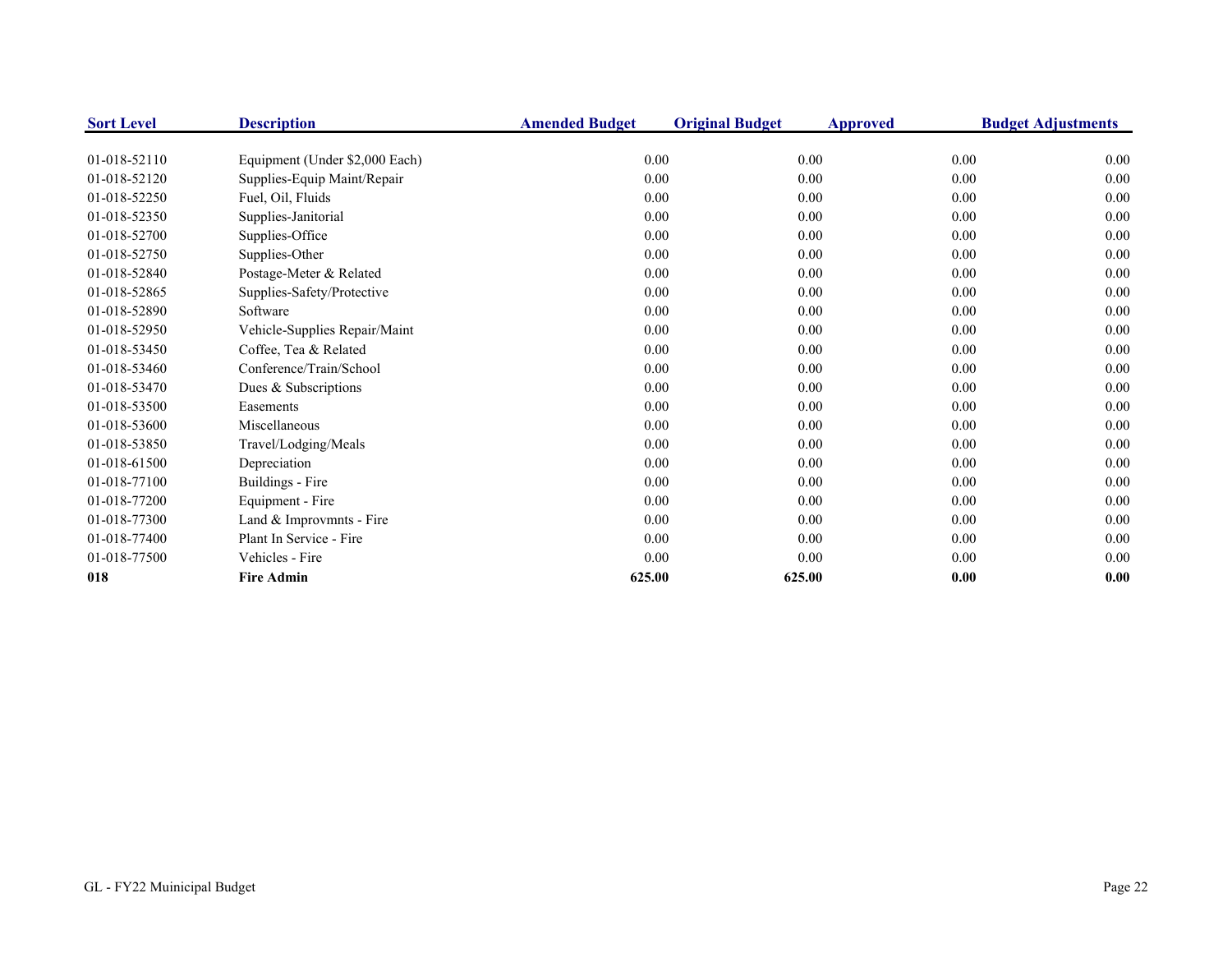| Sort Level | Description | Amended Budget | Original Budget | Approved | Budget Adjustments |
|---|---|---|---|---|---|
| 01-018-52110 | Equipment (Under $2,000 Each) | 0.00 | 0.00 | 0.00 | 0.00 |
| 01-018-52120 | Supplies-Equip Maint/Repair | 0.00 | 0.00 | 0.00 | 0.00 |
| 01-018-52250 | Fuel, Oil, Fluids | 0.00 | 0.00 | 0.00 | 0.00 |
| 01-018-52350 | Supplies-Janitorial | 0.00 | 0.00 | 0.00 | 0.00 |
| 01-018-52700 | Supplies-Office | 0.00 | 0.00 | 0.00 | 0.00 |
| 01-018-52750 | Supplies-Other | 0.00 | 0.00 | 0.00 | 0.00 |
| 01-018-52840 | Postage-Meter & Related | 0.00 | 0.00 | 0.00 | 0.00 |
| 01-018-52865 | Supplies-Safety/Protective | 0.00 | 0.00 | 0.00 | 0.00 |
| 01-018-52890 | Software | 0.00 | 0.00 | 0.00 | 0.00 |
| 01-018-52950 | Vehicle-Supplies Repair/Maint | 0.00 | 0.00 | 0.00 | 0.00 |
| 01-018-53450 | Coffee, Tea & Related | 0.00 | 0.00 | 0.00 | 0.00 |
| 01-018-53460 | Conference/Train/School | 0.00 | 0.00 | 0.00 | 0.00 |
| 01-018-53470 | Dues & Subscriptions | 0.00 | 0.00 | 0.00 | 0.00 |
| 01-018-53500 | Easements | 0.00 | 0.00 | 0.00 | 0.00 |
| 01-018-53600 | Miscellaneous | 0.00 | 0.00 | 0.00 | 0.00 |
| 01-018-53850 | Travel/Lodging/Meals | 0.00 | 0.00 | 0.00 | 0.00 |
| 01-018-61500 | Depreciation | 0.00 | 0.00 | 0.00 | 0.00 |
| 01-018-77100 | Buildings - Fire | 0.00 | 0.00 | 0.00 | 0.00 |
| 01-018-77200 | Equipment - Fire | 0.00 | 0.00 | 0.00 | 0.00 |
| 01-018-77300 | Land & Improvmnts - Fire | 0.00 | 0.00 | 0.00 | 0.00 |
| 01-018-77400 | Plant In Service - Fire | 0.00 | 0.00 | 0.00 | 0.00 |
| 01-018-77500 | Vehicles - Fire | 0.00 | 0.00 | 0.00 | 0.00 |
| **018** | **Fire Admin** | **625.00** | **625.00** | **0.00** | **0.00** |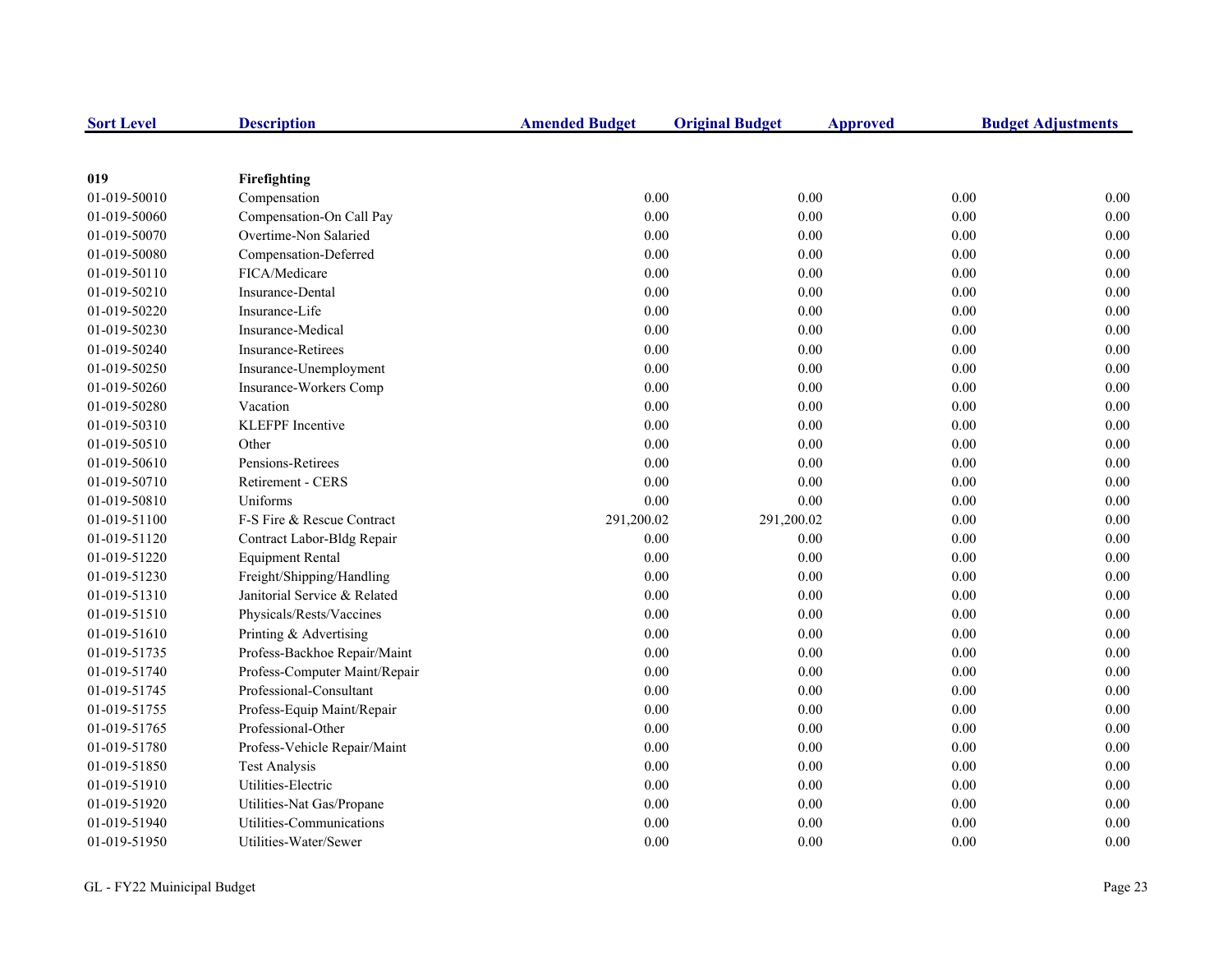| Sort Level | Description | Amended Budget | Original Budget | Approved | Budget Adjustments |
|---|---|---|---|---|---|
| **019** | **Firefighting** | | | | |
| 01-019-50010 | Compensation | 0.00 | 0.00 | 0.00 | 0.00 |
| 01-019-50060 | Compensation-On Call Pay | 0.00 | 0.00 | 0.00 | 0.00 |
| 01-019-50070 | Overtime-Non Salaried | 0.00 | 0.00 | 0.00 | 0.00 |
| 01-019-50080 | Compensation-Deferred | 0.00 | 0.00 | 0.00 | 0.00 |
| 01-019-50110 | FICA/Medicare | 0.00 | 0.00 | 0.00 | 0.00 |
| 01-019-50210 | Insurance-Dental | 0.00 | 0.00 | 0.00 | 0.00 |
| 01-019-50220 | Insurance-Life | 0.00 | 0.00 | 0.00 | 0.00 |
| 01-019-50230 | Insurance-Medical | 0.00 | 0.00 | 0.00 | 0.00 |
| 01-019-50240 | Insurance-Retirees | 0.00 | 0.00 | 0.00 | 0.00 |
| 01-019-50250 | Insurance-Unemployment | 0.00 | 0.00 | 0.00 | 0.00 |
| 01-019-50260 | Insurance-Workers Comp | 0.00 | 0.00 | 0.00 | 0.00 |
| 01-019-50280 | Vacation | 0.00 | 0.00 | 0.00 | 0.00 |
| 01-019-50310 | KLEFPF Incentive | 0.00 | 0.00 | 0.00 | 0.00 |
| 01-019-50510 | Other | 0.00 | 0.00 | 0.00 | 0.00 |
| 01-019-50610 | Pensions-Retirees | 0.00 | 0.00 | 0.00 | 0.00 |
| 01-019-50710 | Retirement - CERS | 0.00 | 0.00 | 0.00 | 0.00 |
| 01-019-50810 | Uniforms | 0.00 | 0.00 | 0.00 | 0.00 |
| 01-019-51100 | F-S Fire & Rescue Contract | 291,200.02 | 291,200.02 | 0.00 | 0.00 |
| 01-019-51120 | Contract Labor-Bldg Repair | 0.00 | 0.00 | 0.00 | 0.00 |
| 01-019-51220 | Equipment Rental | 0.00 | 0.00 | 0.00 | 0.00 |
| 01-019-51230 | Freight/Shipping/Handling | 0.00 | 0.00 | 0.00 | 0.00 |
| 01-019-51310 | Janitorial Service & Related | 0.00 | 0.00 | 0.00 | 0.00 |
| 01-019-51510 | Physicals/Rests/Vaccines | 0.00 | 0.00 | 0.00 | 0.00 |
| 01-019-51610 | Printing & Advertising | 0.00 | 0.00 | 0.00 | 0.00 |
| 01-019-51735 | Profess-Backhoe Repair/Maint | 0.00 | 0.00 | 0.00 | 0.00 |
| 01-019-51740 | Profess-Computer Maint/Repair | 0.00 | 0.00 | 0.00 | 0.00 |
| 01-019-51745 | Professional-Consultant | 0.00 | 0.00 | 0.00 | 0.00 |
| 01-019-51755 | Profess-Equip Maint/Repair | 0.00 | 0.00 | 0.00 | 0.00 |
| 01-019-51765 | Professional-Other | 0.00 | 0.00 | 0.00 | 0.00 |
| 01-019-51780 | Profess-Vehicle Repair/Maint | 0.00 | 0.00 | 0.00 | 0.00 |
| 01-019-51850 | Test Analysis | 0.00 | 0.00 | 0.00 | 0.00 |
| 01-019-51910 | Utilities-Electric | 0.00 | 0.00 | 0.00 | 0.00 |
| 01-019-51920 | Utilities-Nat Gas/Propane | 0.00 | 0.00 | 0.00 | 0.00 |
| 01-019-51940 | Utilities-Communications | 0.00 | 0.00 | 0.00 | 0.00 |
| 01-019-51950 | Utilities-Water/Sewer | 0.00 | 0.00 | 0.00 | 0.00 |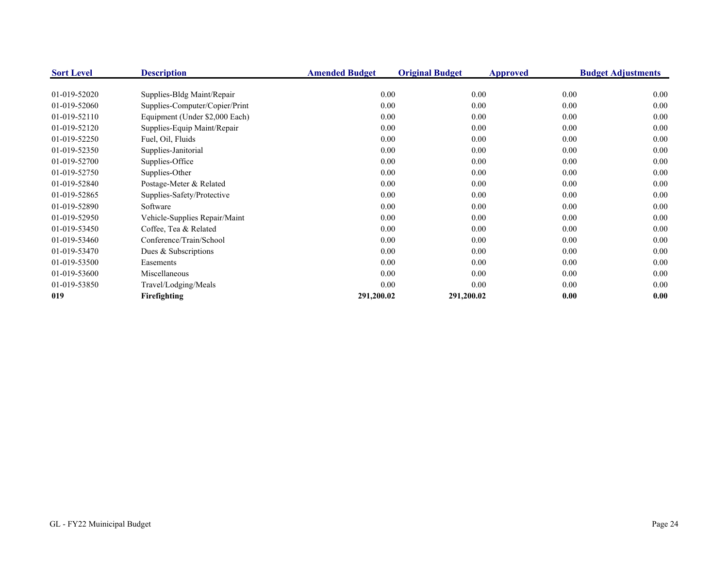| Sort Level | Description | Amended Budget | Original Budget | Approved | Budget Adjustments |
|---|---|---|---|---|---|
| 01-019-52020 | Supplies-Bldg Maint/Repair | 0.00 | 0.00 | 0.00 | 0.00 |
| 01-019-52060 | Supplies-Computer/Copier/Print | 0.00 | 0.00 | 0.00 | 0.00 |
| 01-019-52110 | Equipment (Under $2,000 Each) | 0.00 | 0.00 | 0.00 | 0.00 |
| 01-019-52120 | Supplies-Equip Maint/Repair | 0.00 | 0.00 | 0.00 | 0.00 |
| 01-019-52250 | Fuel, Oil, Fluids | 0.00 | 0.00 | 0.00 | 0.00 |
| 01-019-52350 | Supplies-Janitorial | 0.00 | 0.00 | 0.00 | 0.00 |
| 01-019-52700 | Supplies-Office | 0.00 | 0.00 | 0.00 | 0.00 |
| 01-019-52750 | Supplies-Other | 0.00 | 0.00 | 0.00 | 0.00 |
| 01-019-52840 | Postage-Meter & Related | 0.00 | 0.00 | 0.00 | 0.00 |
| 01-019-52865 | Supplies-Safety/Protective | 0.00 | 0.00 | 0.00 | 0.00 |
| 01-019-52890 | Software | 0.00 | 0.00 | 0.00 | 0.00 |
| 01-019-52950 | Vehicle-Supplies Repair/Maint | 0.00 | 0.00 | 0.00 | 0.00 |
| 01-019-53450 | Coffee, Tea & Related | 0.00 | 0.00 | 0.00 | 0.00 |
| 01-019-53460 | Conference/Train/School | 0.00 | 0.00 | 0.00 | 0.00 |
| 01-019-53470 | Dues & Subscriptions | 0.00 | 0.00 | 0.00 | 0.00 |
| 01-019-53500 | Easements | 0.00 | 0.00 | 0.00 | 0.00 |
| 01-019-53600 | Miscellaneous | 0.00 | 0.00 | 0.00 | 0.00 |
| 01-019-53850 | Travel/Lodging/Meals | 0.00 | 0.00 | 0.00 | 0.00 |
| **019** | **Firefighting** | **291,200.02** | **291,200.02** | **0.00** | **0.00** |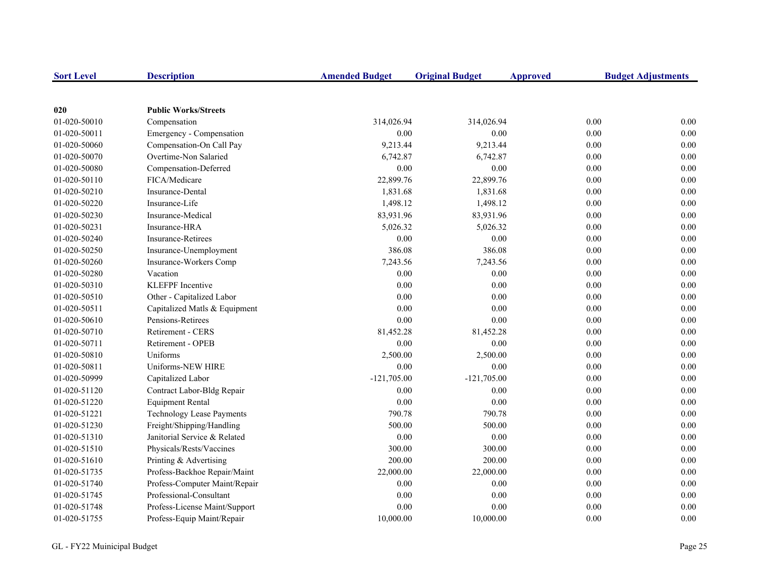| Sort Level | Description | Amended Budget | Original Budget | Approved | Budget Adjustments |
|---|---|---|---|---|---|
| **020** | **Public Works/Streets** | | | | |
| 01-020-50010 | Compensation | 314,026.94 | 314,026.94 | 0.00 | 0.00 |
| 01-020-50011 | Emergency - Compensation | 0.00 | 0.00 | 0.00 | 0.00 |
| 01-020-50060 | Compensation-On Call Pay | 9,213.44 | 9,213.44 | 0.00 | 0.00 |
| 01-020-50070 | Overtime-Non Salaried | 6,742.87 | 6,742.87 | 0.00 | 0.00 |
| 01-020-50080 | Compensation-Deferred | 0.00 | 0.00 | 0.00 | 0.00 |
| 01-020-50110 | FICA/Medicare | 22,899.76 | 22,899.76 | 0.00 | 0.00 |
| 01-020-50210 | Insurance-Dental | 1,831.68 | 1,831.68 | 0.00 | 0.00 |
| 01-020-50220 | Insurance-Life | 1,498.12 | 1,498.12 | 0.00 | 0.00 |
| 01-020-50230 | Insurance-Medical | 83,931.96 | 83,931.96 | 0.00 | 0.00 |
| 01-020-50231 | Insurance-HRA | 5,026.32 | 5,026.32 | 0.00 | 0.00 |
| 01-020-50240 | Insurance-Retirees | 0.00 | 0.00 | 0.00 | 0.00 |
| 01-020-50250 | Insurance-Unemployment | 386.08 | 386.08 | 0.00 | 0.00 |
| 01-020-50260 | Insurance-Workers Comp | 7,243.56 | 7,243.56 | 0.00 | 0.00 |
| 01-020-50280 | Vacation | 0.00 | 0.00 | 0.00 | 0.00 |
| 01-020-50310 | KLEFPF Incentive | 0.00 | 0.00 | 0.00 | 0.00 |
| 01-020-50510 | Other - Capitalized Labor | 0.00 | 0.00 | 0.00 | 0.00 |
| 01-020-50511 | Capitalized Matls & Equipment | 0.00 | 0.00 | 0.00 | 0.00 |
| 01-020-50610 | Pensions-Retirees | 0.00 | 0.00 | 0.00 | 0.00 |
| 01-020-50710 | Retirement - CERS | 81,452.28 | 81,452.28 | 0.00 | 0.00 |
| 01-020-50711 | Retirement - OPEB | 0.00 | 0.00 | 0.00 | 0.00 |
| 01-020-50810 | Uniforms | 2,500.00 | 2,500.00 | 0.00 | 0.00 |
| 01-020-50811 | Uniforms-NEW HIRE | 0.00 | 0.00 | 0.00 | 0.00 |
| 01-020-50999 | Capitalized Labor | -121,705.00 | -121,705.00 | 0.00 | 0.00 |
| 01-020-51120 | Contract Labor-Bldg Repair | 0.00 | 0.00 | 0.00 | 0.00 |
| 01-020-51220 | Equipment Rental | 0.00 | 0.00 | 0.00 | 0.00 |
| 01-020-51221 | Technology Lease Payments | 790.78 | 790.78 | 0.00 | 0.00 |
| 01-020-51230 | Freight/Shipping/Handling | 500.00 | 500.00 | 0.00 | 0.00 |
| 01-020-51310 | Janitorial Service & Related | 0.00 | 0.00 | 0.00 | 0.00 |
| 01-020-51510 | Physicals/Rests/Vaccines | 300.00 | 300.00 | 0.00 | 0.00 |
| 01-020-51610 | Printing & Advertising | 200.00 | 200.00 | 0.00 | 0.00 |
| 01-020-51735 | Profess-Backhoe Repair/Maint | 22,000.00 | 22,000.00 | 0.00 | 0.00 |
| 01-020-51740 | Profess-Computer Maint/Repair | 0.00 | 0.00 | 0.00 | 0.00 |
| 01-020-51745 | Professional-Consultant | 0.00 | 0.00 | 0.00 | 0.00 |
| 01-020-51748 | Profess-License Maint/Support | 0.00 | 0.00 | 0.00 | 0.00 |
| 01-020-51755 | Profess-Equip Maint/Repair | 10,000.00 | 10,000.00 | 0.00 | 0.00 |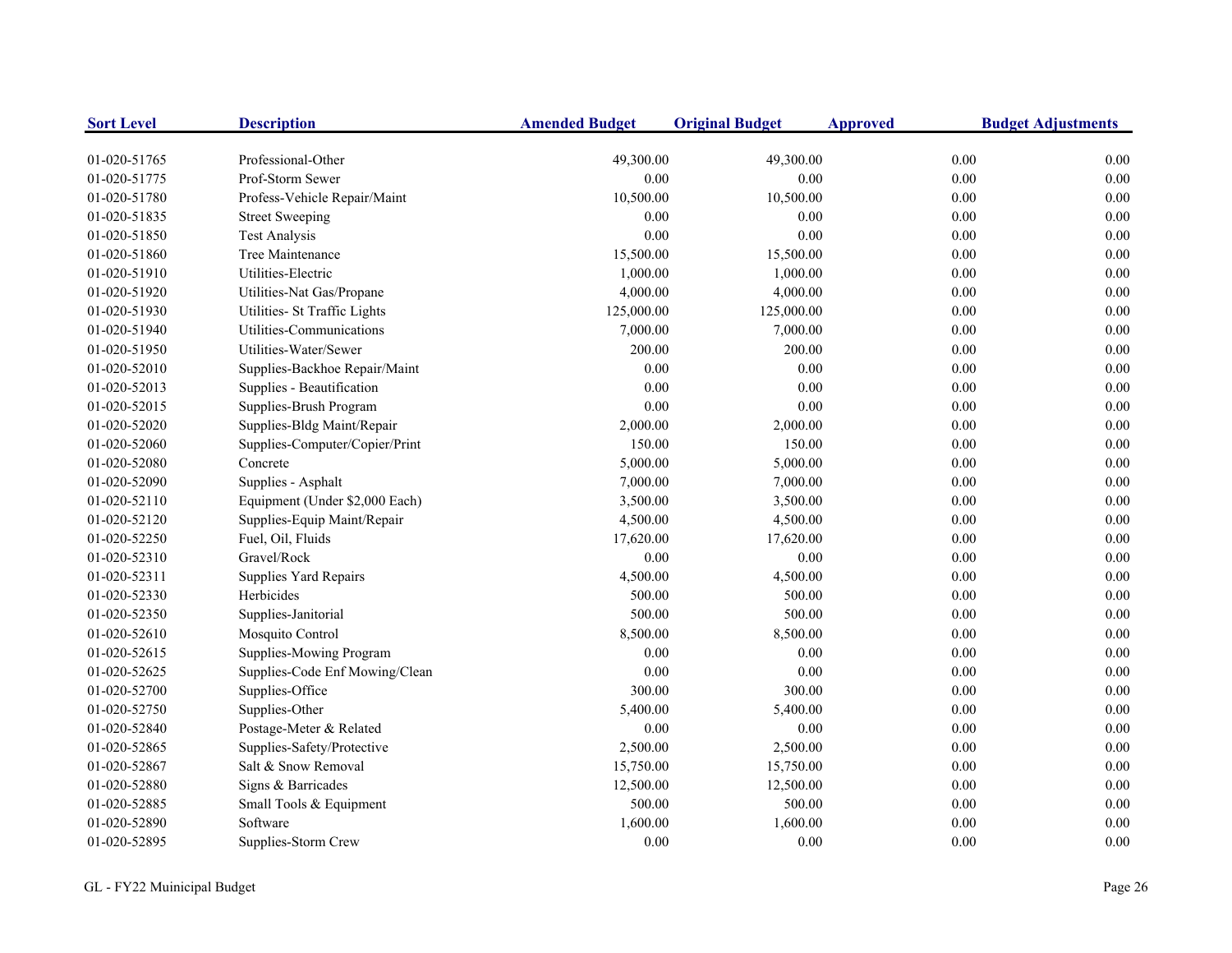| Sort Level | Description | Amended Budget | Original Budget | Approved | Budget Adjustments |
|---|---|---|---|---|---|
| 01-020-51765 | Professional-Other | 49,300.00 | 49,300.00 | 0.00 | 0.00 |
| 01-020-51775 | Prof-Storm Sewer | 0.00 | 0.00 | 0.00 | 0.00 |
| 01-020-51780 | Profess-Vehicle Repair/Maint | 10,500.00 | 10,500.00 | 0.00 | 0.00 |
| 01-020-51835 | Street Sweeping | 0.00 | 0.00 | 0.00 | 0.00 |
| 01-020-51850 | Test Analysis | 0.00 | 0.00 | 0.00 | 0.00 |
| 01-020-51860 | Tree Maintenance | 15,500.00 | 15,500.00 | 0.00 | 0.00 |
| 01-020-51910 | Utilities-Electric | 1,000.00 | 1,000.00 | 0.00 | 0.00 |
| 01-020-51920 | Utilities-Nat Gas/Propane | 4,000.00 | 4,000.00 | 0.00 | 0.00 |
| 01-020-51930 | Utilities- St Traffic Lights | 125,000.00 | 125,000.00 | 0.00 | 0.00 |
| 01-020-51940 | Utilities-Communications | 7,000.00 | 7,000.00 | 0.00 | 0.00 |
| 01-020-51950 | Utilities-Water/Sewer | 200.00 | 200.00 | 0.00 | 0.00 |
| 01-020-52010 | Supplies-Backhoe Repair/Maint | 0.00 | 0.00 | 0.00 | 0.00 |
| 01-020-52013 | Supplies - Beautification | 0.00 | 0.00 | 0.00 | 0.00 |
| 01-020-52015 | Supplies-Brush Program | 0.00 | 0.00 | 0.00 | 0.00 |
| 01-020-52020 | Supplies-Bldg Maint/Repair | 2,000.00 | 2,000.00 | 0.00 | 0.00 |
| 01-020-52060 | Supplies-Computer/Copier/Print | 150.00 | 150.00 | 0.00 | 0.00 |
| 01-020-52080 | Concrete | 5,000.00 | 5,000.00 | 0.00 | 0.00 |
| 01-020-52090 | Supplies - Asphalt | 7,000.00 | 7,000.00 | 0.00 | 0.00 |
| 01-020-52110 | Equipment (Under $2,000 Each) | 3,500.00 | 3,500.00 | 0.00 | 0.00 |
| 01-020-52120 | Supplies-Equip Maint/Repair | 4,500.00 | 4,500.00 | 0.00 | 0.00 |
| 01-020-52250 | Fuel, Oil, Fluids | 17,620.00 | 17,620.00 | 0.00 | 0.00 |
| 01-020-52310 | Gravel/Rock | 0.00 | 0.00 | 0.00 | 0.00 |
| 01-020-52311 | Supplies Yard Repairs | 4,500.00 | 4,500.00 | 0.00 | 0.00 |
| 01-020-52330 | Herbicides | 500.00 | 500.00 | 0.00 | 0.00 |
| 01-020-52350 | Supplies-Janitorial | 500.00 | 500.00 | 0.00 | 0.00 |
| 01-020-52610 | Mosquito Control | 8,500.00 | 8,500.00 | 0.00 | 0.00 |
| 01-020-52615 | Supplies-Mowing Program | 0.00 | 0.00 | 0.00 | 0.00 |
| 01-020-52625 | Supplies-Code Enf Mowing/Clean | 0.00 | 0.00 | 0.00 | 0.00 |
| 01-020-52700 | Supplies-Office | 300.00 | 300.00 | 0.00 | 0.00 |
| 01-020-52750 | Supplies-Other | 5,400.00 | 5,400.00 | 0.00 | 0.00 |
| 01-020-52840 | Postage-Meter & Related | 0.00 | 0.00 | 0.00 | 0.00 |
| 01-020-52865 | Supplies-Safety/Protective | 2,500.00 | 2,500.00 | 0.00 | 0.00 |
| 01-020-52867 | Salt & Snow Removal | 15,750.00 | 15,750.00 | 0.00 | 0.00 |
| 01-020-52880 | Signs & Barricades | 12,500.00 | 12,500.00 | 0.00 | 0.00 |
| 01-020-52885 | Small Tools & Equipment | 500.00 | 500.00 | 0.00 | 0.00 |
| 01-020-52890 | Software | 1,600.00 | 1,600.00 | 0.00 | 0.00 |
| 01-020-52895 | Supplies-Storm Crew | 0.00 | 0.00 | 0.00 | 0.00 |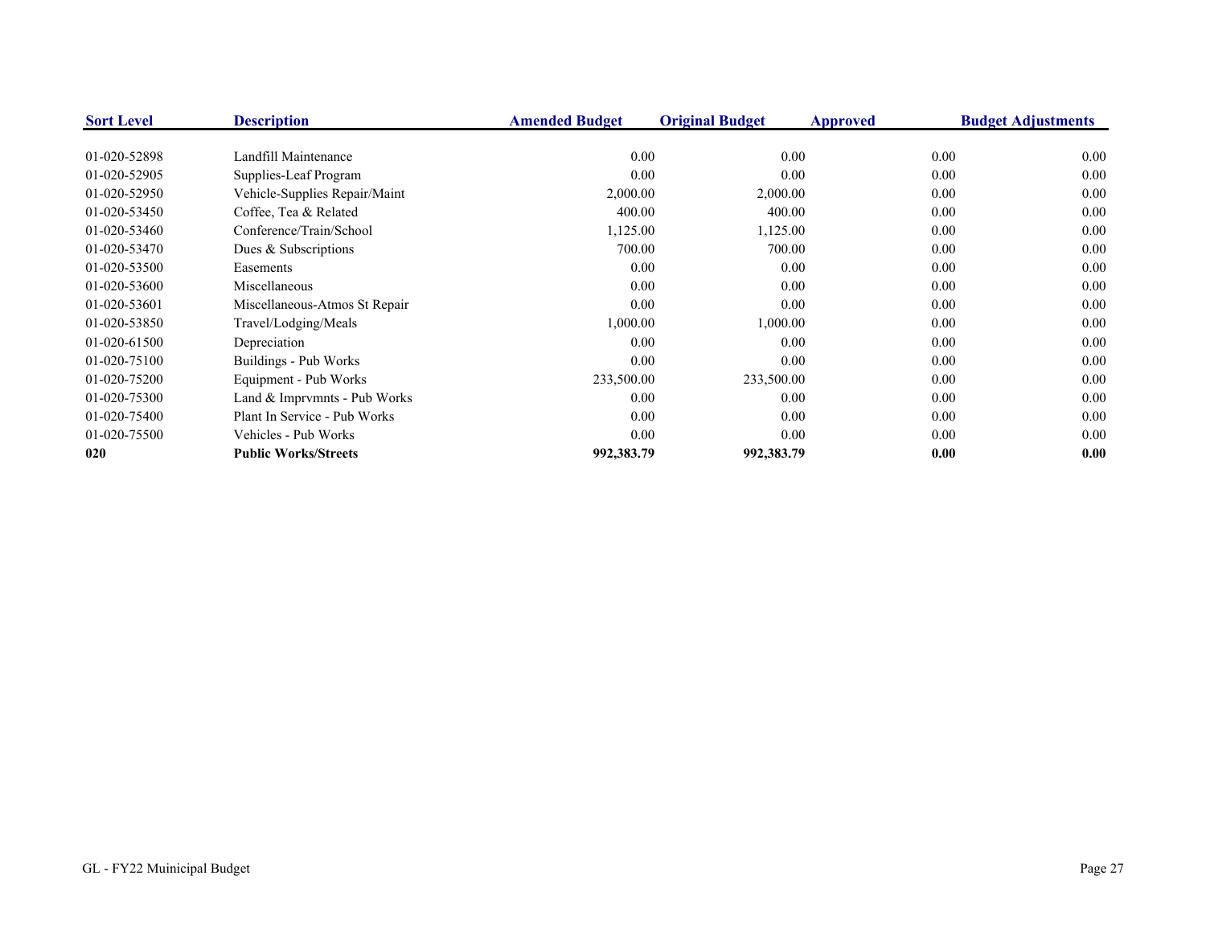| Sort Level | Description | Amended Budget | Original Budget | Approved | Budget Adjustments |
|---|---|---|---|---|---|
| 01-020-52898 | Landfill Maintenance | 0.00 | 0.00 | 0.00 | 0.00 |
| 01-020-52905 | Supplies-Leaf Program | 0.00 | 0.00 | 0.00 | 0.00 |
| 01-020-52950 | Vehicle-Supplies Repair/Maint | 2,000.00 | 2,000.00 | 0.00 | 0.00 |
| 01-020-53450 | Coffee, Tea & Related | 400.00 | 400.00 | 0.00 | 0.00 |
| 01-020-53460 | Conference/Train/School | 1,125.00 | 1,125.00 | 0.00 | 0.00 |
| 01-020-53470 | Dues & Subscriptions | 700.00 | 700.00 | 0.00 | 0.00 |
| 01-020-53500 | Easements | 0.00 | 0.00 | 0.00 | 0.00 |
| 01-020-53600 | Miscellaneous | 0.00 | 0.00 | 0.00 | 0.00 |
| 01-020-53601 | Miscellaneous-Atmos St Repair | 0.00 | 0.00 | 0.00 | 0.00 |
| 01-020-53850 | Travel/Lodging/Meals | 1,000.00 | 1,000.00 | 0.00 | 0.00 |
| 01-020-61500 | Depreciation | 0.00 | 0.00 | 0.00 | 0.00 |
| 01-020-75100 | Buildings - Pub Works | 0.00 | 0.00 | 0.00 | 0.00 |
| 01-020-75200 | Equipment - Pub Works | 233,500.00 | 233,500.00 | 0.00 | 0.00 |
| 01-020-75300 | Land & Imprvmnts - Pub Works | 0.00 | 0.00 | 0.00 | 0.00 |
| 01-020-75400 | Plant In Service - Pub Works | 0.00 | 0.00 | 0.00 | 0.00 |
| 01-020-75500 | Vehicles - Pub Works | 0.00 | 0.00 | 0.00 | 0.00 |
| **020** | **Public Works/Streets** | **992,383.79** | **992,383.79** | **0.00** | **0.00** |

GL - FY22 Muinicipal Budget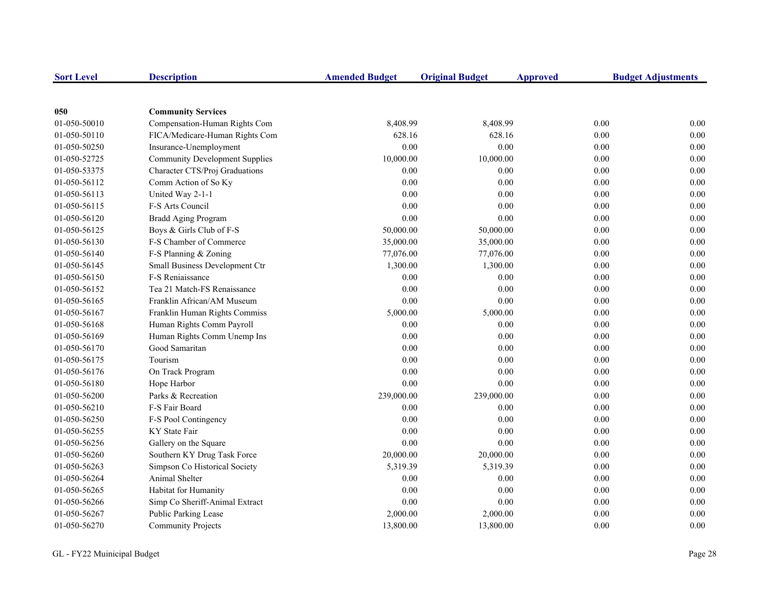| Sort Level | Description | Amended Budget | Original Budget | Approved | Budget Adjustments |
|---|---|---|---|---|---|
| **050** | **Community Services** | | | | |
| 01-050-50010 | Compensation-Human Rights Com | 8,408.99 | 8,408.99 | 0.00 | 0.00 |
| 01-050-50110 | FICA/Medicare-Human Rights Com | 628.16 | 628.16 | 0.00 | 0.00 |
| 01-050-50250 | Insurance-Unemployment | 0.00 | 0.00 | 0.00 | 0.00 |
| 01-050-52725 | Community Development Supplies | 10,000.00 | 10,000.00 | 0.00 | 0.00 |
| 01-050-53375 | Character CTS/Proj Graduations | 0.00 | 0.00 | 0.00 | 0.00 |
| 01-050-56112 | Comm Action of So Ky | 0.00 | 0.00 | 0.00 | 0.00 |
| 01-050-56113 | United Way 2-1-1 | 0.00 | 0.00 | 0.00 | 0.00 |
| 01-050-56115 | F-S Arts Council | 0.00 | 0.00 | 0.00 | 0.00 |
| 01-050-56120 | Bradd Aging Program | 0.00 | 0.00 | 0.00 | 0.00 |
| 01-050-56125 | Boys & Girls Club of F-S | 50,000.00 | 50,000.00 | 0.00 | 0.00 |
| 01-050-56130 | F-S Chamber of Commerce | 35,000.00 | 35,000.00 | 0.00 | 0.00 |
| 01-050-56140 | F-S Planning & Zoning | 77,076.00 | 77,076.00 | 0.00 | 0.00 |
| 01-050-56145 | Small Business Development Ctr | 1,300.00 | 1,300.00 | 0.00 | 0.00 |
| 01-050-56150 | F-S Reniaissance | 0.00 | 0.00 | 0.00 | 0.00 |
| 01-050-56152 | Tea 21 Match-FS Renaissance | 0.00 | 0.00 | 0.00 | 0.00 |
| 01-050-56165 | Franklin African/AM Museum | 0.00 | 0.00 | 0.00 | 0.00 |
| 01-050-56167 | Franklin Human Rights Commiss | 5,000.00 | 5,000.00 | 0.00 | 0.00 |
| 01-050-56168 | Human Rights Comm Payroll | 0.00 | 0.00 | 0.00 | 0.00 |
| 01-050-56169 | Human Rights Comm Unemp Ins | 0.00 | 0.00 | 0.00 | 0.00 |
| 01-050-56170 | Good Samaritan | 0.00 | 0.00 | 0.00 | 0.00 |
| 01-050-56175 | Tourism | 0.00 | 0.00 | 0.00 | 0.00 |
| 01-050-56176 | On Track Program | 0.00 | 0.00 | 0.00 | 0.00 |
| 01-050-56180 | Hope Harbor | 0.00 | 0.00 | 0.00 | 0.00 |
| 01-050-56200 | Parks & Recreation | 239,000.00 | 239,000.00 | 0.00 | 0.00 |
| 01-050-56210 | F-S Fair Board | 0.00 | 0.00 | 0.00 | 0.00 |
| 01-050-56250 | F-S Pool Contingency | 0.00 | 0.00 | 0.00 | 0.00 |
| 01-050-56255 | KY State Fair | 0.00 | 0.00 | 0.00 | 0.00 |
| 01-050-56256 | Gallery on the Square | 0.00 | 0.00 | 0.00 | 0.00 |
| 01-050-56260 | Southern KY Drug Task Force | 20,000.00 | 20,000.00 | 0.00 | 0.00 |
| 01-050-56263 | Simpson Co Historical Society | 5,319.39 | 5,319.39 | 0.00 | 0.00 |
| 01-050-56264 | Animal Shelter | 0.00 | 0.00 | 0.00 | 0.00 |
| 01-050-56265 | Habitat for Humanity | 0.00 | 0.00 | 0.00 | 0.00 |
| 01-050-56266 | Simp Co Sheriff-Animal Extract | 0.00 | 0.00 | 0.00 | 0.00 |
| 01-050-56267 | Public Parking Lease | 2,000.00 | 2,000.00 | 0.00 | 0.00 |
| 01-050-56270 | Community Projects | 13,800.00 | 13,800.00 | 0.00 | 0.00 |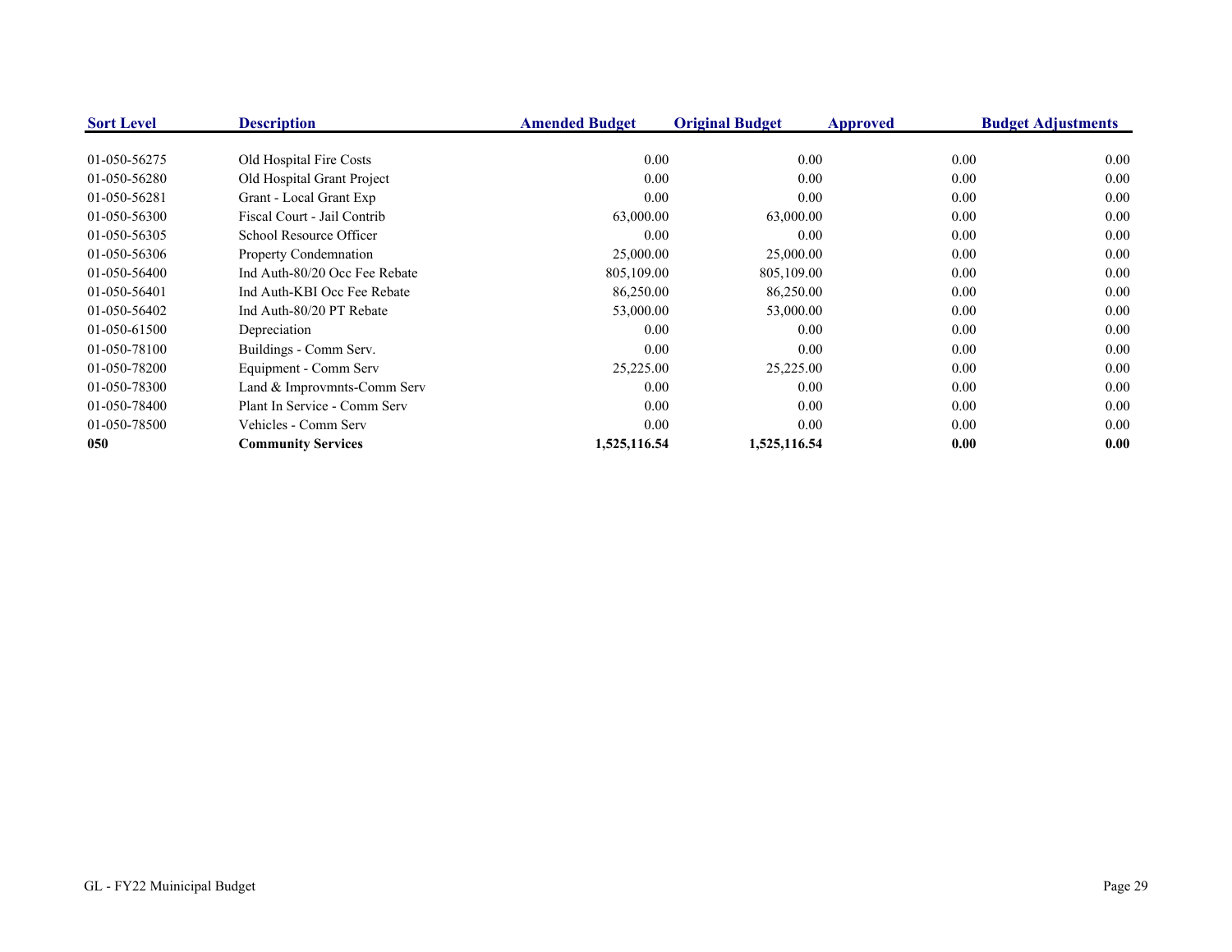| Sort Level | Description | Amended Budget | Original Budget | Approved | Budget Adjustments |
|---|---|---|---|---|---|
| 01-050-56275 | Old Hospital Fire Costs | 0.00 | 0.00 | 0.00 | 0.00 |
| 01-050-56280 | Old Hospital Grant Project | 0.00 | 0.00 | 0.00 | 0.00 |
| 01-050-56281 | Grant - Local Grant Exp | 0.00 | 0.00 | 0.00 | 0.00 |
| 01-050-56300 | Fiscal Court - Jail Contrib | 63,000.00 | 63,000.00 | 0.00 | 0.00 |
| 01-050-56305 | School Resource Officer | 0.00 | 0.00 | 0.00 | 0.00 |
| 01-050-56306 | Property Condemnation | 25,000.00 | 25,000.00 | 0.00 | 0.00 |
| 01-050-56400 | Ind Auth-80/20 Occ Fee Rebate | 805,109.00 | 805,109.00 | 0.00 | 0.00 |
| 01-050-56401 | Ind Auth-KBI Occ Fee Rebate | 86,250.00 | 86,250.00 | 0.00 | 0.00 |
| 01-050-56402 | Ind Auth-80/20 PT Rebate | 53,000.00 | 53,000.00 | 0.00 | 0.00 |
| 01-050-61500 | Depreciation | 0.00 | 0.00 | 0.00 | 0.00 |
| 01-050-78100 | Buildings - Comm Serv. | 0.00 | 0.00 | 0.00 | 0.00 |
| 01-050-78200 | Equipment - Comm Serv | 25,225.00 | 25,225.00 | 0.00 | 0.00 |
| 01-050-78300 | Land & Improvmnts-Comm Serv | 0.00 | 0.00 | 0.00 | 0.00 |
| 01-050-78400 | Plant In Service - Comm Serv | 0.00 | 0.00 | 0.00 | 0.00 |
| 01-050-78500 | Vehicles - Comm Serv | 0.00 | 0.00 | 0.00 | 0.00 |
| **050** | **Community Services** | **1,525,116.54** | **1,525,116.54** | **0.00** | **0.00** |

GL - FY22 Muinicipal Budget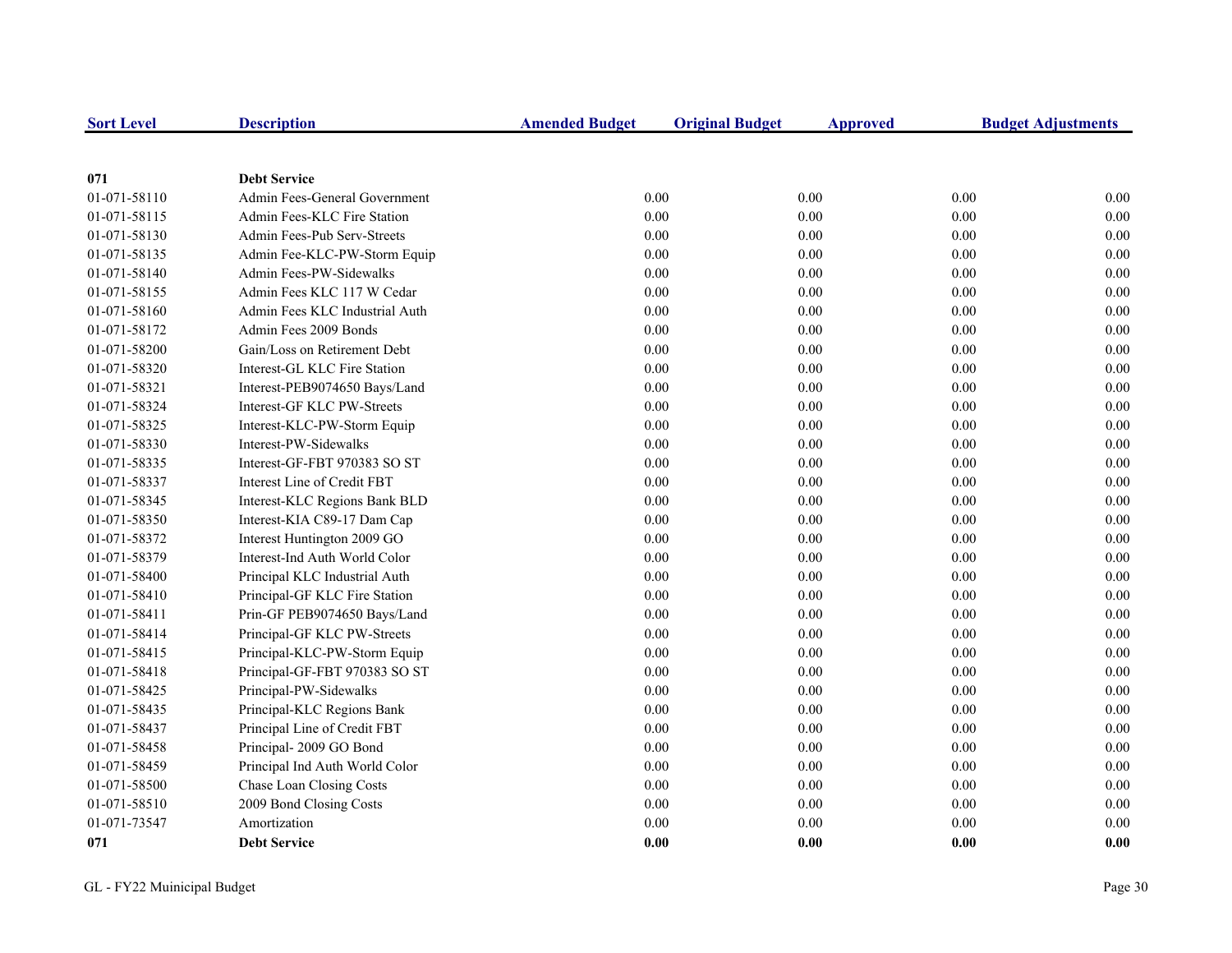| Sort Level | Description | Amended Budget | Original Budget | Approved | Budget Adjustments |
|---|---|---|---|---|---|
| **071** | **Debt Service** | | | | |
| 01-071-58110 | Admin Fees-General Government | 0.00 | 0.00 | 0.00 | 0.00 |
| 01-071-58115 | Admin Fees-KLC Fire Station | 0.00 | 0.00 | 0.00 | 0.00 |
| 01-071-58130 | Admin Fees-Pub Serv-Streets | 0.00 | 0.00 | 0.00 | 0.00 |
| 01-071-58135 | Admin Fee-KLC-PW-Storm Equip | 0.00 | 0.00 | 0.00 | 0.00 |
| 01-071-58140 | Admin Fees-PW-Sidewalks | 0.00 | 0.00 | 0.00 | 0.00 |
| 01-071-58155 | Admin Fees KLC 117 W Cedar | 0.00 | 0.00 | 0.00 | 0.00 |
| 01-071-58160 | Admin Fees KLC Industrial Auth | 0.00 | 0.00 | 0.00 | 0.00 |
| 01-071-58172 | Admin Fees 2009 Bonds | 0.00 | 0.00 | 0.00 | 0.00 |
| 01-071-58200 | Gain/Loss on Retirement Debt | 0.00 | 0.00 | 0.00 | 0.00 |
| 01-071-58320 | Interest-GL KLC Fire Station | 0.00 | 0.00 | 0.00 | 0.00 |
| 01-071-58321 | Interest-PEB9074650 Bays/Land | 0.00 | 0.00 | 0.00 | 0.00 |
| 01-071-58324 | Interest-GF KLC PW-Streets | 0.00 | 0.00 | 0.00 | 0.00 |
| 01-071-58325 | Interest-KLC-PW-Storm Equip | 0.00 | 0.00 | 0.00 | 0.00 |
| 01-071-58330 | Interest-PW-Sidewalks | 0.00 | 0.00 | 0.00 | 0.00 |
| 01-071-58335 | Interest-GF-FBT 970383 SO ST | 0.00 | 0.00 | 0.00 | 0.00 |
| 01-071-58337 | Interest Line of Credit FBT | 0.00 | 0.00 | 0.00 | 0.00 |
| 01-071-58345 | Interest-KLC Regions Bank BLD | 0.00 | 0.00 | 0.00 | 0.00 |
| 01-071-58350 | Interest-KIA C89-17 Dam Cap | 0.00 | 0.00 | 0.00 | 0.00 |
| 01-071-58372 | Interest Huntington 2009 GO | 0.00 | 0.00 | 0.00 | 0.00 |
| 01-071-58379 | Interest-Ind Auth World Color | 0.00 | 0.00 | 0.00 | 0.00 |
| 01-071-58400 | Principal KLC Industrial Auth | 0.00 | 0.00 | 0.00 | 0.00 |
| 01-071-58410 | Principal-GF KLC Fire Station | 0.00 | 0.00 | 0.00 | 0.00 |
| 01-071-58411 | Prin-GF PEB9074650 Bays/Land | 0.00 | 0.00 | 0.00 | 0.00 |
| 01-071-58414 | Principal-GF KLC PW-Streets | 0.00 | 0.00 | 0.00 | 0.00 |
| 01-071-58415 | Principal-KLC-PW-Storm Equip | 0.00 | 0.00 | 0.00 | 0.00 |
| 01-071-58418 | Principal-GF-FBT 970383 SO ST | 0.00 | 0.00 | 0.00 | 0.00 |
| 01-071-58425 | Principal-PW-Sidewalks | 0.00 | 0.00 | 0.00 | 0.00 |
| 01-071-58435 | Principal-KLC Regions Bank | 0.00 | 0.00 | 0.00 | 0.00 |
| 01-071-58437 | Principal Line of Credit FBT | 0.00 | 0.00 | 0.00 | 0.00 |
| 01-071-58458 | Principal- 2009 GO Bond | 0.00 | 0.00 | 0.00 | 0.00 |
| 01-071-58459 | Principal Ind Auth World Color | 0.00 | 0.00 | 0.00 | 0.00 |
| 01-071-58500 | Chase Loan Closing Costs | 0.00 | 0.00 | 0.00 | 0.00 |
| 01-071-58510 | 2009 Bond Closing Costs | 0.00 | 0.00 | 0.00 | 0.00 |
| 01-071-73547 | Amortization | 0.00 | 0.00 | 0.00 | 0.00 |
| **071** | **Debt Service** | **0.00** | **0.00** | **0.00** | **0.00** |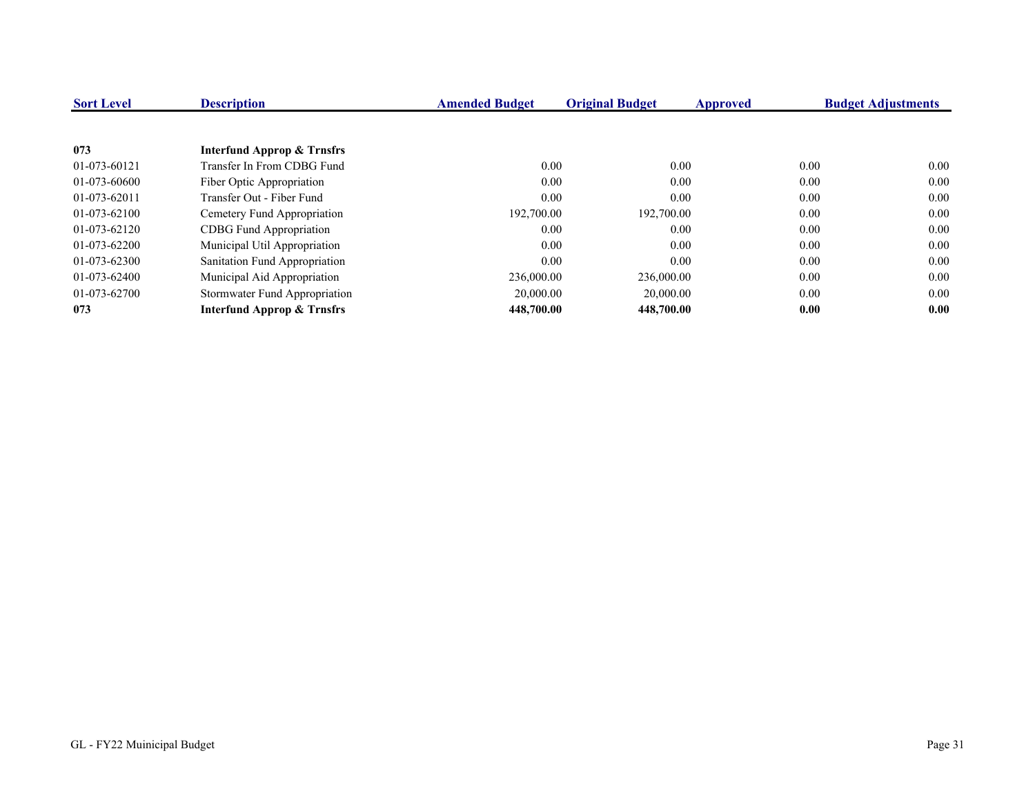| Sort Level | Description | Amended Budget | Original Budget | Approved | Budget Adjustments |
|---|---|---|---|---|---|
| **073** | **Interfund Approp & Trnsfrs** | | | | |
| 01-073-60121 | Transfer In From CDBG Fund | 0.00 | 0.00 | 0.00 | 0.00 |
| 01-073-60600 | Fiber Optic Appropriation | 0.00 | 0.00 | 0.00 | 0.00 |
| 01-073-62011 | Transfer Out - Fiber Fund | 0.00 | 0.00 | 0.00 | 0.00 |
| 01-073-62100 | Cemetery Fund Appropriation | 192,700.00 | 192,700.00 | 0.00 | 0.00 |
| 01-073-62120 | CDBG Fund Appropriation | 0.00 | 0.00 | 0.00 | 0.00 |
| 01-073-62200 | Municipal Util Appropriation | 0.00 | 0.00 | 0.00 | 0.00 |
| 01-073-62300 | Sanitation Fund Appropriation | 0.00 | 0.00 | 0.00 | 0.00 |
| 01-073-62400 | Municipal Aid Appropriation | 236,000.00 | 236,000.00 | 0.00 | 0.00 |
| 01-073-62700 | Stormwater Fund Appropriation | 20,000.00 | 20,000.00 | 0.00 | 0.00 |
| **073** | **Interfund Approp & Trnsfrs** | **448,700.00** | **448,700.00** | **0.00** | **0.00** |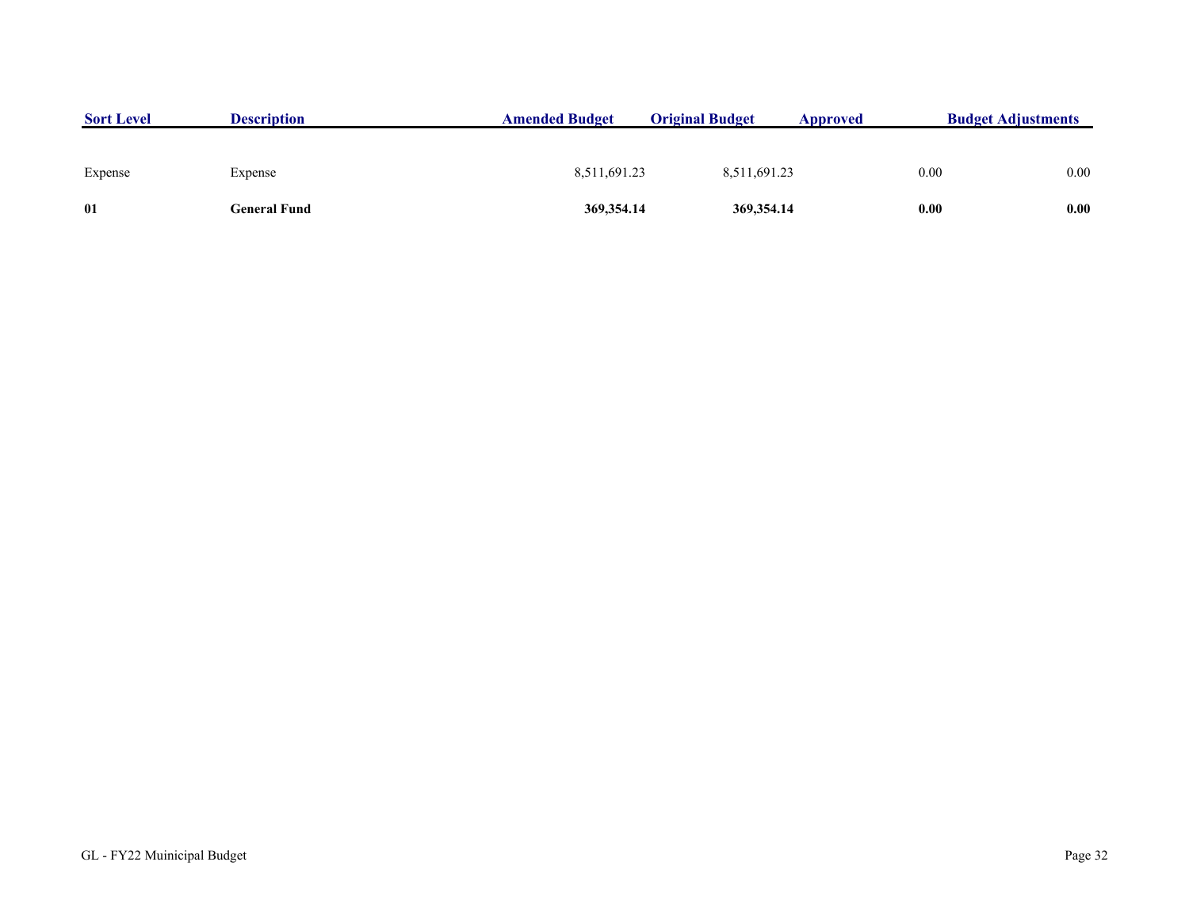| Sort Level | Description | Amended Budget | Original Budget | Approved | Budget Adjustments |
|---|---|---|---|---|---|
| Expense | Expense | 8,511,691.23 | 8,511,691.23 | 0.00 | 0.00 |
| **01** | **General Fund** | **369,354.14** | **369,354.14** | **0.00** | **0.00** |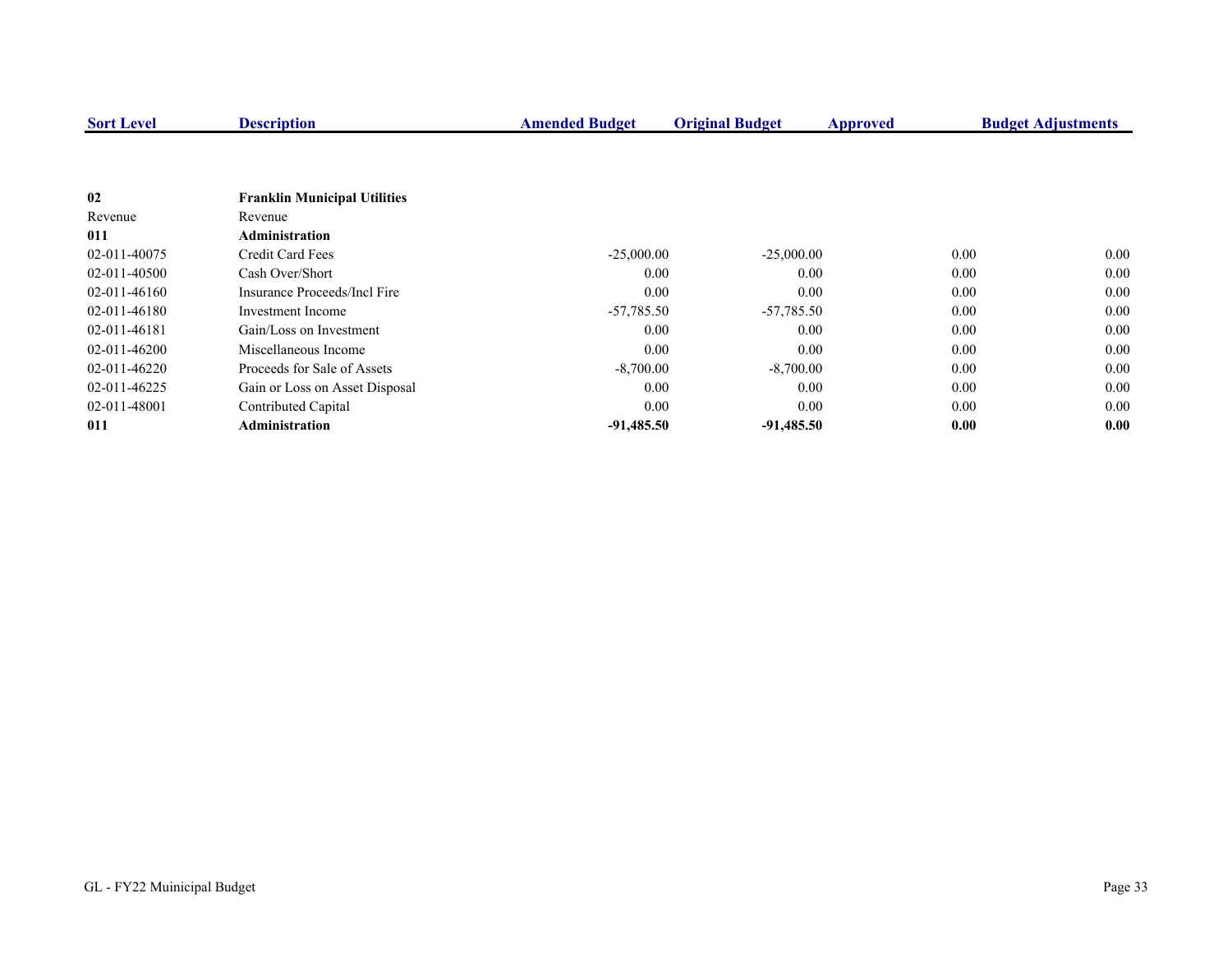| Sort Level | Description | Amended Budget | Original Budget | Approved | Budget Adjustments |
|---|---|---|---|---|---|
| **02** | **Franklin Municipal Utilities** | | | | |
| Revenue | Revenue | | | | |
| **011** | **Administration** | | | | |
| 02-011-40075 | Credit Card Fees | -25,000.00 | -25,000.00 | 0.00 | 0.00 |
| 02-011-40500 | Cash Over/Short | 0.00 | 0.00 | 0.00 | 0.00 |
| 02-011-46160 | Insurance Proceeds/Incl Fire | 0.00 | 0.00 | 0.00 | 0.00 |
| 02-011-46180 | Investment Income | -57,785.50 | -57,785.50 | 0.00 | 0.00 |
| 02-011-46181 | Gain/Loss on Investment | 0.00 | 0.00 | 0.00 | 0.00 |
| 02-011-46200 | Miscellaneous Income | 0.00 | 0.00 | 0.00 | 0.00 |
| 02-011-46220 | Proceeds for Sale of Assets | -8,700.00 | -8,700.00 | 0.00 | 0.00 |
| 02-011-46225 | Gain or Loss on Asset Disposal | 0.00 | 0.00 | 0.00 | 0.00 |
| 02-011-48001 | Contributed Capital | 0.00 | 0.00 | 0.00 | 0.00 |
| **011** | **Administration** | **-91,485.50** | **-91,485.50** | **0.00** | **0.00** |

GL - FY22 Muinicipal Budget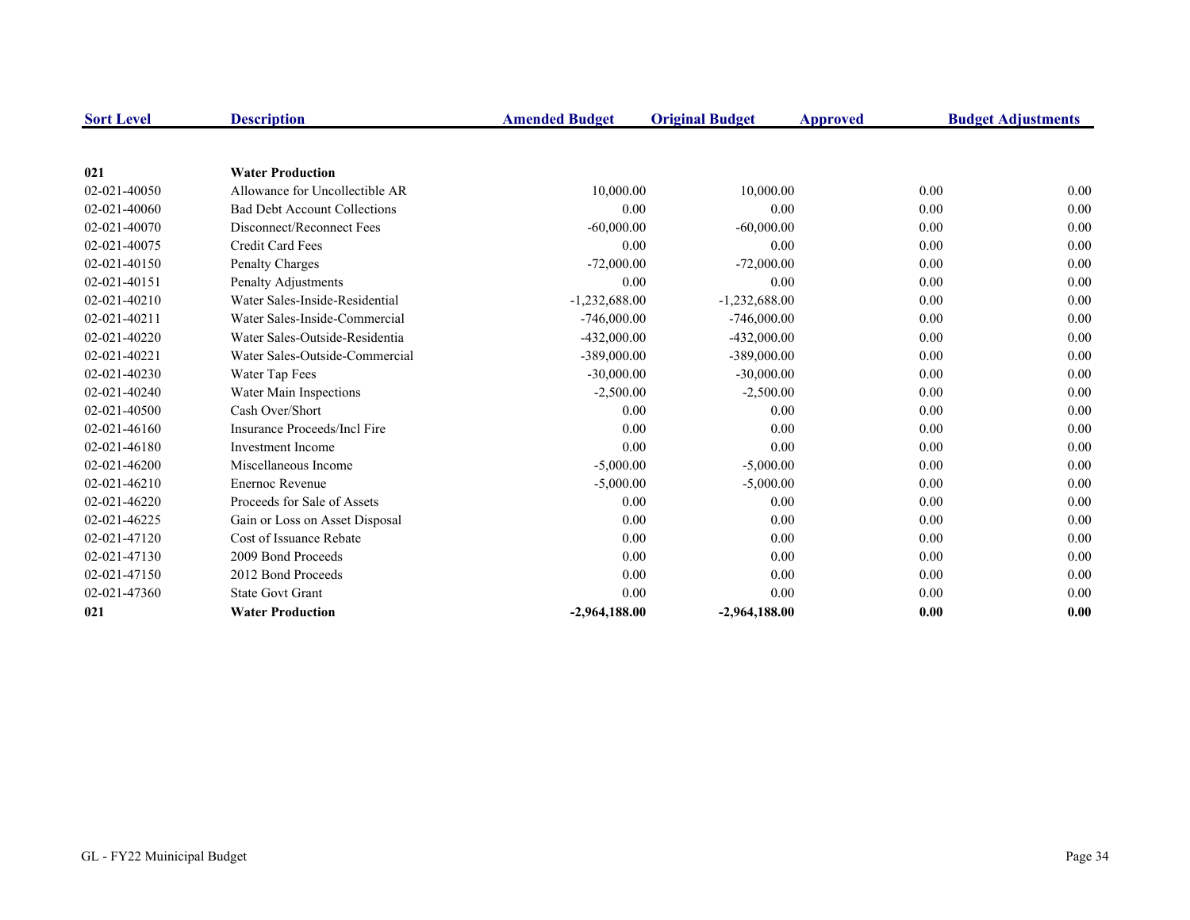| Sort Level | Description | Amended Budget | Original Budget | Approved | Budget Adjustments |
|---|---|---|---|---|---|
| **021** | **Water Production** | | | | |
| 02-021-40050 | Allowance for Uncollectible AR | 10,000.00 | 10,000.00 | 0.00 | 0.00 |
| 02-021-40060 | Bad Debt Account Collections | 0.00 | 0.00 | 0.00 | 0.00 |
| 02-021-40070 | Disconnect/Reconnect Fees | -60,000.00 | -60,000.00 | 0.00 | 0.00 |
| 02-021-40075 | Credit Card Fees | 0.00 | 0.00 | 0.00 | 0.00 |
| 02-021-40150 | Penalty Charges | -72,000.00 | -72,000.00 | 0.00 | 0.00 |
| 02-021-40151 | Penalty Adjustments | 0.00 | 0.00 | 0.00 | 0.00 |
| 02-021-40210 | Water Sales-Inside-Residential | -1,232,688.00 | -1,232,688.00 | 0.00 | 0.00 |
| 02-021-40211 | Water Sales-Inside-Commercial | -746,000.00 | -746,000.00 | 0.00 | 0.00 |
| 02-021-40220 | Water Sales-Outside-Residentia | -432,000.00 | -432,000.00 | 0.00 | 0.00 |
| 02-021-40221 | Water Sales-Outside-Commercial | -389,000.00 | -389,000.00 | 0.00 | 0.00 |
| 02-021-40230 | Water Tap Fees | -30,000.00 | -30,000.00 | 0.00 | 0.00 |
| 02-021-40240 | Water Main Inspections | -2,500.00 | -2,500.00 | 0.00 | 0.00 |
| 02-021-40500 | Cash Over/Short | 0.00 | 0.00 | 0.00 | 0.00 |
| 02-021-46160 | Insurance Proceeds/Incl Fire | 0.00 | 0.00 | 0.00 | 0.00 |
| 02-021-46180 | Investment Income | 0.00 | 0.00 | 0.00 | 0.00 |
| 02-021-46200 | Miscellaneous Income | -5,000.00 | -5,000.00 | 0.00 | 0.00 |
| 02-021-46210 | Enernoc Revenue | -5,000.00 | -5,000.00 | 0.00 | 0.00 |
| 02-021-46220 | Proceeds for Sale of Assets | 0.00 | 0.00 | 0.00 | 0.00 |
| 02-021-46225 | Gain or Loss on Asset Disposal | 0.00 | 0.00 | 0.00 | 0.00 |
| 02-021-47120 | Cost of Issuance Rebate | 0.00 | 0.00 | 0.00 | 0.00 |
| 02-021-47130 | 2009 Bond Proceeds | 0.00 | 0.00 | 0.00 | 0.00 |
| 02-021-47150 | 2012 Bond Proceeds | 0.00 | 0.00 | 0.00 | 0.00 |
| 02-021-47360 | State Govt Grant | 0.00 | 0.00 | 0.00 | 0.00 |
| **021** | **Water Production** | **-2,964,188.00** | **-2,964,188.00** | **0.00** | **0.00** |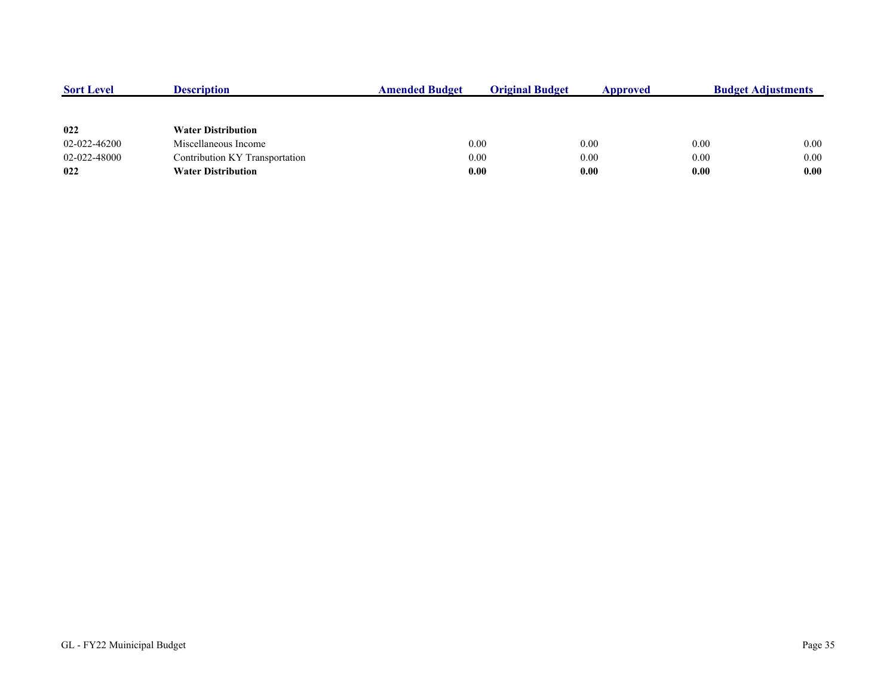| Sort Level | Description | Amended Budget | Original Budget | Approved | Budget Adjustments |
|---|---|---|---|---|---|
| **022** | **Water Distribution** | | | | |
| 02-022-46200 | Miscellaneous Income | 0.00 | 0.00 | 0.00 | 0.00 |
| 02-022-48000 | Contribution KY Transportation | 0.00 | 0.00 | 0.00 | 0.00 |
| **022** | **Water Distribution** | **0.00** | **0.00** | **0.00** | **0.00** |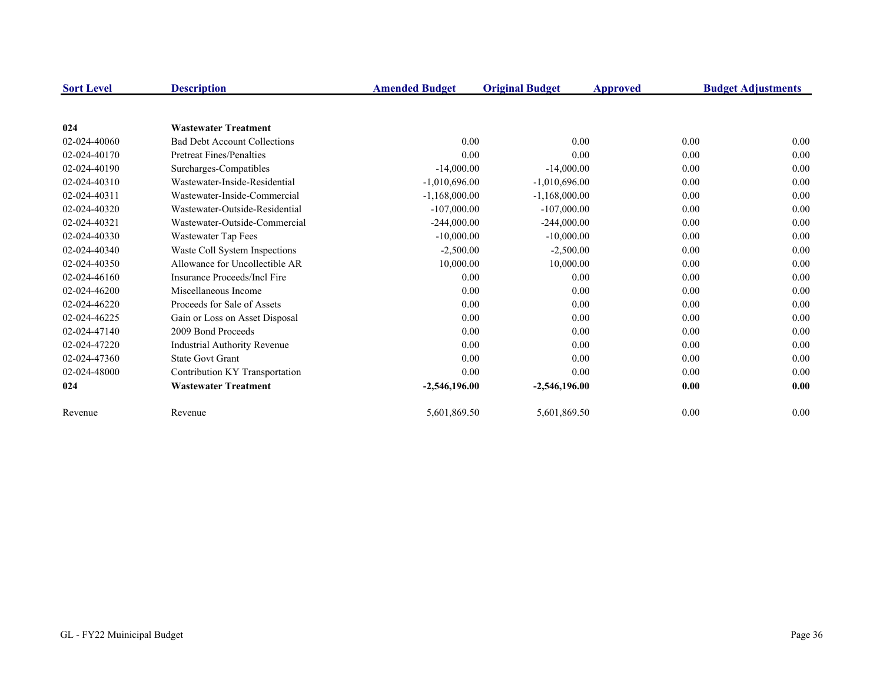| Sort Level | Description | Amended Budget | Original Budget | Approved | Budget Adjustments |
|---|---|---|---|---|---|
| **024** | **Wastewater Treatment** | | | | |
| 02-024-40060 | Bad Debt Account Collections | 0.00 | 0.00 | 0.00 | 0.00 |
| 02-024-40170 | Pretreat Fines/Penalties | 0.00 | 0.00 | 0.00 | 0.00 |
| 02-024-40190 | Surcharges-Compatibles | -14,000.00 | -14,000.00 | 0.00 | 0.00 |
| 02-024-40310 | Wastewater-Inside-Residential | -1,010,696.00 | -1,010,696.00 | 0.00 | 0.00 |
| 02-024-40311 | Wastewater-Inside-Commercial | -1,168,000.00 | -1,168,000.00 | 0.00 | 0.00 |
| 02-024-40320 | Wastewater-Outside-Residential | -107,000.00 | -107,000.00 | 0.00 | 0.00 |
| 02-024-40321 | Wastewater-Outside-Commercial | -244,000.00 | -244,000.00 | 0.00 | 0.00 |
| 02-024-40330 | Wastewater Tap Fees | -10,000.00 | -10,000.00 | 0.00 | 0.00 |
| 02-024-40340 | Waste Coll System Inspections | -2,500.00 | -2,500.00 | 0.00 | 0.00 |
| 02-024-40350 | Allowance for Uncollectible AR | 10,000.00 | 10,000.00 | 0.00 | 0.00 |
| 02-024-46160 | Insurance Proceeds/Incl Fire | 0.00 | 0.00 | 0.00 | 0.00 |
| 02-024-46200 | Miscellaneous Income | 0.00 | 0.00 | 0.00 | 0.00 |
| 02-024-46220 | Proceeds for Sale of Assets | 0.00 | 0.00 | 0.00 | 0.00 |
| 02-024-46225 | Gain or Loss on Asset Disposal | 0.00 | 0.00 | 0.00 | 0.00 |
| 02-024-47140 | 2009 Bond Proceeds | 0.00 | 0.00 | 0.00 | 0.00 |
| 02-024-47220 | Industrial Authority Revenue | 0.00 | 0.00 | 0.00 | 0.00 |
| 02-024-47360 | State Govt Grant | 0.00 | 0.00 | 0.00 | 0.00 |
| 02-024-48000 | Contribution KY Transportation | 0.00 | 0.00 | 0.00 | 0.00 |
| **024** | **Wastewater Treatment** | **-2,546,196.00** | **-2,546,196.00** | **0.00** | **0.00** |
| Revenue | Revenue | 5,601,869.50 | 5,601,869.50 | 0.00 | 0.00 |

GL - FY22 Muinicipal Budget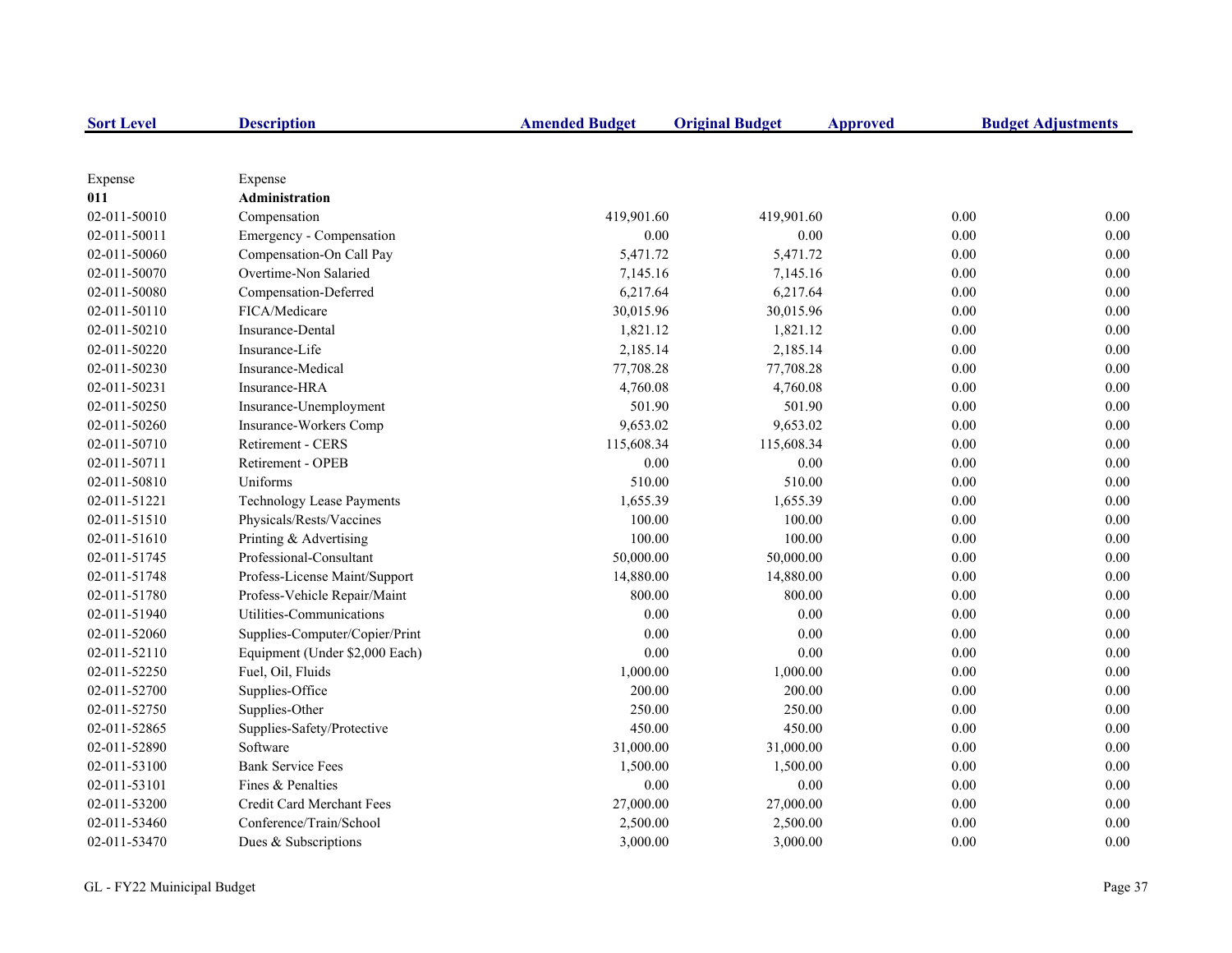| Sort Level | Description | Amended Budget | Original Budget | Approved | Budget Adjustments |
|---|---|---|---|---|---|
| Expense | Expense | | | | |
| **011** | **Administration** | | | | |
| 02-011-50010 | Compensation | 419,901.60 | 419,901.60 | 0.00 | 0.00 |
| 02-011-50011 | Emergency - Compensation | 0.00 | 0.00 | 0.00 | 0.00 |
| 02-011-50060 | Compensation-On Call Pay | 5,471.72 | 5,471.72 | 0.00 | 0.00 |
| 02-011-50070 | Overtime-Non Salaried | 7,145.16 | 7,145.16 | 0.00 | 0.00 |
| 02-011-50080 | Compensation-Deferred | 6,217.64 | 6,217.64 | 0.00 | 0.00 |
| 02-011-50110 | FICA/Medicare | 30,015.96 | 30,015.96 | 0.00 | 0.00 |
| 02-011-50210 | Insurance-Dental | 1,821.12 | 1,821.12 | 0.00 | 0.00 |
| 02-011-50220 | Insurance-Life | 2,185.14 | 2,185.14 | 0.00 | 0.00 |
| 02-011-50230 | Insurance-Medical | 77,708.28 | 77,708.28 | 0.00 | 0.00 |
| 02-011-50231 | Insurance-HRA | 4,760.08 | 4,760.08 | 0.00 | 0.00 |
| 02-011-50250 | Insurance-Unemployment | 501.90 | 501.90 | 0.00 | 0.00 |
| 02-011-50260 | Insurance-Workers Comp | 9,653.02 | 9,653.02 | 0.00 | 0.00 |
| 02-011-50710 | Retirement - CERS | 115,608.34 | 115,608.34 | 0.00 | 0.00 |
| 02-011-50711 | Retirement - OPEB | 0.00 | 0.00 | 0.00 | 0.00 |
| 02-011-50810 | Uniforms | 510.00 | 510.00 | 0.00 | 0.00 |
| 02-011-51221 | Technology Lease Payments | 1,655.39 | 1,655.39 | 0.00 | 0.00 |
| 02-011-51510 | Physicals/Rests/Vaccines | 100.00 | 100.00 | 0.00 | 0.00 |
| 02-011-51610 | Printing & Advertising | 100.00 | 100.00 | 0.00 | 0.00 |
| 02-011-51745 | Professional-Consultant | 50,000.00 | 50,000.00 | 0.00 | 0.00 |
| 02-011-51748 | Profess-License Maint/Support | 14,880.00 | 14,880.00 | 0.00 | 0.00 |
| 02-011-51780 | Profess-Vehicle Repair/Maint | 800.00 | 800.00 | 0.00 | 0.00 |
| 02-011-51940 | Utilities-Communications | 0.00 | 0.00 | 0.00 | 0.00 |
| 02-011-52060 | Supplies-Computer/Copier/Print | 0.00 | 0.00 | 0.00 | 0.00 |
| 02-011-52110 | Equipment (Under $2,000 Each) | 0.00 | 0.00 | 0.00 | 0.00 |
| 02-011-52250 | Fuel, Oil, Fluids | 1,000.00 | 1,000.00 | 0.00 | 0.00 |
| 02-011-52700 | Supplies-Office | 200.00 | 200.00 | 0.00 | 0.00 |
| 02-011-52750 | Supplies-Other | 250.00 | 250.00 | 0.00 | 0.00 |
| 02-011-52865 | Supplies-Safety/Protective | 450.00 | 450.00 | 0.00 | 0.00 |
| 02-011-52890 | Software | 31,000.00 | 31,000.00 | 0.00 | 0.00 |
| 02-011-53100 | Bank Service Fees | 1,500.00 | 1,500.00 | 0.00 | 0.00 |
| 02-011-53101 | Fines & Penalties | 0.00 | 0.00 | 0.00 | 0.00 |
| 02-011-53200 | Credit Card Merchant Fees | 27,000.00 | 27,000.00 | 0.00 | 0.00 |
| 02-011-53460 | Conference/Train/School | 2,500.00 | 2,500.00 | 0.00 | 0.00 |
| 02-011-53470 | Dues & Subscriptions | 3,000.00 | 3,000.00 | 0.00 | 0.00 |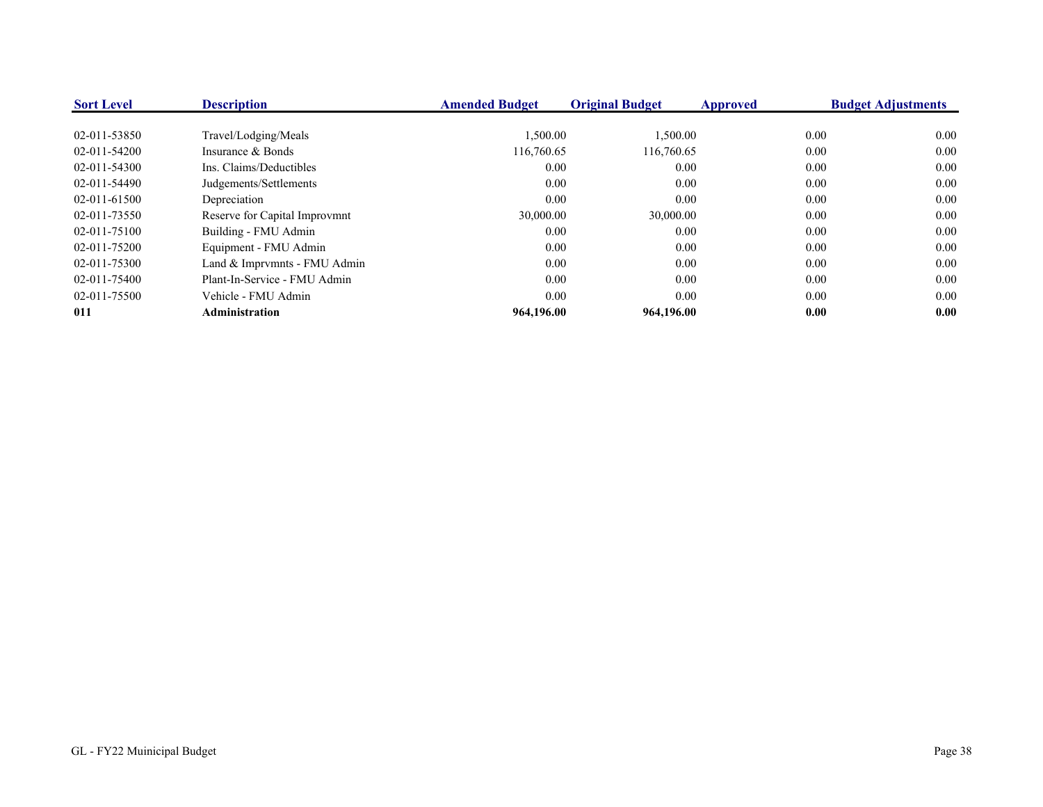| Sort Level | Description | Amended Budget | Original Budget | Approved | Budget Adjustments |
|---|---|---|---|---|---|
| 02-011-53850 | Travel/Lodging/Meals | 1,500.00 | 1,500.00 | 0.00 | 0.00 |
| 02-011-54200 | Insurance & Bonds | 116,760.65 | 116,760.65 | 0.00 | 0.00 |
| 02-011-54300 | Ins. Claims/Deductibles | 0.00 | 0.00 | 0.00 | 0.00 |
| 02-011-54490 | Judgements/Settlements | 0.00 | 0.00 | 0.00 | 0.00 |
| 02-011-61500 | Depreciation | 0.00 | 0.00 | 0.00 | 0.00 |
| 02-011-73550 | Reserve for Capital Improvmnt | 30,000.00 | 30,000.00 | 0.00 | 0.00 |
| 02-011-75100 | Building - FMU Admin | 0.00 | 0.00 | 0.00 | 0.00 |
| 02-011-75200 | Equipment - FMU Admin | 0.00 | 0.00 | 0.00 | 0.00 |
| 02-011-75300 | Land & Imprvmnts - FMU Admin | 0.00 | 0.00 | 0.00 | 0.00 |
| 02-011-75400 | Plant-In-Service - FMU Admin | 0.00 | 0.00 | 0.00 | 0.00 |
| 02-011-75500 | Vehicle - FMU Admin | 0.00 | 0.00 | 0.00 | 0.00 |
| **011** | **Administration** | **964,196.00** | **964,196.00** | **0.00** | **0.00** |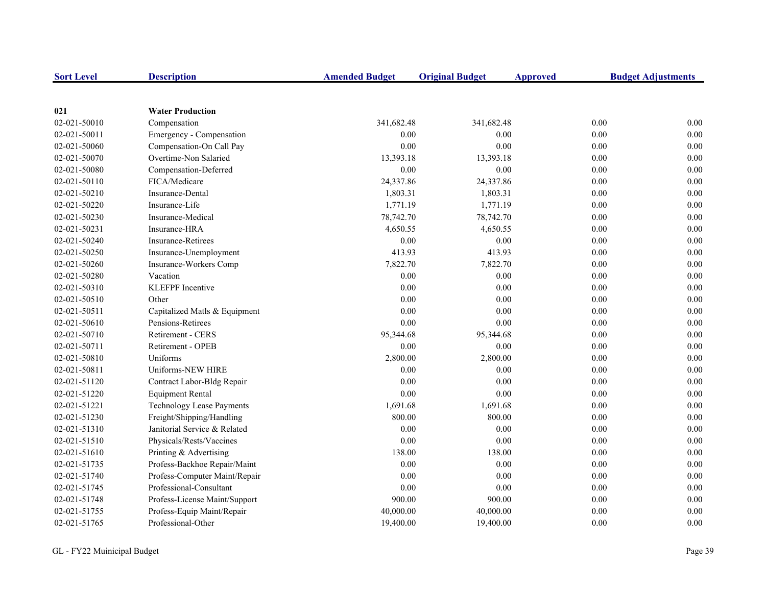| Sort Level | Description | Amended Budget | Original Budget | Approved | Budget Adjustments |
|---|---|---|---|---|---|
| **021** | **Water Production** | | | | |
| 02-021-50010 | Compensation | 341,682.48 | 341,682.48 | 0.00 | 0.00 |
| 02-021-50011 | Emergency - Compensation | 0.00 | 0.00 | 0.00 | 0.00 |
| 02-021-50060 | Compensation-On Call Pay | 0.00 | 0.00 | 0.00 | 0.00 |
| 02-021-50070 | Overtime-Non Salaried | 13,393.18 | 13,393.18 | 0.00 | 0.00 |
| 02-021-50080 | Compensation-Deferred | 0.00 | 0.00 | 0.00 | 0.00 |
| 02-021-50110 | FICA/Medicare | 24,337.86 | 24,337.86 | 0.00 | 0.00 |
| 02-021-50210 | Insurance-Dental | 1,803.31 | 1,803.31 | 0.00 | 0.00 |
| 02-021-50220 | Insurance-Life | 1,771.19 | 1,771.19 | 0.00 | 0.00 |
| 02-021-50230 | Insurance-Medical | 78,742.70 | 78,742.70 | 0.00 | 0.00 |
| 02-021-50231 | Insurance-HRA | 4,650.55 | 4,650.55 | 0.00 | 0.00 |
| 02-021-50240 | Insurance-Retirees | 0.00 | 0.00 | 0.00 | 0.00 |
| 02-021-50250 | Insurance-Unemployment | 413.93 | 413.93 | 0.00 | 0.00 |
| 02-021-50260 | Insurance-Workers Comp | 7,822.70 | 7,822.70 | 0.00 | 0.00 |
| 02-021-50280 | Vacation | 0.00 | 0.00 | 0.00 | 0.00 |
| 02-021-50310 | KLEFPF Incentive | 0.00 | 0.00 | 0.00 | 0.00 |
| 02-021-50510 | Other | 0.00 | 0.00 | 0.00 | 0.00 |
| 02-021-50511 | Capitalized Matls & Equipment | 0.00 | 0.00 | 0.00 | 0.00 |
| 02-021-50610 | Pensions-Retirees | 0.00 | 0.00 | 0.00 | 0.00 |
| 02-021-50710 | Retirement - CERS | 95,344.68 | 95,344.68 | 0.00 | 0.00 |
| 02-021-50711 | Retirement - OPEB | 0.00 | 0.00 | 0.00 | 0.00 |
| 02-021-50810 | Uniforms | 2,800.00 | 2,800.00 | 0.00 | 0.00 |
| 02-021-50811 | Uniforms-NEW HIRE | 0.00 | 0.00 | 0.00 | 0.00 |
| 02-021-51120 | Contract Labor-Bldg Repair | 0.00 | 0.00 | 0.00 | 0.00 |
| 02-021-51220 | Equipment Rental | 0.00 | 0.00 | 0.00 | 0.00 |
| 02-021-51221 | Technology Lease Payments | 1,691.68 | 1,691.68 | 0.00 | 0.00 |
| 02-021-51230 | Freight/Shipping/Handling | 800.00 | 800.00 | 0.00 | 0.00 |
| 02-021-51310 | Janitorial Service & Related | 0.00 | 0.00 | 0.00 | 0.00 |
| 02-021-51510 | Physicals/Rests/Vaccines | 0.00 | 0.00 | 0.00 | 0.00 |
| 02-021-51610 | Printing & Advertising | 138.00 | 138.00 | 0.00 | 0.00 |
| 02-021-51735 | Profess-Backhoe Repair/Maint | 0.00 | 0.00 | 0.00 | 0.00 |
| 02-021-51740 | Profess-Computer Maint/Repair | 0.00 | 0.00 | 0.00 | 0.00 |
| 02-021-51745 | Professional-Consultant | 0.00 | 0.00 | 0.00 | 0.00 |
| 02-021-51748 | Profess-License Maint/Support | 900.00 | 900.00 | 0.00 | 0.00 |
| 02-021-51755 | Profess-Equip Maint/Repair | 40,000.00 | 40,000.00 | 0.00 | 0.00 |
| 02-021-51765 | Professional-Other | 19,400.00 | 19,400.00 | 0.00 | 0.00 |

GL - FY22 Muinicipal Budget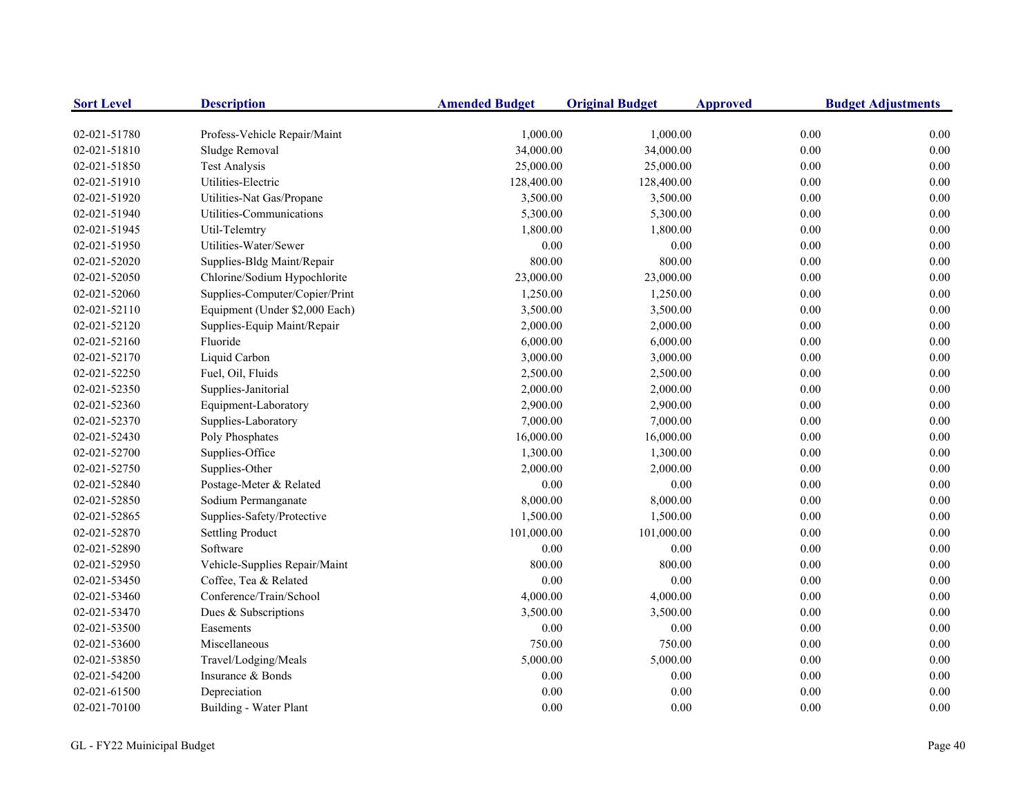| Sort Level | Description | Amended Budget | Original Budget | Approved | Budget Adjustments |
|---|---|---|---|---|---|
| 02-021-51780 | Profess-Vehicle Repair/Maint | 1,000.00 | 1,000.00 | 0.00 | 0.00 |
| 02-021-51810 | Sludge Removal | 34,000.00 | 34,000.00 | 0.00 | 0.00 |
| 02-021-51850 | Test Analysis | 25,000.00 | 25,000.00 | 0.00 | 0.00 |
| 02-021-51910 | Utilities-Electric | 128,400.00 | 128,400.00 | 0.00 | 0.00 |
| 02-021-51920 | Utilities-Nat Gas/Propane | 3,500.00 | 3,500.00 | 0.00 | 0.00 |
| 02-021-51940 | Utilities-Communications | 5,300.00 | 5,300.00 | 0.00 | 0.00 |
| 02-021-51945 | Util-Telemtry | 1,800.00 | 1,800.00 | 0.00 | 0.00 |
| 02-021-51950 | Utilities-Water/Sewer | 0.00 | 0.00 | 0.00 | 0.00 |
| 02-021-52020 | Supplies-Bldg Maint/Repair | 800.00 | 800.00 | 0.00 | 0.00 |
| 02-021-52050 | Chlorine/Sodium Hypochlorite | 23,000.00 | 23,000.00 | 0.00 | 0.00 |
| 02-021-52060 | Supplies-Computer/Copier/Print | 1,250.00 | 1,250.00 | 0.00 | 0.00 |
| 02-021-52110 | Equipment (Under $2,000 Each) | 3,500.00 | 3,500.00 | 0.00 | 0.00 |
| 02-021-52120 | Supplies-Equip Maint/Repair | 2,000.00 | 2,000.00 | 0.00 | 0.00 |
| 02-021-52160 | Fluoride | 6,000.00 | 6,000.00 | 0.00 | 0.00 |
| 02-021-52170 | Liquid Carbon | 3,000.00 | 3,000.00 | 0.00 | 0.00 |
| 02-021-52250 | Fuel, Oil, Fluids | 2,500.00 | 2,500.00 | 0.00 | 0.00 |
| 02-021-52350 | Supplies-Janitorial | 2,000.00 | 2,000.00 | 0.00 | 0.00 |
| 02-021-52360 | Equipment-Laboratory | 2,900.00 | 2,900.00 | 0.00 | 0.00 |
| 02-021-52370 | Supplies-Laboratory | 7,000.00 | 7,000.00 | 0.00 | 0.00 |
| 02-021-52430 | Poly Phosphates | 16,000.00 | 16,000.00 | 0.00 | 0.00 |
| 02-021-52700 | Supplies-Office | 1,300.00 | 1,300.00 | 0.00 | 0.00 |
| 02-021-52750 | Supplies-Other | 2,000.00 | 2,000.00 | 0.00 | 0.00 |
| 02-021-52840 | Postage-Meter & Related | 0.00 | 0.00 | 0.00 | 0.00 |
| 02-021-52850 | Sodium Permanganate | 8,000.00 | 8,000.00 | 0.00 | 0.00 |
| 02-021-52865 | Supplies-Safety/Protective | 1,500.00 | 1,500.00 | 0.00 | 0.00 |
| 02-021-52870 | Settling Product | 101,000.00 | 101,000.00 | 0.00 | 0.00 |
| 02-021-52890 | Software | 0.00 | 0.00 | 0.00 | 0.00 |
| 02-021-52950 | Vehicle-Supplies Repair/Maint | 800.00 | 800.00 | 0.00 | 0.00 |
| 02-021-53450 | Coffee, Tea & Related | 0.00 | 0.00 | 0.00 | 0.00 |
| 02-021-53460 | Conference/Train/School | 4,000.00 | 4,000.00 | 0.00 | 0.00 |
| 02-021-53470 | Dues & Subscriptions | 3,500.00 | 3,500.00 | 0.00 | 0.00 |
| 02-021-53500 | Easements | 0.00 | 0.00 | 0.00 | 0.00 |
| 02-021-53600 | Miscellaneous | 750.00 | 750.00 | 0.00 | 0.00 |
| 02-021-53850 | Travel/Lodging/Meals | 5,000.00 | 5,000.00 | 0.00 | 0.00 |
| 02-021-54200 | Insurance & Bonds | 0.00 | 0.00 | 0.00 | 0.00 |
| 02-021-61500 | Depreciation | 0.00 | 0.00 | 0.00 | 0.00 |
| 02-021-70100 | Building - Water Plant | 0.00 | 0.00 | 0.00 | 0.00 |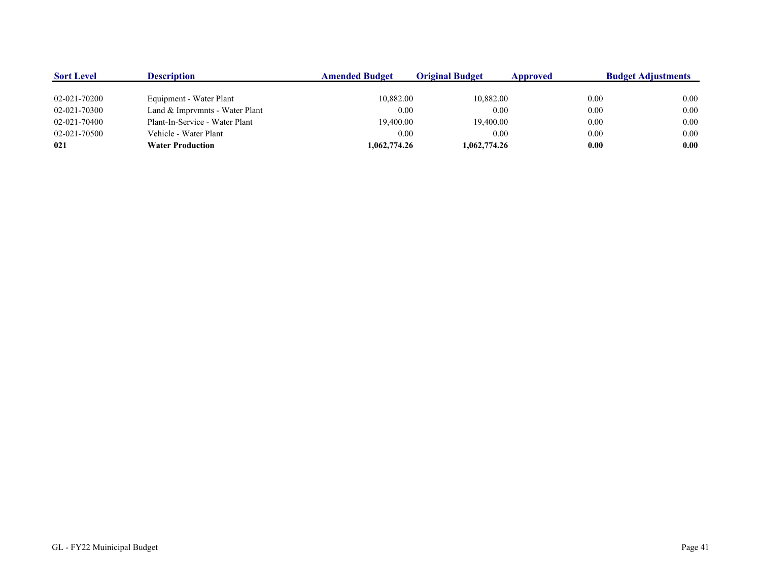| Sort Level | Description | Amended Budget | Original Budget | Approved | Budget Adjustments |
|---|---|---|---|---|---|
| 02-021-70200 | Equipment - Water Plant | 10,882.00 | 10,882.00 | 0.00 | 0.00 |
| 02-021-70300 | Land & Imprvmnts - Water Plant | 0.00 | 0.00 | 0.00 | 0.00 |
| 02-021-70400 | Plant-In-Service - Water Plant | 19,400.00 | 19,400.00 | 0.00 | 0.00 |
| 02-021-70500 | Vehicle - Water Plant | 0.00 | 0.00 | 0.00 | 0.00 |
| **021** | **Water Production** | **1,062,774.26** | **1,062,774.26** | **0.00** | **0.00** |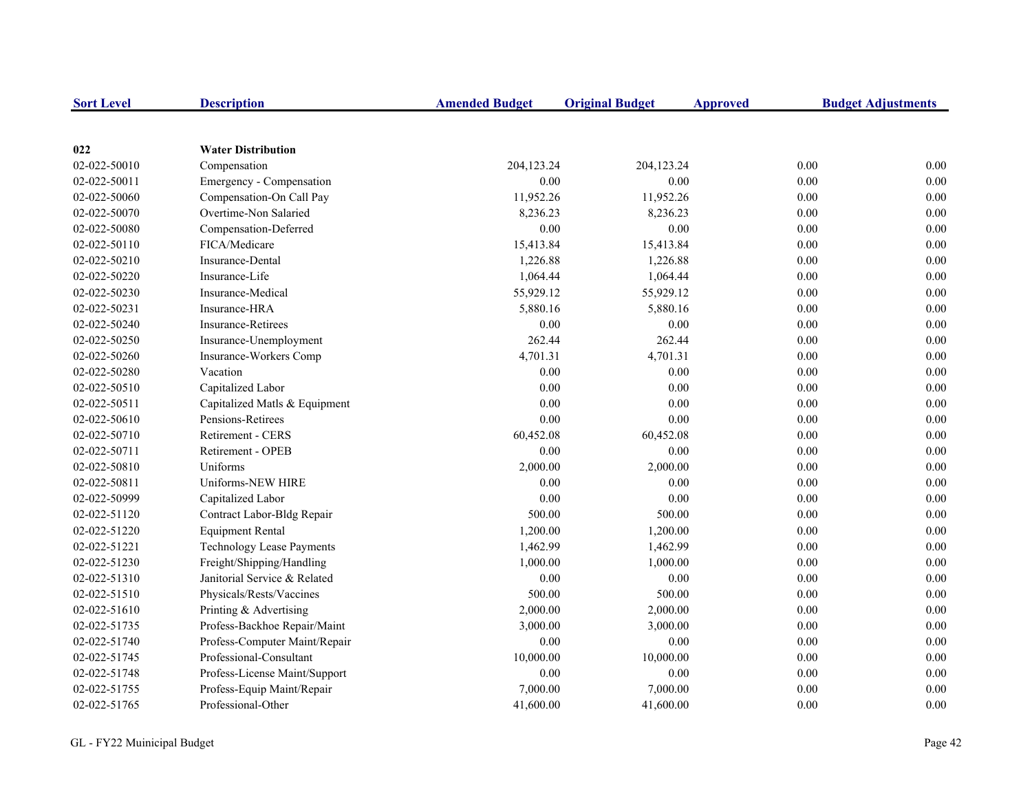| Sort Level | Description | Amended Budget | Original Budget | Approved | Budget Adjustments |
|---|---|---|---|---|---|
| **022** | **Water Distribution** | | | | |
| 02-022-50010 | Compensation | 204,123.24 | 204,123.24 | 0.00 | 0.00 |
| 02-022-50011 | Emergency - Compensation | 0.00 | 0.00 | 0.00 | 0.00 |
| 02-022-50060 | Compensation-On Call Pay | 11,952.26 | 11,952.26 | 0.00 | 0.00 |
| 02-022-50070 | Overtime-Non Salaried | 8,236.23 | 8,236.23 | 0.00 | 0.00 |
| 02-022-50080 | Compensation-Deferred | 0.00 | 0.00 | 0.00 | 0.00 |
| 02-022-50110 | FICA/Medicare | 15,413.84 | 15,413.84 | 0.00 | 0.00 |
| 02-022-50210 | Insurance-Dental | 1,226.88 | 1,226.88 | 0.00 | 0.00 |
| 02-022-50220 | Insurance-Life | 1,064.44 | 1,064.44 | 0.00 | 0.00 |
| 02-022-50230 | Insurance-Medical | 55,929.12 | 55,929.12 | 0.00 | 0.00 |
| 02-022-50231 | Insurance-HRA | 5,880.16 | 5,880.16 | 0.00 | 0.00 |
| 02-022-50240 | Insurance-Retirees | 0.00 | 0.00 | 0.00 | 0.00 |
| 02-022-50250 | Insurance-Unemployment | 262.44 | 262.44 | 0.00 | 0.00 |
| 02-022-50260 | Insurance-Workers Comp | 4,701.31 | 4,701.31 | 0.00 | 0.00 |
| 02-022-50280 | Vacation | 0.00 | 0.00 | 0.00 | 0.00 |
| 02-022-50510 | Capitalized Labor | 0.00 | 0.00 | 0.00 | 0.00 |
| 02-022-50511 | Capitalized Matls & Equipment | 0.00 | 0.00 | 0.00 | 0.00 |
| 02-022-50610 | Pensions-Retirees | 0.00 | 0.00 | 0.00 | 0.00 |
| 02-022-50710 | Retirement - CERS | 60,452.08 | 60,452.08 | 0.00 | 0.00 |
| 02-022-50711 | Retirement - OPEB | 0.00 | 0.00 | 0.00 | 0.00 |
| 02-022-50810 | Uniforms | 2,000.00 | 2,000.00 | 0.00 | 0.00 |
| 02-022-50811 | Uniforms-NEW HIRE | 0.00 | 0.00 | 0.00 | 0.00 |
| 02-022-50999 | Capitalized Labor | 0.00 | 0.00 | 0.00 | 0.00 |
| 02-022-51120 | Contract Labor-Bldg Repair | 500.00 | 500.00 | 0.00 | 0.00 |
| 02-022-51220 | Equipment Rental | 1,200.00 | 1,200.00 | 0.00 | 0.00 |
| 02-022-51221 | Technology Lease Payments | 1,462.99 | 1,462.99 | 0.00 | 0.00 |
| 02-022-51230 | Freight/Shipping/Handling | 1,000.00 | 1,000.00 | 0.00 | 0.00 |
| 02-022-51310 | Janitorial Service & Related | 0.00 | 0.00 | 0.00 | 0.00 |
| 02-022-51510 | Physicals/Rests/Vaccines | 500.00 | 500.00 | 0.00 | 0.00 |
| 02-022-51610 | Printing & Advertising | 2,000.00 | 2,000.00 | 0.00 | 0.00 |
| 02-022-51735 | Profess-Backhoe Repair/Maint | 3,000.00 | 3,000.00 | 0.00 | 0.00 |
| 02-022-51740 | Profess-Computer Maint/Repair | 0.00 | 0.00 | 0.00 | 0.00 |
| 02-022-51745 | Professional-Consultant | 10,000.00 | 10,000.00 | 0.00 | 0.00 |
| 02-022-51748 | Profess-License Maint/Support | 0.00 | 0.00 | 0.00 | 0.00 |
| 02-022-51755 | Profess-Equip Maint/Repair | 7,000.00 | 7,000.00 | 0.00 | 0.00 |
| 02-022-51765 | Professional-Other | 41,600.00 | 41,600.00 | 0.00 | 0.00 |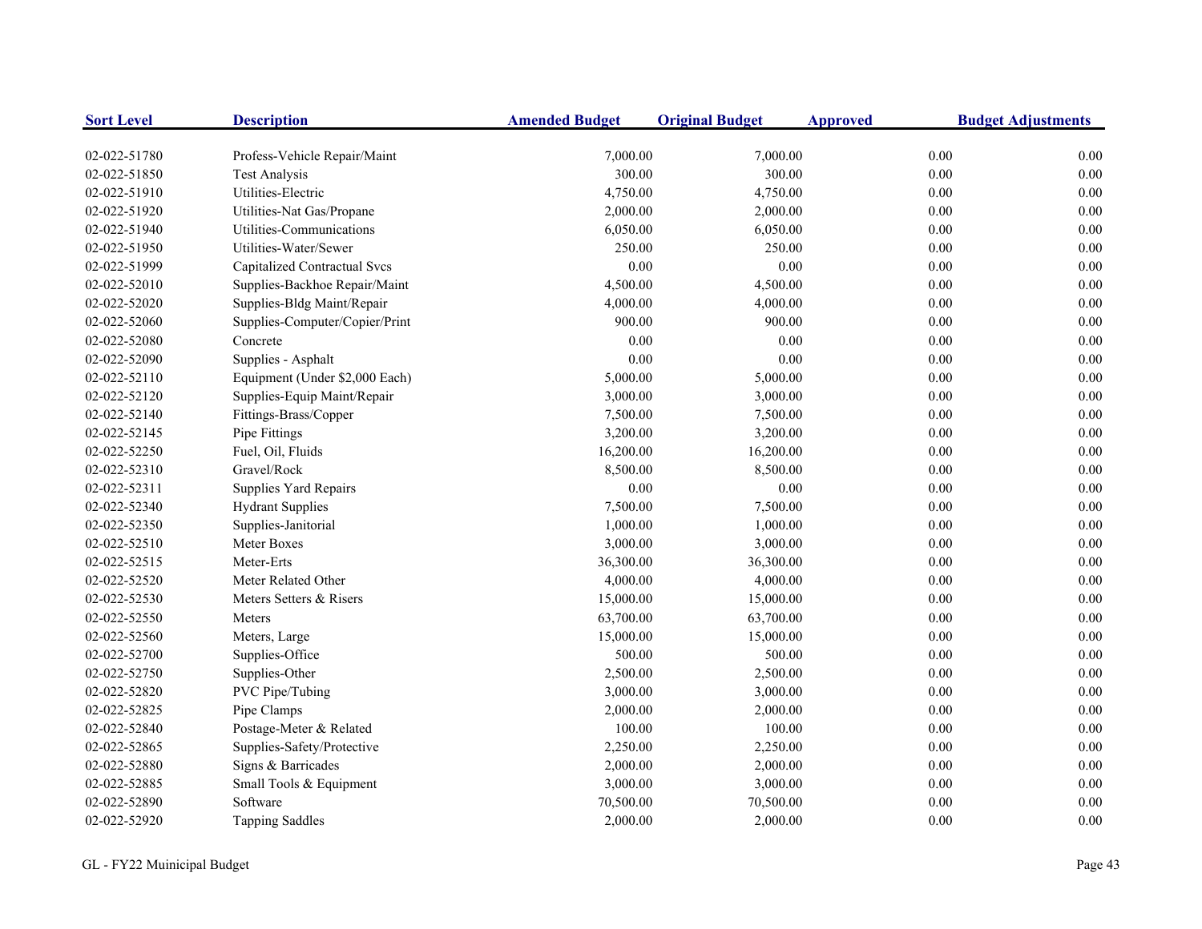| Sort Level | Description | Amended Budget | Original Budget | Approved | Budget Adjustments |
|---|---|---|---|---|---|
| 02-022-51780 | Profess-Vehicle Repair/Maint | 7,000.00 | 7,000.00 | 0.00 | 0.00 |
| 02-022-51850 | Test Analysis | 300.00 | 300.00 | 0.00 | 0.00 |
| 02-022-51910 | Utilities-Electric | 4,750.00 | 4,750.00 | 0.00 | 0.00 |
| 02-022-51920 | Utilities-Nat Gas/Propane | 2,000.00 | 2,000.00 | 0.00 | 0.00 |
| 02-022-51940 | Utilities-Communications | 6,050.00 | 6,050.00 | 0.00 | 0.00 |
| 02-022-51950 | Utilities-Water/Sewer | 250.00 | 250.00 | 0.00 | 0.00 |
| 02-022-51999 | Capitalized Contractual Svcs | 0.00 | 0.00 | 0.00 | 0.00 |
| 02-022-52010 | Supplies-Backhoe Repair/Maint | 4,500.00 | 4,500.00 | 0.00 | 0.00 |
| 02-022-52020 | Supplies-Bldg Maint/Repair | 4,000.00 | 4,000.00 | 0.00 | 0.00 |
| 02-022-52060 | Supplies-Computer/Copier/Print | 900.00 | 900.00 | 0.00 | 0.00 |
| 02-022-52080 | Concrete | 0.00 | 0.00 | 0.00 | 0.00 |
| 02-022-52090 | Supplies - Asphalt | 0.00 | 0.00 | 0.00 | 0.00 |
| 02-022-52110 | Equipment (Under $2,000 Each) | 5,000.00 | 5,000.00 | 0.00 | 0.00 |
| 02-022-52120 | Supplies-Equip Maint/Repair | 3,000.00 | 3,000.00 | 0.00 | 0.00 |
| 02-022-52140 | Fittings-Brass/Copper | 7,500.00 | 7,500.00 | 0.00 | 0.00 |
| 02-022-52145 | Pipe Fittings | 3,200.00 | 3,200.00 | 0.00 | 0.00 |
| 02-022-52250 | Fuel, Oil, Fluids | 16,200.00 | 16,200.00 | 0.00 | 0.00 |
| 02-022-52310 | Gravel/Rock | 8,500.00 | 8,500.00 | 0.00 | 0.00 |
| 02-022-52311 | Supplies Yard Repairs | 0.00 | 0.00 | 0.00 | 0.00 |
| 02-022-52340 | Hydrant Supplies | 7,500.00 | 7,500.00 | 0.00 | 0.00 |
| 02-022-52350 | Supplies-Janitorial | 1,000.00 | 1,000.00 | 0.00 | 0.00 |
| 02-022-52510 | Meter Boxes | 3,000.00 | 3,000.00 | 0.00 | 0.00 |
| 02-022-52515 | Meter-Erts | 36,300.00 | 36,300.00 | 0.00 | 0.00 |
| 02-022-52520 | Meter Related Other | 4,000.00 | 4,000.00 | 0.00 | 0.00 |
| 02-022-52530 | Meters Setters & Risers | 15,000.00 | 15,000.00 | 0.00 | 0.00 |
| 02-022-52550 | Meters | 63,700.00 | 63,700.00 | 0.00 | 0.00 |
| 02-022-52560 | Meters, Large | 15,000.00 | 15,000.00 | 0.00 | 0.00 |
| 02-022-52700 | Supplies-Office | 500.00 | 500.00 | 0.00 | 0.00 |
| 02-022-52750 | Supplies-Other | 2,500.00 | 2,500.00 | 0.00 | 0.00 |
| 02-022-52820 | PVC Pipe/Tubing | 3,000.00 | 3,000.00 | 0.00 | 0.00 |
| 02-022-52825 | Pipe Clamps | 2,000.00 | 2,000.00 | 0.00 | 0.00 |
| 02-022-52840 | Postage-Meter & Related | 100.00 | 100.00 | 0.00 | 0.00 |
| 02-022-52865 | Supplies-Safety/Protective | 2,250.00 | 2,250.00 | 0.00 | 0.00 |
| 02-022-52880 | Signs & Barricades | 2,000.00 | 2,000.00 | 0.00 | 0.00 |
| 02-022-52885 | Small Tools & Equipment | 3,000.00 | 3,000.00 | 0.00 | 0.00 |
| 02-022-52890 | Software | 70,500.00 | 70,500.00 | 0.00 | 0.00 |
| 02-022-52920 | Tapping Saddles | 2,000.00 | 2,000.00 | 0.00 | 0.00 |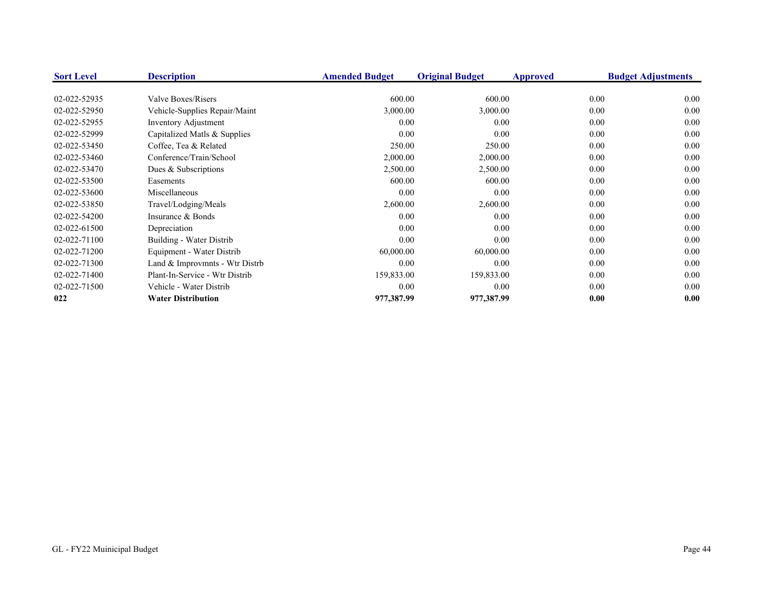| Sort Level | Description | Amended Budget | Original Budget | Approved | Budget Adjustments |
|---|---|---|---|---|---|
| 02-022-52935 | Valve Boxes/Risers | 600.00 | 600.00 | 0.00 | 0.00 |
| 02-022-52950 | Vehicle-Supplies Repair/Maint | 3,000.00 | 3,000.00 | 0.00 | 0.00 |
| 02-022-52955 | Inventory Adjustment | 0.00 | 0.00 | 0.00 | 0.00 |
| 02-022-52999 | Capitalized Matls & Supplies | 0.00 | 0.00 | 0.00 | 0.00 |
| 02-022-53450 | Coffee, Tea & Related | 250.00 | 250.00 | 0.00 | 0.00 |
| 02-022-53460 | Conference/Train/School | 2,000.00 | 2,000.00 | 0.00 | 0.00 |
| 02-022-53470 | Dues & Subscriptions | 2,500.00 | 2,500.00 | 0.00 | 0.00 |
| 02-022-53500 | Easements | 600.00 | 600.00 | 0.00 | 0.00 |
| 02-022-53600 | Miscellaneous | 0.00 | 0.00 | 0.00 | 0.00 |
| 02-022-53850 | Travel/Lodging/Meals | 2,600.00 | 2,600.00 | 0.00 | 0.00 |
| 02-022-54200 | Insurance & Bonds | 0.00 | 0.00 | 0.00 | 0.00 |
| 02-022-61500 | Depreciation | 0.00 | 0.00 | 0.00 | 0.00 |
| 02-022-71100 | Building - Water Distrib | 0.00 | 0.00 | 0.00 | 0.00 |
| 02-022-71200 | Equipment - Water Distrib | 60,000.00 | 60,000.00 | 0.00 | 0.00 |
| 02-022-71300 | Land & Improvmnts - Wtr Distrb | 0.00 | 0.00 | 0.00 | 0.00 |
| 02-022-71400 | Plant-In-Service - Wtr Distrib | 159,833.00 | 159,833.00 | 0.00 | 0.00 |
| 02-022-71500 | Vehicle - Water Distrib | 0.00 | 0.00 | 0.00 | 0.00 |
| **022** | **Water Distribution** | **977,387.99** | **977,387.99** | **0.00** | **0.00** |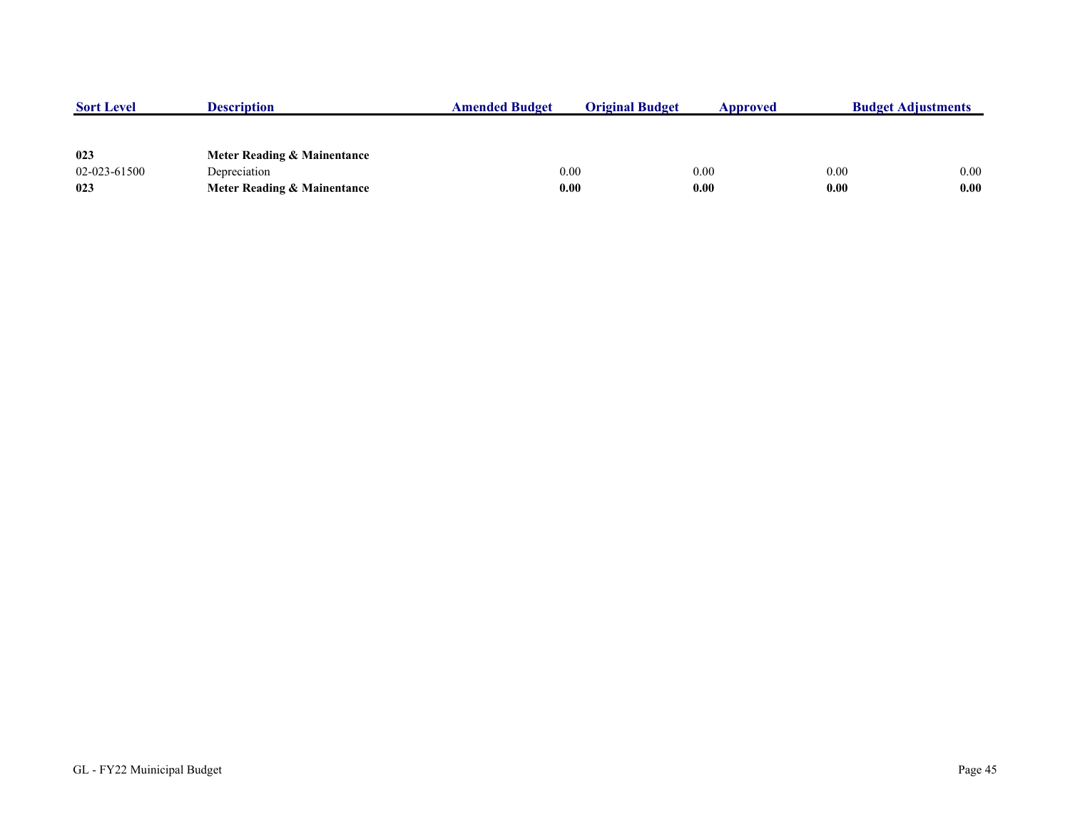| Sort Level | Description | Amended Budget | Original Budget | Approved | Budget Adjustments |
|---|---|---|---|---|---|
| **023** | **Meter Reading & Mainentance** | | | | |
| 02-023-61500 | Depreciation | 0.00 | 0.00 | 0.00 | 0.00 |
| **023** | **Meter Reading & Mainentance** | **0.00** | **0.00** | **0.00** | **0.00** |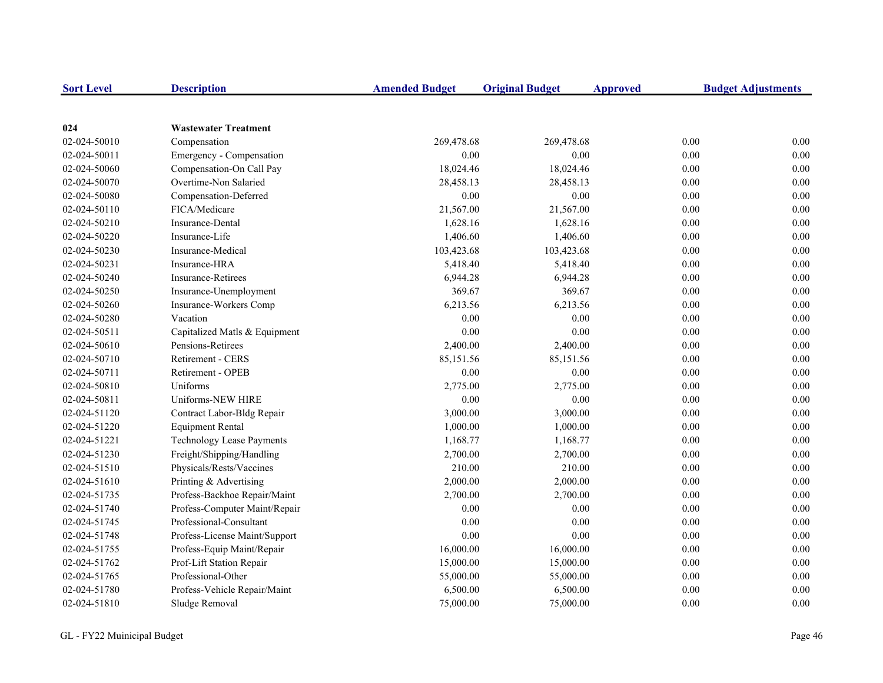| Sort Level | Description | Amended Budget | Original Budget | Approved | Budget Adjustments |
|---|---|---|---|---|---|
| **024** | **Wastewater Treatment** | | | | |
| 02-024-50010 | Compensation | 269,478.68 | 269,478.68 | 0.00 | 0.00 |
| 02-024-50011 | Emergency - Compensation | 0.00 | 0.00 | 0.00 | 0.00 |
| 02-024-50060 | Compensation-On Call Pay | 18,024.46 | 18,024.46 | 0.00 | 0.00 |
| 02-024-50070 | Overtime-Non Salaried | 28,458.13 | 28,458.13 | 0.00 | 0.00 |
| 02-024-50080 | Compensation-Deferred | 0.00 | 0.00 | 0.00 | 0.00 |
| 02-024-50110 | FICA/Medicare | 21,567.00 | 21,567.00 | 0.00 | 0.00 |
| 02-024-50210 | Insurance-Dental | 1,628.16 | 1,628.16 | 0.00 | 0.00 |
| 02-024-50220 | Insurance-Life | 1,406.60 | 1,406.60 | 0.00 | 0.00 |
| 02-024-50230 | Insurance-Medical | 103,423.68 | 103,423.68 | 0.00 | 0.00 |
| 02-024-50231 | Insurance-HRA | 5,418.40 | 5,418.40 | 0.00 | 0.00 |
| 02-024-50240 | Insurance-Retirees | 6,944.28 | 6,944.28 | 0.00 | 0.00 |
| 02-024-50250 | Insurance-Unemployment | 369.67 | 369.67 | 0.00 | 0.00 |
| 02-024-50260 | Insurance-Workers Comp | 6,213.56 | 6,213.56 | 0.00 | 0.00 |
| 02-024-50280 | Vacation | 0.00 | 0.00 | 0.00 | 0.00 |
| 02-024-50511 | Capitalized Matls & Equipment | 0.00 | 0.00 | 0.00 | 0.00 |
| 02-024-50610 | Pensions-Retirees | 2,400.00 | 2,400.00 | 0.00 | 0.00 |
| 02-024-50710 | Retirement - CERS | 85,151.56 | 85,151.56 | 0.00 | 0.00 |
| 02-024-50711 | Retirement - OPEB | 0.00 | 0.00 | 0.00 | 0.00 |
| 02-024-50810 | Uniforms | 2,775.00 | 2,775.00 | 0.00 | 0.00 |
| 02-024-50811 | Uniforms-NEW HIRE | 0.00 | 0.00 | 0.00 | 0.00 |
| 02-024-51120 | Contract Labor-Bldg Repair | 3,000.00 | 3,000.00 | 0.00 | 0.00 |
| 02-024-51220 | Equipment Rental | 1,000.00 | 1,000.00 | 0.00 | 0.00 |
| 02-024-51221 | Technology Lease Payments | 1,168.77 | 1,168.77 | 0.00 | 0.00 |
| 02-024-51230 | Freight/Shipping/Handling | 2,700.00 | 2,700.00 | 0.00 | 0.00 |
| 02-024-51510 | Physicals/Rests/Vaccines | 210.00 | 210.00 | 0.00 | 0.00 |
| 02-024-51610 | Printing & Advertising | 2,000.00 | 2,000.00 | 0.00 | 0.00 |
| 02-024-51735 | Profess-Backhoe Repair/Maint | 2,700.00 | 2,700.00 | 0.00 | 0.00 |
| 02-024-51740 | Profess-Computer Maint/Repair | 0.00 | 0.00 | 0.00 | 0.00 |
| 02-024-51745 | Professional-Consultant | 0.00 | 0.00 | 0.00 | 0.00 |
| 02-024-51748 | Profess-License Maint/Support | 0.00 | 0.00 | 0.00 | 0.00 |
| 02-024-51755 | Profess-Equip Maint/Repair | 16,000.00 | 16,000.00 | 0.00 | 0.00 |
| 02-024-51762 | Prof-Lift Station Repair | 15,000.00 | 15,000.00 | 0.00 | 0.00 |
| 02-024-51765 | Professional-Other | 55,000.00 | 55,000.00 | 0.00 | 0.00 |
| 02-024-51780 | Profess-Vehicle Repair/Maint | 6,500.00 | 6,500.00 | 0.00 | 0.00 |
| 02-024-51810 | Sludge Removal | 75,000.00 | 75,000.00 | 0.00 | 0.00 |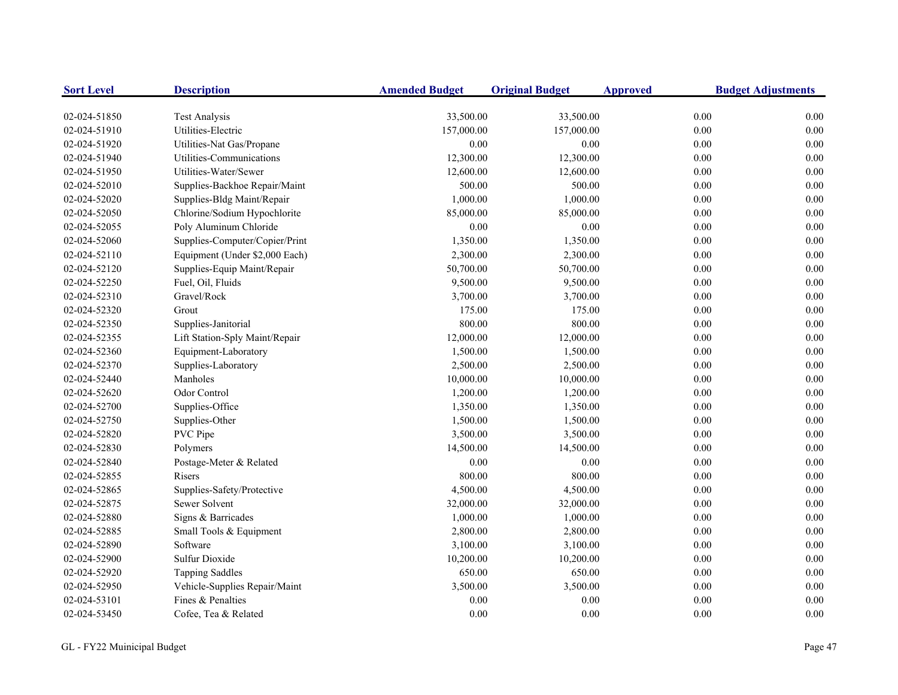| Sort Level | Description | Amended Budget | Original Budget | Approved | Budget Adjustments |
|---|---|---|---|---|---|
| 02-024-51850 | Test Analysis | 33,500.00 | 33,500.00 | 0.00 | 0.00 |
| 02-024-51910 | Utilities-Electric | 157,000.00 | 157,000.00 | 0.00 | 0.00 |
| 02-024-51920 | Utilities-Nat Gas/Propane | 0.00 | 0.00 | 0.00 | 0.00 |
| 02-024-51940 | Utilities-Communications | 12,300.00 | 12,300.00 | 0.00 | 0.00 |
| 02-024-51950 | Utilities-Water/Sewer | 12,600.00 | 12,600.00 | 0.00 | 0.00 |
| 02-024-52010 | Supplies-Backhoe Repair/Maint | 500.00 | 500.00 | 0.00 | 0.00 |
| 02-024-52020 | Supplies-Bldg Maint/Repair | 1,000.00 | 1,000.00 | 0.00 | 0.00 |
| 02-024-52050 | Chlorine/Sodium Hypochlorite | 85,000.00 | 85,000.00 | 0.00 | 0.00 |
| 02-024-52055 | Poly Aluminum Chloride | 0.00 | 0.00 | 0.00 | 0.00 |
| 02-024-52060 | Supplies-Computer/Copier/Print | 1,350.00 | 1,350.00 | 0.00 | 0.00 |
| 02-024-52110 | Equipment (Under $2,000 Each) | 2,300.00 | 2,300.00 | 0.00 | 0.00 |
| 02-024-52120 | Supplies-Equip Maint/Repair | 50,700.00 | 50,700.00 | 0.00 | 0.00 |
| 02-024-52250 | Fuel, Oil, Fluids | 9,500.00 | 9,500.00 | 0.00 | 0.00 |
| 02-024-52310 | Gravel/Rock | 3,700.00 | 3,700.00 | 0.00 | 0.00 |
| 02-024-52320 | Grout | 175.00 | 175.00 | 0.00 | 0.00 |
| 02-024-52350 | Supplies-Janitorial | 800.00 | 800.00 | 0.00 | 0.00 |
| 02-024-52355 | Lift Station-Sply Maint/Repair | 12,000.00 | 12,000.00 | 0.00 | 0.00 |
| 02-024-52360 | Equipment-Laboratory | 1,500.00 | 1,500.00 | 0.00 | 0.00 |
| 02-024-52370 | Supplies-Laboratory | 2,500.00 | 2,500.00 | 0.00 | 0.00 |
| 02-024-52440 | Manholes | 10,000.00 | 10,000.00 | 0.00 | 0.00 |
| 02-024-52620 | Odor Control | 1,200.00 | 1,200.00 | 0.00 | 0.00 |
| 02-024-52700 | Supplies-Office | 1,350.00 | 1,350.00 | 0.00 | 0.00 |
| 02-024-52750 | Supplies-Other | 1,500.00 | 1,500.00 | 0.00 | 0.00 |
| 02-024-52820 | PVC Pipe | 3,500.00 | 3,500.00 | 0.00 | 0.00 |
| 02-024-52830 | Polymers | 14,500.00 | 14,500.00 | 0.00 | 0.00 |
| 02-024-52840 | Postage-Meter & Related | 0.00 | 0.00 | 0.00 | 0.00 |
| 02-024-52855 | Risers | 800.00 | 800.00 | 0.00 | 0.00 |
| 02-024-52865 | Supplies-Safety/Protective | 4,500.00 | 4,500.00 | 0.00 | 0.00 |
| 02-024-52875 | Sewer Solvent | 32,000.00 | 32,000.00 | 0.00 | 0.00 |
| 02-024-52880 | Signs & Barricades | 1,000.00 | 1,000.00 | 0.00 | 0.00 |
| 02-024-52885 | Small Tools & Equipment | 2,800.00 | 2,800.00 | 0.00 | 0.00 |
| 02-024-52890 | Software | 3,100.00 | 3,100.00 | 0.00 | 0.00 |
| 02-024-52900 | Sulfur Dioxide | 10,200.00 | 10,200.00 | 0.00 | 0.00 |
| 02-024-52920 | Tapping Saddles | 650.00 | 650.00 | 0.00 | 0.00 |
| 02-024-52950 | Vehicle-Supplies Repair/Maint | 3,500.00 | 3,500.00 | 0.00 | 0.00 |
| 02-024-53101 | Fines & Penalties | 0.00 | 0.00 | 0.00 | 0.00 |
| 02-024-53450 | Cofee, Tea & Related | 0.00 | 0.00 | 0.00 | 0.00 |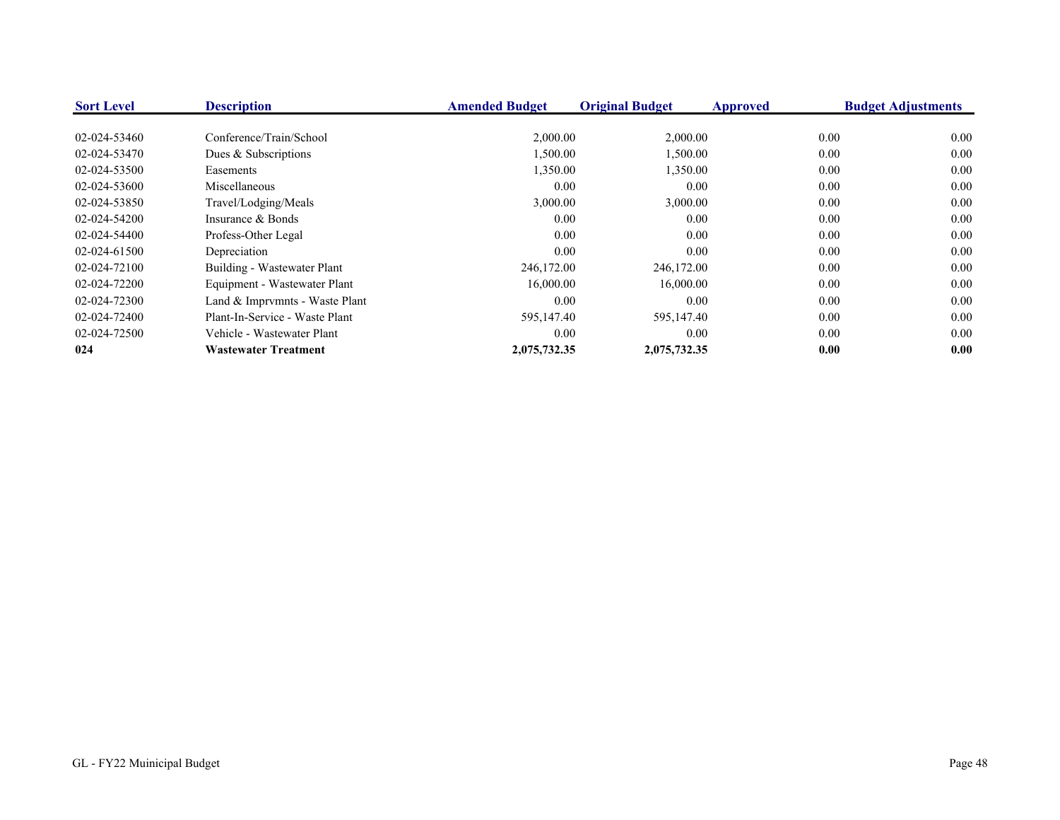| Sort Level | Description | Amended Budget | Original Budget | Approved | Budget Adjustments |
|---|---|---|---|---|---|
| 02-024-53460 | Conference/Train/School | 2,000.00 | 2,000.00 | 0.00 | 0.00 |
| 02-024-53470 | Dues & Subscriptions | 1,500.00 | 1,500.00 | 0.00 | 0.00 |
| 02-024-53500 | Easements | 1,350.00 | 1,350.00 | 0.00 | 0.00 |
| 02-024-53600 | Miscellaneous | 0.00 | 0.00 | 0.00 | 0.00 |
| 02-024-53850 | Travel/Lodging/Meals | 3,000.00 | 3,000.00 | 0.00 | 0.00 |
| 02-024-54200 | Insurance & Bonds | 0.00 | 0.00 | 0.00 | 0.00 |
| 02-024-54400 | Profess-Other Legal | 0.00 | 0.00 | 0.00 | 0.00 |
| 02-024-61500 | Depreciation | 0.00 | 0.00 | 0.00 | 0.00 |
| 02-024-72100 | Building - Wastewater Plant | 246,172.00 | 246,172.00 | 0.00 | 0.00 |
| 02-024-72200 | Equipment - Wastewater Plant | 16,000.00 | 16,000.00 | 0.00 | 0.00 |
| 02-024-72300 | Land & Imprvmnts - Waste Plant | 0.00 | 0.00 | 0.00 | 0.00 |
| 02-024-72400 | Plant-In-Service - Waste Plant | 595,147.40 | 595,147.40 | 0.00 | 0.00 |
| 02-024-72500 | Vehicle - Wastewater Plant | 0.00 | 0.00 | 0.00 | 0.00 |
| **024** | **Wastewater Treatment** | **2,075,732.35** | **2,075,732.35** | **0.00** | **0.00** |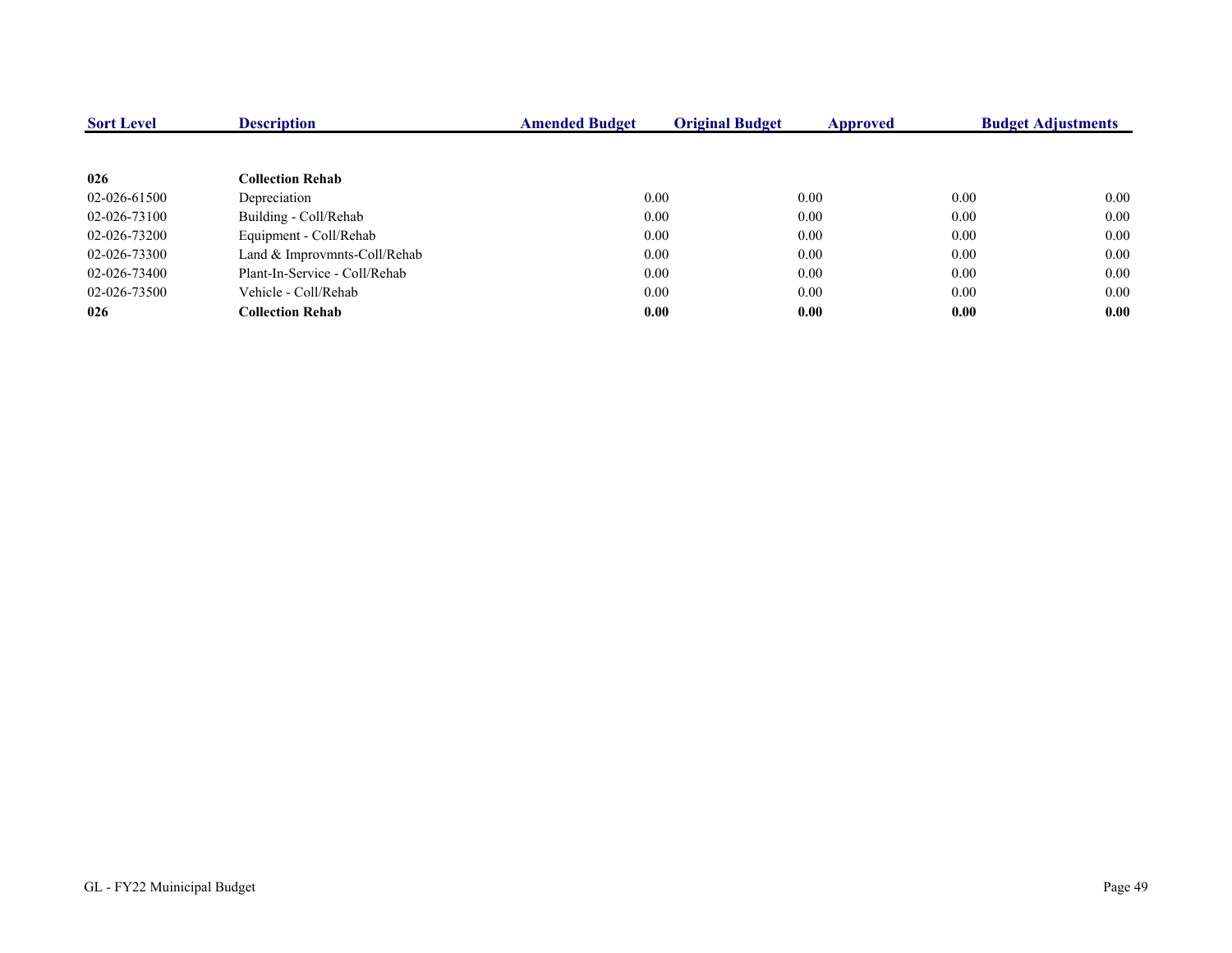| Sort Level | Description | Amended Budget | Original Budget | Approved | Budget Adjustments |
|---|---|---|---|---|---|
| **026** | **Collection Rehab** | | | | |
| 02-026-61500 | Depreciation | 0.00 | 0.00 | 0.00 | 0.00 |
| 02-026-73100 | Building - Coll/Rehab | 0.00 | 0.00 | 0.00 | 0.00 |
| 02-026-73200 | Equipment - Coll/Rehab | 0.00 | 0.00 | 0.00 | 0.00 |
| 02-026-73300 | Land & Improvmnts-Coll/Rehab | 0.00 | 0.00 | 0.00 | 0.00 |
| 02-026-73400 | Plant-In-Service - Coll/Rehab | 0.00 | 0.00 | 0.00 | 0.00 |
| 02-026-73500 | Vehicle - Coll/Rehab | 0.00 | 0.00 | 0.00 | 0.00 |
| **026** | **Collection Rehab** | **0.00** | **0.00** | **0.00** | **0.00** |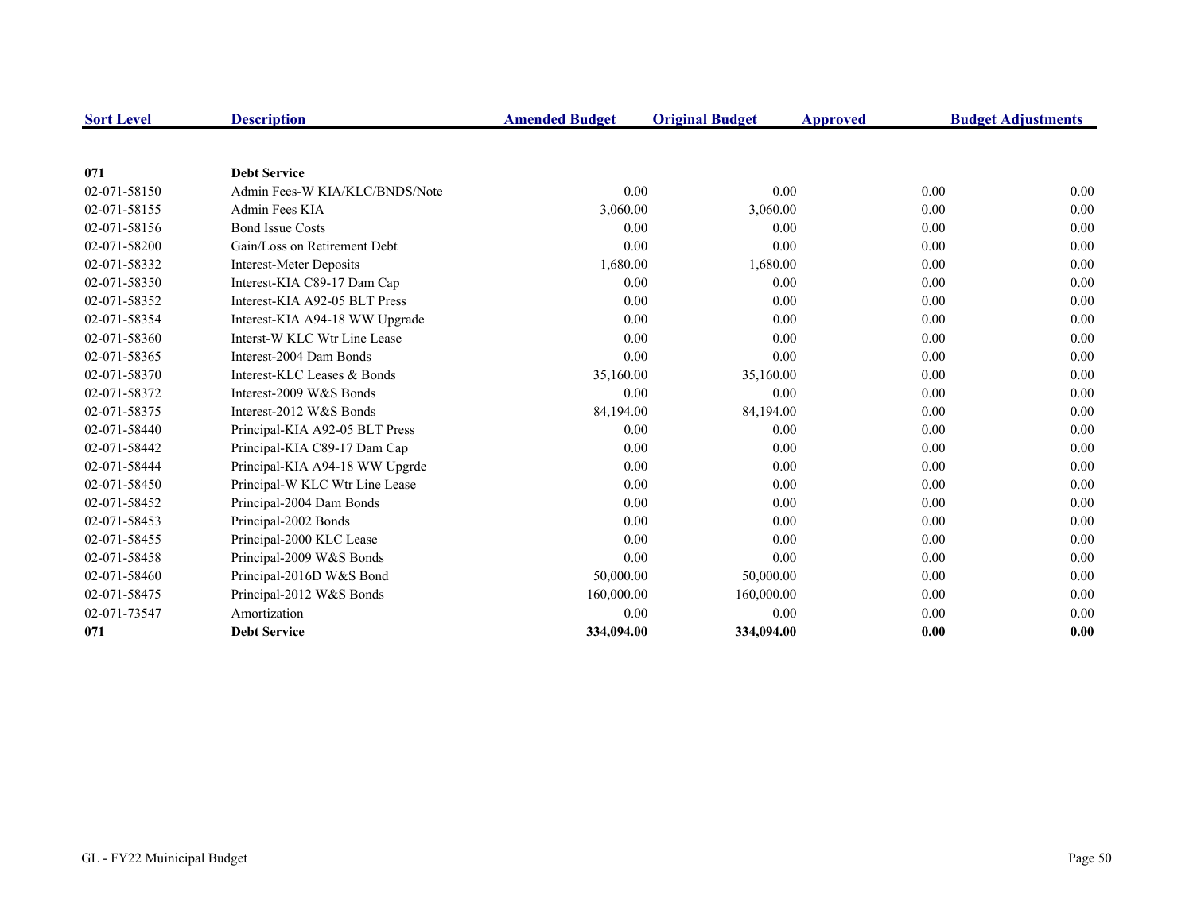| Sort Level | Description | Amended Budget | Original Budget | Approved | Budget Adjustments |
|---|---|---|---|---|---|
| **071** | **Debt Service** | | | | |
| 02-071-58150 | Admin Fees-W KIA/KLC/BNDS/Note | 0.00 | 0.00 | 0.00 | 0.00 |
| 02-071-58155 | Admin Fees KIA | 3,060.00 | 3,060.00 | 0.00 | 0.00 |
| 02-071-58156 | Bond Issue Costs | 0.00 | 0.00 | 0.00 | 0.00 |
| 02-071-58200 | Gain/Loss on Retirement Debt | 0.00 | 0.00 | 0.00 | 0.00 |
| 02-071-58332 | Interest-Meter Deposits | 1,680.00 | 1,680.00 | 0.00 | 0.00 |
| 02-071-58350 | Interest-KIA C89-17 Dam Cap | 0.00 | 0.00 | 0.00 | 0.00 |
| 02-071-58352 | Interest-KIA A92-05 BLT Press | 0.00 | 0.00 | 0.00 | 0.00 |
| 02-071-58354 | Interest-KIA A94-18 WW Upgrade | 0.00 | 0.00 | 0.00 | 0.00 |
| 02-071-58360 | Interst-W KLC Wtr Line Lease | 0.00 | 0.00 | 0.00 | 0.00 |
| 02-071-58365 | Interest-2004 Dam Bonds | 0.00 | 0.00 | 0.00 | 0.00 |
| 02-071-58370 | Interest-KLC Leases & Bonds | 35,160.00 | 35,160.00 | 0.00 | 0.00 |
| 02-071-58372 | Interest-2009 W&S Bonds | 0.00 | 0.00 | 0.00 | 0.00 |
| 02-071-58375 | Interest-2012 W&S Bonds | 84,194.00 | 84,194.00 | 0.00 | 0.00 |
| 02-071-58440 | Principal-KIA A92-05 BLT Press | 0.00 | 0.00 | 0.00 | 0.00 |
| 02-071-58442 | Principal-KIA C89-17 Dam Cap | 0.00 | 0.00 | 0.00 | 0.00 |
| 02-071-58444 | Principal-KIA A94-18 WW Upgrde | 0.00 | 0.00 | 0.00 | 0.00 |
| 02-071-58450 | Principal-W KLC Wtr Line Lease | 0.00 | 0.00 | 0.00 | 0.00 |
| 02-071-58452 | Principal-2004 Dam Bonds | 0.00 | 0.00 | 0.00 | 0.00 |
| 02-071-58453 | Principal-2002 Bonds | 0.00 | 0.00 | 0.00 | 0.00 |
| 02-071-58455 | Principal-2000 KLC Lease | 0.00 | 0.00 | 0.00 | 0.00 |
| 02-071-58458 | Principal-2009 W&S Bonds | 0.00 | 0.00 | 0.00 | 0.00 |
| 02-071-58460 | Principal-2016D W&S Bond | 50,000.00 | 50,000.00 | 0.00 | 0.00 |
| 02-071-58475 | Principal-2012 W&S Bonds | 160,000.00 | 160,000.00 | 0.00 | 0.00 |
| 02-071-73547 | Amortization | 0.00 | 0.00 | 0.00 | 0.00 |
| **071** | **Debt Service** | **334,094.00** | **334,094.00** | **0.00** | **0.00** |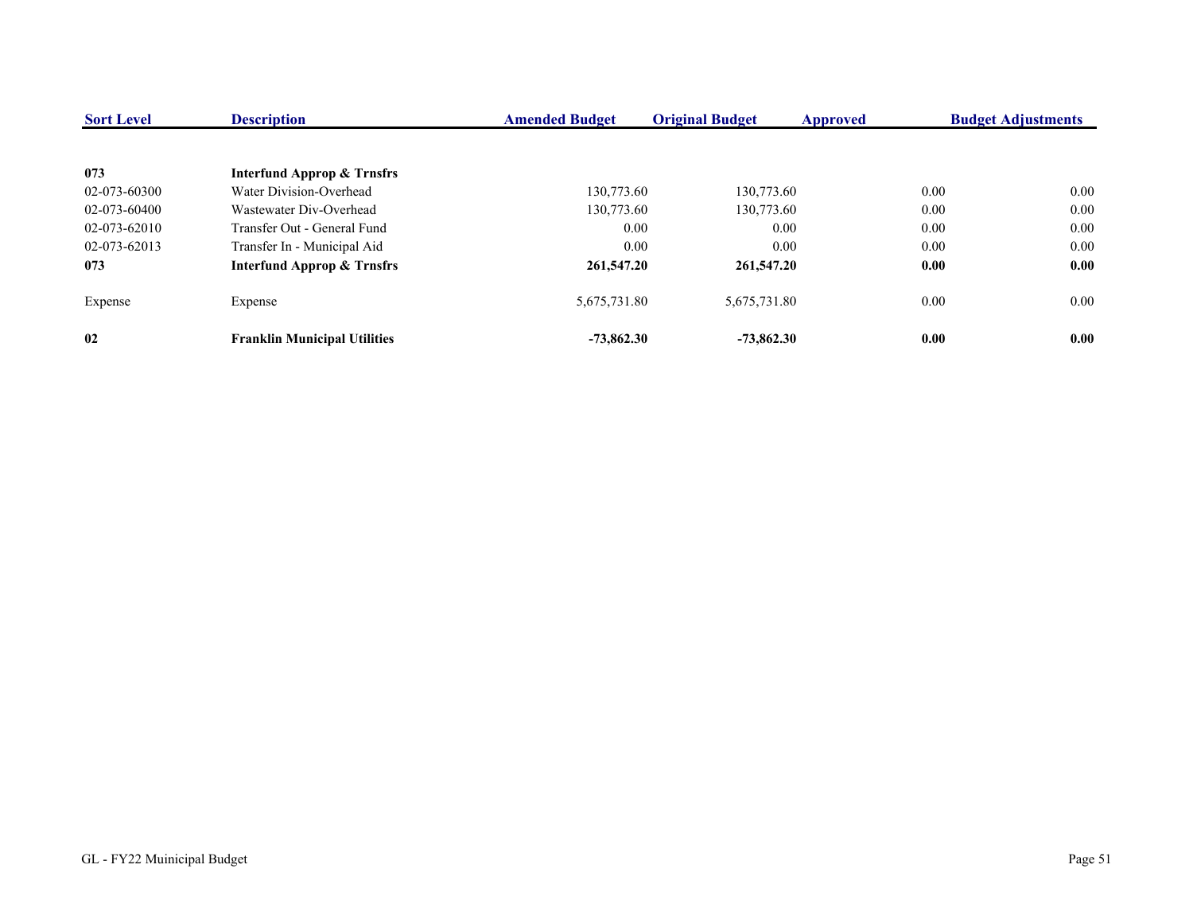| Sort Level | Description | Amended Budget | Original Budget | Approved | Budget Adjustments |
|---|---|---|---|---|---|
| **073** | **Interfund Approp & Trnsfrs** | | | | |
| 02-073-60300 | Water Division-Overhead | 130,773.60 | 130,773.60 | 0.00 | 0.00 |
| 02-073-60400 | Wastewater Div-Overhead | 130,773.60 | 130,773.60 | 0.00 | 0.00 |
| 02-073-62010 | Transfer Out - General Fund | 0.00 | 0.00 | 0.00 | 0.00 |
| 02-073-62013 | Transfer In - Municipal Aid | 0.00 | 0.00 | 0.00 | 0.00 |
| **073** | **Interfund Approp & Trnsfrs** | **261,547.20** | **261,547.20** | **0.00** | **0.00** |
| Expense | Expense | 5,675,731.80 | 5,675,731.80 | 0.00 | 0.00 |
| **02** | **Franklin Municipal Utilities** | **-73,862.30** | **-73,862.30** | **0.00** | **0.00** |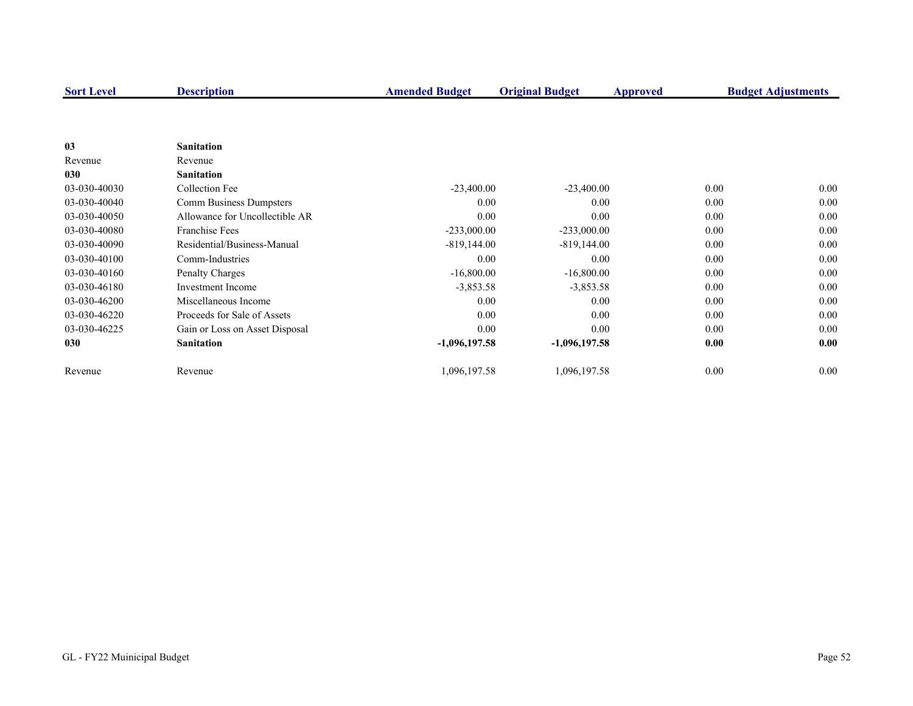| Sort Level | Description | Amended Budget | Original Budget | Approved | Budget Adjustments |
|---|---|---|---|---|---|
| **03** | **Sanitation** | | | | |
| Revenue | Revenue | | | | |
| **030** | **Sanitation** | | | | |
| 03-030-40030 | Collection Fee | -23,400.00 | -23,400.00 | 0.00 | 0.00 |
| 03-030-40040 | Comm Business Dumpsters | 0.00 | 0.00 | 0.00 | 0.00 |
| 03-030-40050 | Allowance for Uncollectible AR | 0.00 | 0.00 | 0.00 | 0.00 |
| 03-030-40080 | Franchise Fees | -233,000.00 | -233,000.00 | 0.00 | 0.00 |
| 03-030-40090 | Residential/Business-Manual | -819,144.00 | -819,144.00 | 0.00 | 0.00 |
| 03-030-40100 | Comm-Industries | 0.00 | 0.00 | 0.00 | 0.00 |
| 03-030-40160 | Penalty Charges | -16,800.00 | -16,800.00 | 0.00 | 0.00 |
| 03-030-46180 | Investment Income | -3,853.58 | -3,853.58 | 0.00 | 0.00 |
| 03-030-46200 | Miscellaneous Income | 0.00 | 0.00 | 0.00 | 0.00 |
| 03-030-46220 | Proceeds for Sale of Assets | 0.00 | 0.00 | 0.00 | 0.00 |
| 03-030-46225 | Gain or Loss on Asset Disposal | 0.00 | 0.00 | 0.00 | 0.00 |
| **030** | **Sanitation** | **-1,096,197.58** | **-1,096,197.58** | **0.00** | **0.00** |
| Revenue | Revenue | 1,096,197.58 | 1,096,197.58 | 0.00 | 0.00 |

GL - FY22 Muinicipal Budget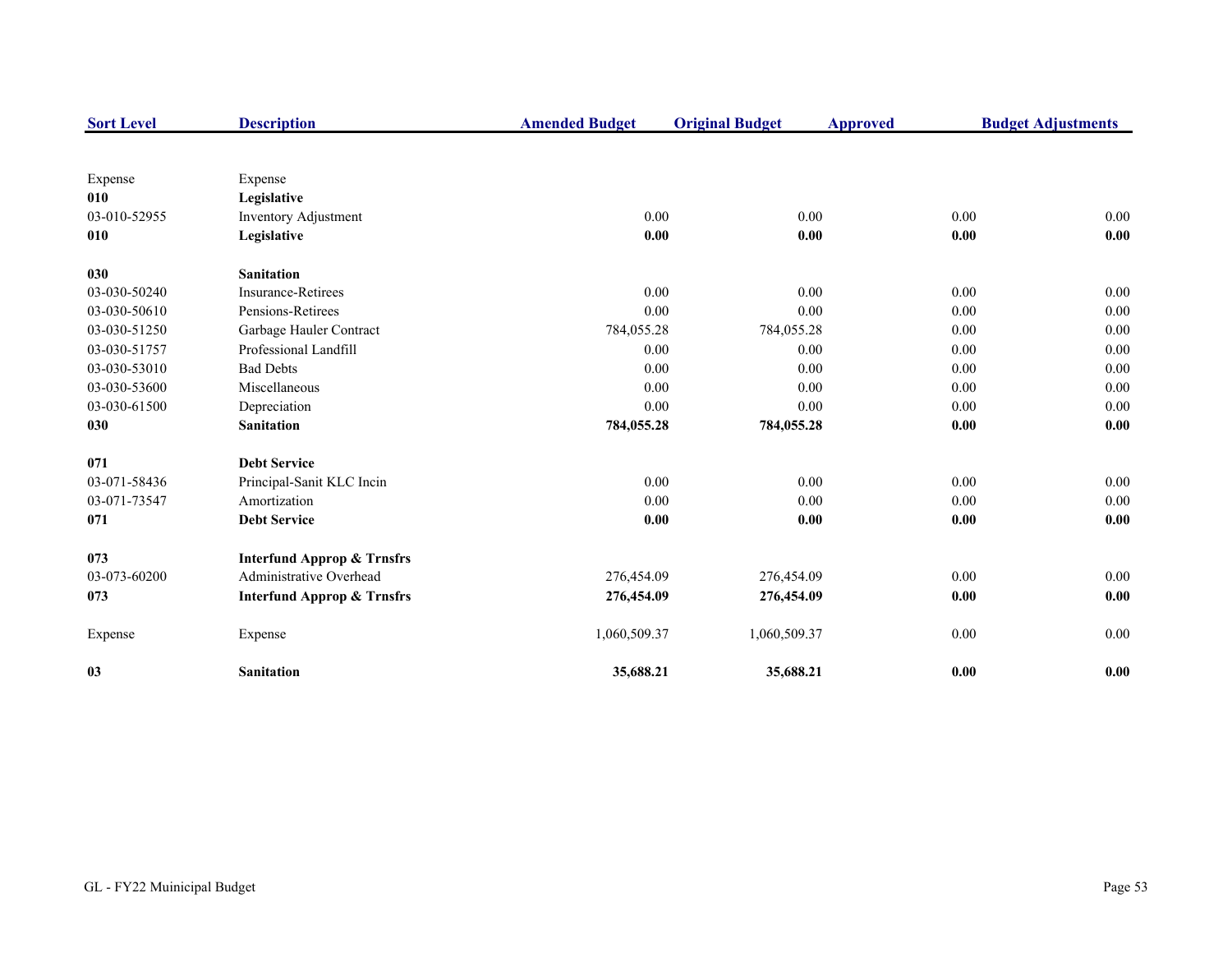| Sort Level | Description | Amended Budget | Original Budget | Approved | Budget Adjustments |
|---|---|---|---|---|---|
| Expense | Expense | | | | |
| **010** | **Legislative** | | | | |
| 03-010-52955 | Inventory Adjustment | 0.00 | 0.00 | 0.00 | 0.00 |
| **010** | **Legislative** | **0.00** | **0.00** | **0.00** | **0.00** |
| **030** | **Sanitation** | | | | |
| 03-030-50240 | Insurance-Retirees | 0.00 | 0.00 | 0.00 | 0.00 |
| 03-030-50610 | Pensions-Retirees | 0.00 | 0.00 | 0.00 | 0.00 |
| 03-030-51250 | Garbage Hauler Contract | 784,055.28 | 784,055.28 | 0.00 | 0.00 |
| 03-030-51757 | Professional Landfill | 0.00 | 0.00 | 0.00 | 0.00 |
| 03-030-53010 | Bad Debts | 0.00 | 0.00 | 0.00 | 0.00 |
| 03-030-53600 | Miscellaneous | 0.00 | 0.00 | 0.00 | 0.00 |
| 03-030-61500 | Depreciation | 0.00 | 0.00 | 0.00 | 0.00 |
| **030** | **Sanitation** | **784,055.28** | **784,055.28** | **0.00** | **0.00** |
| **071** | **Debt Service** | | | | |
| 03-071-58436 | Principal-Sanit KLC Incin | 0.00 | 0.00 | 0.00 | 0.00 |
| 03-071-73547 | Amortization | 0.00 | 0.00 | 0.00 | 0.00 |
| **071** | **Debt Service** | **0.00** | **0.00** | **0.00** | **0.00** |
| **073** | **Interfund Approp & Trnsfrs** | | | | |
| 03-073-60200 | Administrative Overhead | 276,454.09 | 276,454.09 | 0.00 | 0.00 |
| **073** | **Interfund Approp & Trnsfrs** | **276,454.09** | **276,454.09** | **0.00** | **0.00** |
| Expense | Expense | 1,060,509.37 | 1,060,509.37 | 0.00 | 0.00 |
| **03** | **Sanitation** | **35,688.21** | **35,688.21** | **0.00** | **0.00** |

GL - FY22 Muinicipal Budget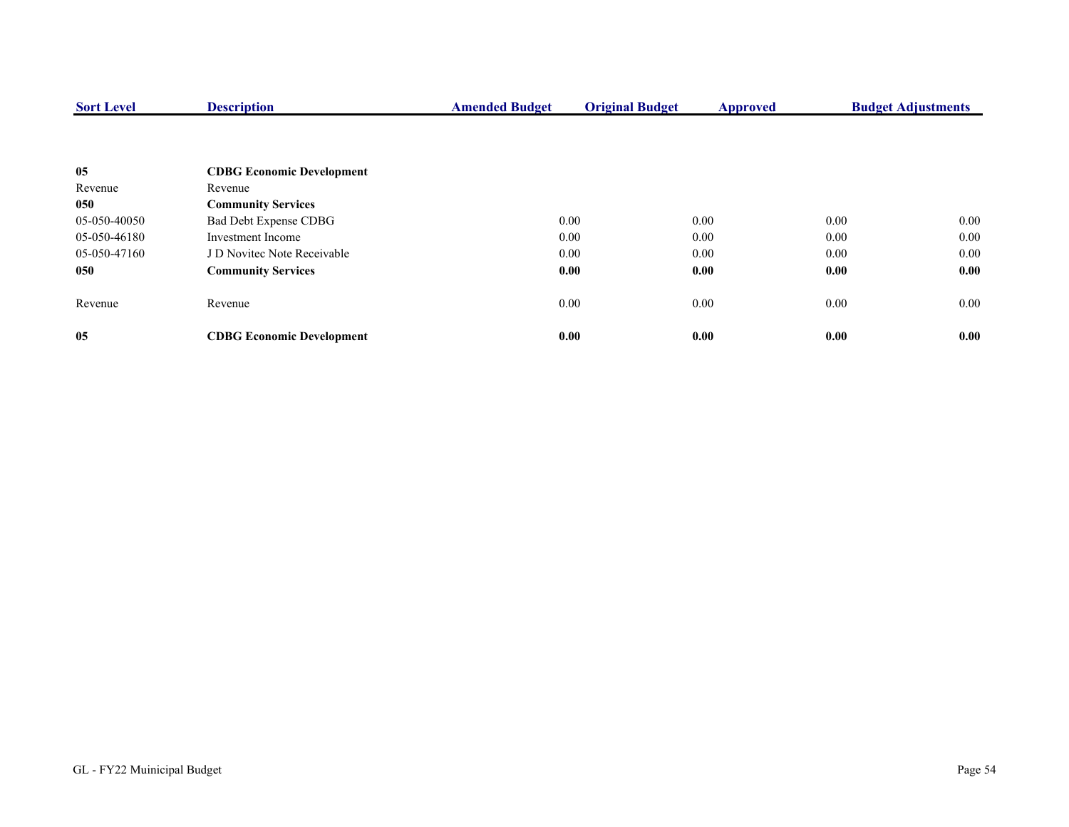| Sort Level | Description | Amended Budget | Original Budget | Approved | Budget Adjustments |
|---|---|---|---|---|---|
| **05** | **CDBG Economic Development** | | | | |
| Revenue | Revenue | | | | |
| **050** | **Community Services** | | | | |
| 05-050-40050 | Bad Debt Expense CDBG | 0.00 | 0.00 | 0.00 | 0.00 |
| 05-050-46180 | Investment Income | 0.00 | 0.00 | 0.00 | 0.00 |
| 05-050-47160 | J D Novitec Note Receivable | 0.00 | 0.00 | 0.00 | 0.00 |
| **050** | **Community Services** | **0.00** | **0.00** | **0.00** | **0.00** |
| Revenue | Revenue | 0.00 | 0.00 | 0.00 | 0.00 |
| **05** | **CDBG Economic Development** | **0.00** | **0.00** | **0.00** | **0.00** |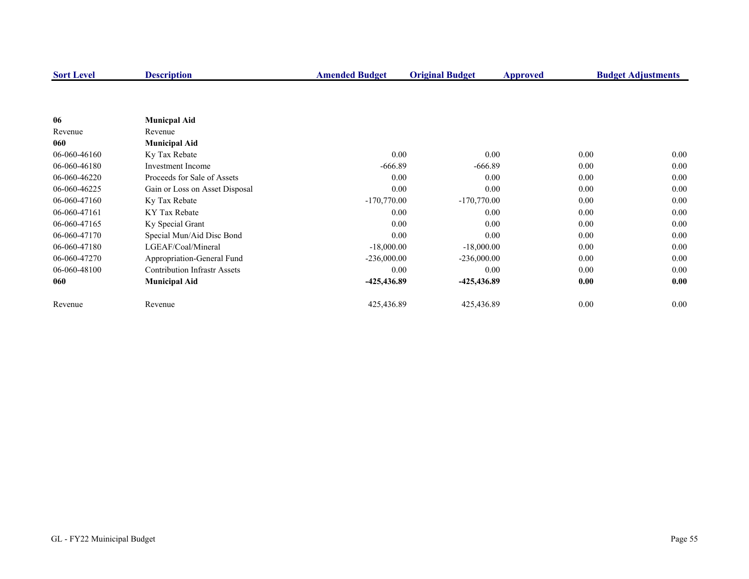| Sort Level | Description | Amended Budget | Original Budget | Approved | Budget Adjustments |
|---|---|---|---|---|---|
| **06** | **Municpal Aid** | | | | |
| Revenue | Revenue | | | | |
| **060** | **Municipal Aid** | | | | |
| 06-060-46160 | Ky Tax Rebate | 0.00 | 0.00 | 0.00 | 0.00 |
| 06-060-46180 | Investment Income | -666.89 | -666.89 | 0.00 | 0.00 |
| 06-060-46220 | Proceeds for Sale of Assets | 0.00 | 0.00 | 0.00 | 0.00 |
| 06-060-46225 | Gain or Loss on Asset Disposal | 0.00 | 0.00 | 0.00 | 0.00 |
| 06-060-47160 | Ky Tax Rebate | -170,770.00 | -170,770.00 | 0.00 | 0.00 |
| 06-060-47161 | KY Tax Rebate | 0.00 | 0.00 | 0.00 | 0.00 |
| 06-060-47165 | Ky Special Grant | 0.00 | 0.00 | 0.00 | 0.00 |
| 06-060-47170 | Special Mun/Aid Disc Bond | 0.00 | 0.00 | 0.00 | 0.00 |
| 06-060-47180 | LGEAF/Coal/Mineral | -18,000.00 | -18,000.00 | 0.00 | 0.00 |
| 06-060-47270 | Appropriation-General Fund | -236,000.00 | -236,000.00 | 0.00 | 0.00 |
| 06-060-48100 | Contribution Infrastr Assets | 0.00 | 0.00 | 0.00 | 0.00 |
| **060** | **Municipal Aid** | **-425,436.89** | **-425,436.89** | **0.00** | **0.00** |
| Revenue | Revenue | 425,436.89 | 425,436.89 | 0.00 | 0.00 |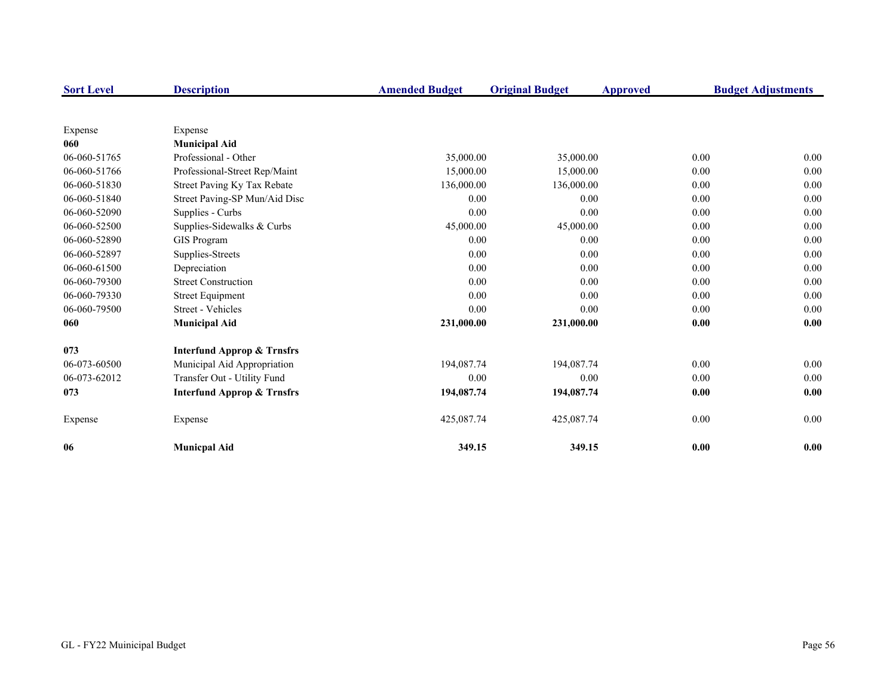| Sort Level | Description | Amended Budget | Original Budget | Approved | Budget Adjustments |
|---|---|---|---|---|---|
| Expense | Expense | | | | |
| **060** | **Municipal Aid** | | | | |
| 06-060-51765 | Professional - Other | 35,000.00 | 35,000.00 | 0.00 | 0.00 |
| 06-060-51766 | Professional-Street Rep/Maint | 15,000.00 | 15,000.00 | 0.00 | 0.00 |
| 06-060-51830 | Street Paving Ky Tax Rebate | 136,000.00 | 136,000.00 | 0.00 | 0.00 |
| 06-060-51840 | Street Paving-SP Mun/Aid Disc | 0.00 | 0.00 | 0.00 | 0.00 |
| 06-060-52090 | Supplies - Curbs | 0.00 | 0.00 | 0.00 | 0.00 |
| 06-060-52500 | Supplies-Sidewalks & Curbs | 45,000.00 | 45,000.00 | 0.00 | 0.00 |
| 06-060-52890 | GIS Program | 0.00 | 0.00 | 0.00 | 0.00 |
| 06-060-52897 | Supplies-Streets | 0.00 | 0.00 | 0.00 | 0.00 |
| 06-060-61500 | Depreciation | 0.00 | 0.00 | 0.00 | 0.00 |
| 06-060-79300 | Street Construction | 0.00 | 0.00 | 0.00 | 0.00 |
| 06-060-79330 | Street Equipment | 0.00 | 0.00 | 0.00 | 0.00 |
| 06-060-79500 | Street - Vehicles | 0.00 | 0.00 | 0.00 | 0.00 |
| **060** | **Municipal Aid** | **231,000.00** | **231,000.00** | **0.00** | **0.00** |
| **073** | **Interfund Approp & Trnsfrs** | | | | |
| 06-073-60500 | Municipal Aid Appropriation | 194,087.74 | 194,087.74 | 0.00 | 0.00 |
| 06-073-62012 | Transfer Out - Utility Fund | 0.00 | 0.00 | 0.00 | 0.00 |
| **073** | **Interfund Approp & Trnsfrs** | **194,087.74** | **194,087.74** | **0.00** | **0.00** |
| Expense | Expense | 425,087.74 | 425,087.74 | 0.00 | 0.00 |
| **06** | **Municpal Aid** | **349.15** | **349.15** | **0.00** | **0.00** |

GL - FY22 Muinicipal Budget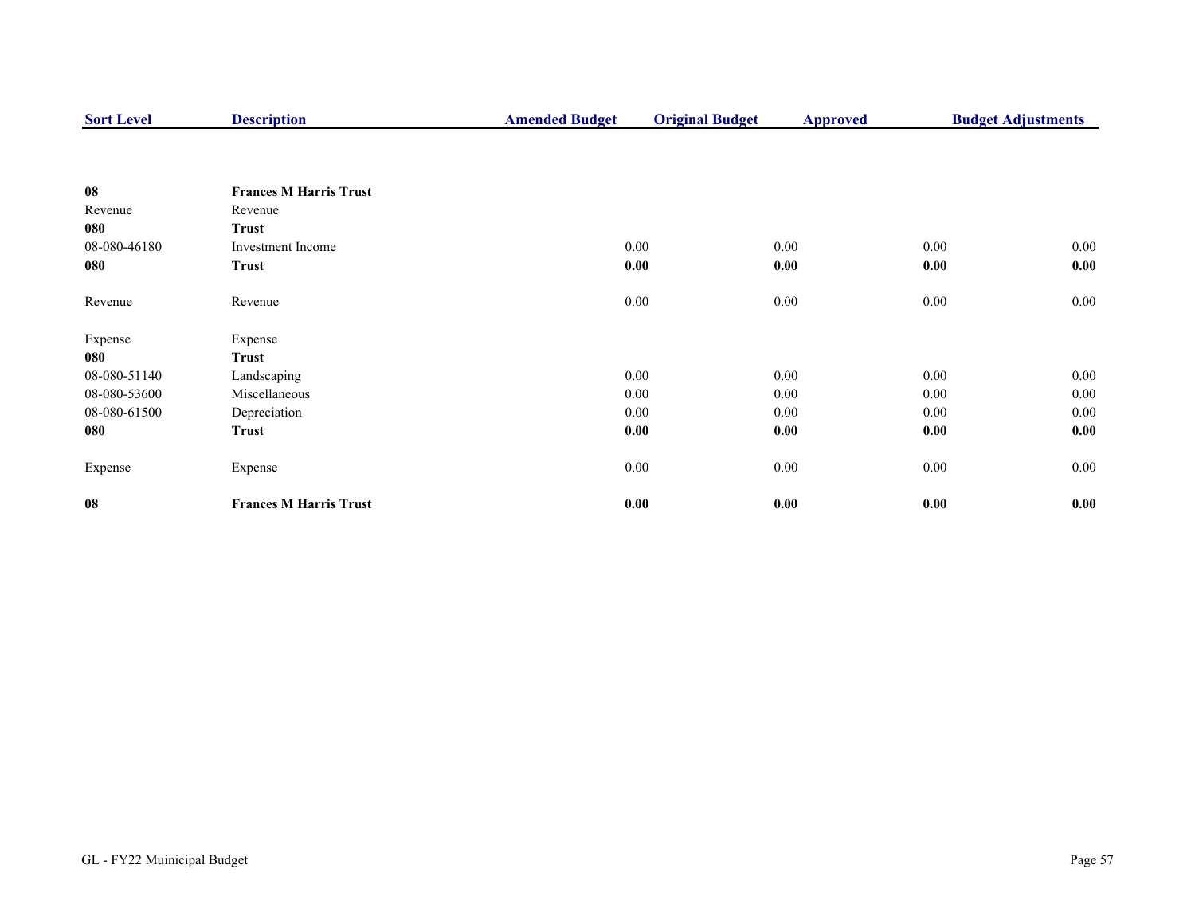| Sort Level | Description | Amended Budget | Original Budget | Approved | Budget Adjustments |
|---|---|---|---|---|---|
| **08** | **Frances M Harris Trust** | | | | |
| Revenue | Revenue | | | | |
| **080** | **Trust** | | | | |
| 08-080-46180 | Investment Income | 0.00 | 0.00 | 0.00 | 0.00 |
| **080** | **Trust** | **0.00** | **0.00** | **0.00** | **0.00** |
| Revenue | Revenue | 0.00 | 0.00 | 0.00 | 0.00 |
| Expense | Expense | | | | |
| **080** | **Trust** | | | | |
| 08-080-51140 | Landscaping | 0.00 | 0.00 | 0.00 | 0.00 |
| 08-080-53600 | Miscellaneous | 0.00 | 0.00 | 0.00 | 0.00 |
| 08-080-61500 | Depreciation | 0.00 | 0.00 | 0.00 | 0.00 |
| **080** | **Trust** | **0.00** | **0.00** | **0.00** | **0.00** |
| Expense | Expense | 0.00 | 0.00 | 0.00 | 0.00 |
| **08** | **Frances M Harris Trust** | **0.00** | **0.00** | **0.00** | **0.00** |

GL - FY22 Muinicipal Budget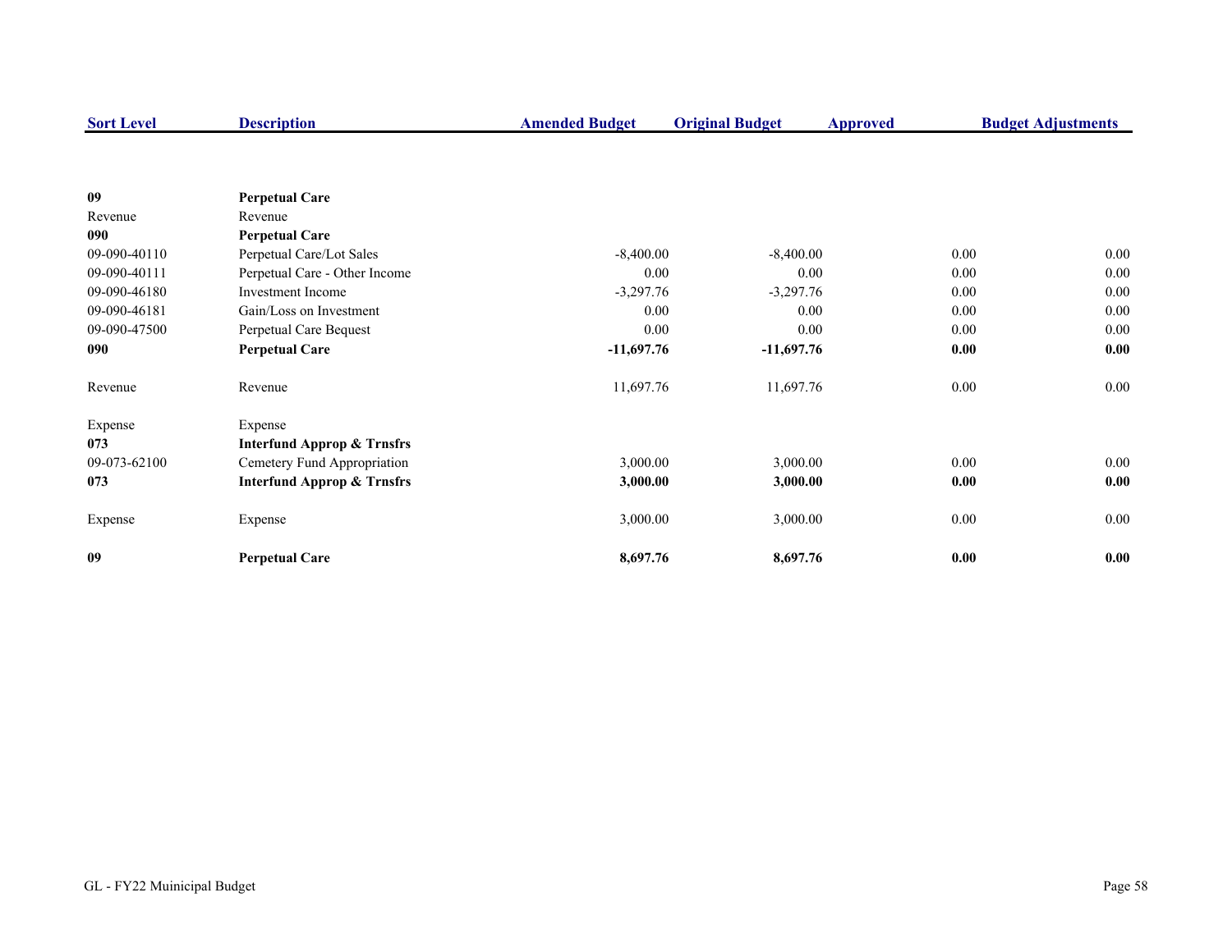| Sort Level | Description | Amended Budget | Original Budget | Approved | Budget Adjustments |
|---|---|---|---|---|---|
| **09** | **Perpetual Care** | | | | |
| Revenue | Revenue | | | | |
| **090** | **Perpetual Care** | | | | |
| 09-090-40110 | Perpetual Care/Lot Sales | -8,400.00 | -8,400.00 | 0.00 | 0.00 |
| 09-090-40111 | Perpetual Care - Other Income | 0.00 | 0.00 | 0.00 | 0.00 |
| 09-090-46180 | Investment Income | -3,297.76 | -3,297.76 | 0.00 | 0.00 |
| 09-090-46181 | Gain/Loss on Investment | 0.00 | 0.00 | 0.00 | 0.00 |
| 09-090-47500 | Perpetual Care Bequest | 0.00 | 0.00 | 0.00 | 0.00 |
| **090** | **Perpetual Care** | **-11,697.76** | **-11,697.76** | **0.00** | **0.00** |
| Revenue | Revenue | 11,697.76 | 11,697.76 | 0.00 | 0.00 |
| Expense | Expense | | | | |
| **073** | **Interfund Approp & Trnsfrs** | | | | |
| 09-073-62100 | Cemetery Fund Appropriation | 3,000.00 | 3,000.00 | 0.00 | 0.00 |
| **073** | **Interfund Approp & Trnsfrs** | **3,000.00** | **3,000.00** | **0.00** | **0.00** |
| Expense | Expense | 3,000.00 | 3,000.00 | 0.00 | 0.00 |
| **09** | **Perpetual Care** | **8,697.76** | **8,697.76** | **0.00** | **0.00** |

GL - FY22 Muinicipal Budget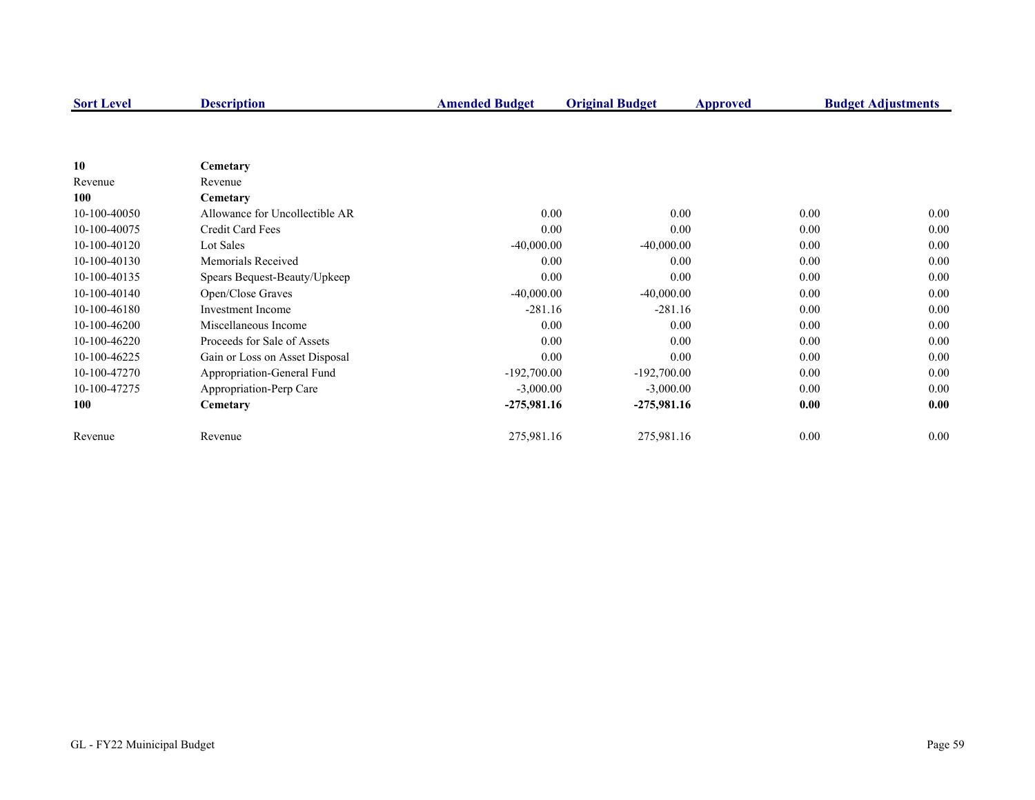| Sort Level | Description | Amended Budget | Original Budget | Approved | Budget Adjustments |
|---|---|---|---|---|---|
| **10** | **Cemetary** | | | | |
| Revenue | Revenue | | | | |
| **100** | **Cemetary** | | | | |
| 10-100-40050 | Allowance for Uncollectible AR | 0.00 | 0.00 | 0.00 | 0.00 |
| 10-100-40075 | Credit Card Fees | 0.00 | 0.00 | 0.00 | 0.00 |
| 10-100-40120 | Lot Sales | -40,000.00 | -40,000.00 | 0.00 | 0.00 |
| 10-100-40130 | Memorials Received | 0.00 | 0.00 | 0.00 | 0.00 |
| 10-100-40135 | Spears Bequest-Beauty/Upkeep | 0.00 | 0.00 | 0.00 | 0.00 |
| 10-100-40140 | Open/Close Graves | -40,000.00 | -40,000.00 | 0.00 | 0.00 |
| 10-100-46180 | Investment Income | -281.16 | -281.16 | 0.00 | 0.00 |
| 10-100-46200 | Miscellaneous Income | 0.00 | 0.00 | 0.00 | 0.00 |
| 10-100-46220 | Proceeds for Sale of Assets | 0.00 | 0.00 | 0.00 | 0.00 |
| 10-100-46225 | Gain or Loss on Asset Disposal | 0.00 | 0.00 | 0.00 | 0.00 |
| 10-100-47270 | Appropriation-General Fund | -192,700.00 | -192,700.00 | 0.00 | 0.00 |
| 10-100-47275 | Appropriation-Perp Care | -3,000.00 | -3,000.00 | 0.00 | 0.00 |
| **100** | **Cemetary** | **-275,981.16** | **-275,981.16** | **0.00** | **0.00** |
| Revenue | Revenue | 275,981.16 | 275,981.16 | 0.00 | 0.00 |

GL - FY22 Muinicipal Budget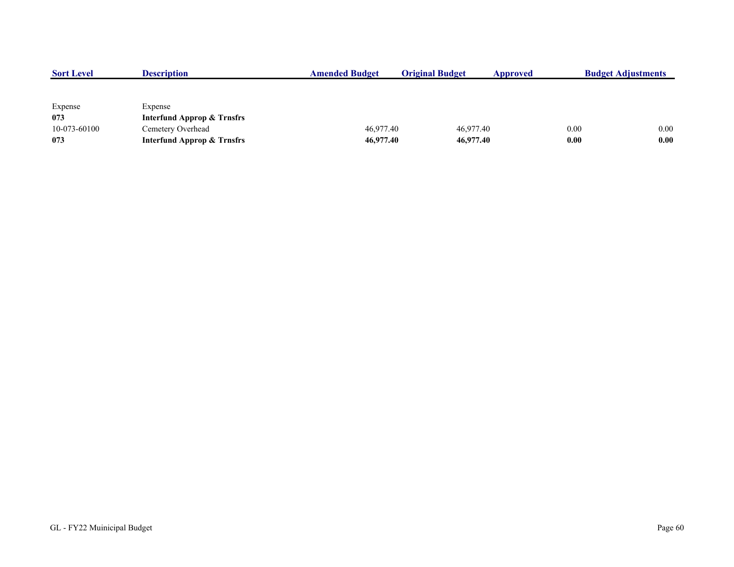| Sort Level | Description | Amended Budget | Original Budget | Approved | Budget Adjustments |
|---|---|---|---|---|---|
| Expense | Expense | | | | |
| **073** | **Interfund Approp & Trnsfrs** | | | | |
| 10-073-60100 | Cemetery Overhead | 46,977.40 | 46,977.40 | 0.00 | 0.00 |
| **073** | **Interfund Approp & Trnsfrs** | **46,977.40** | **46,977.40** | **0.00** | **0.00** |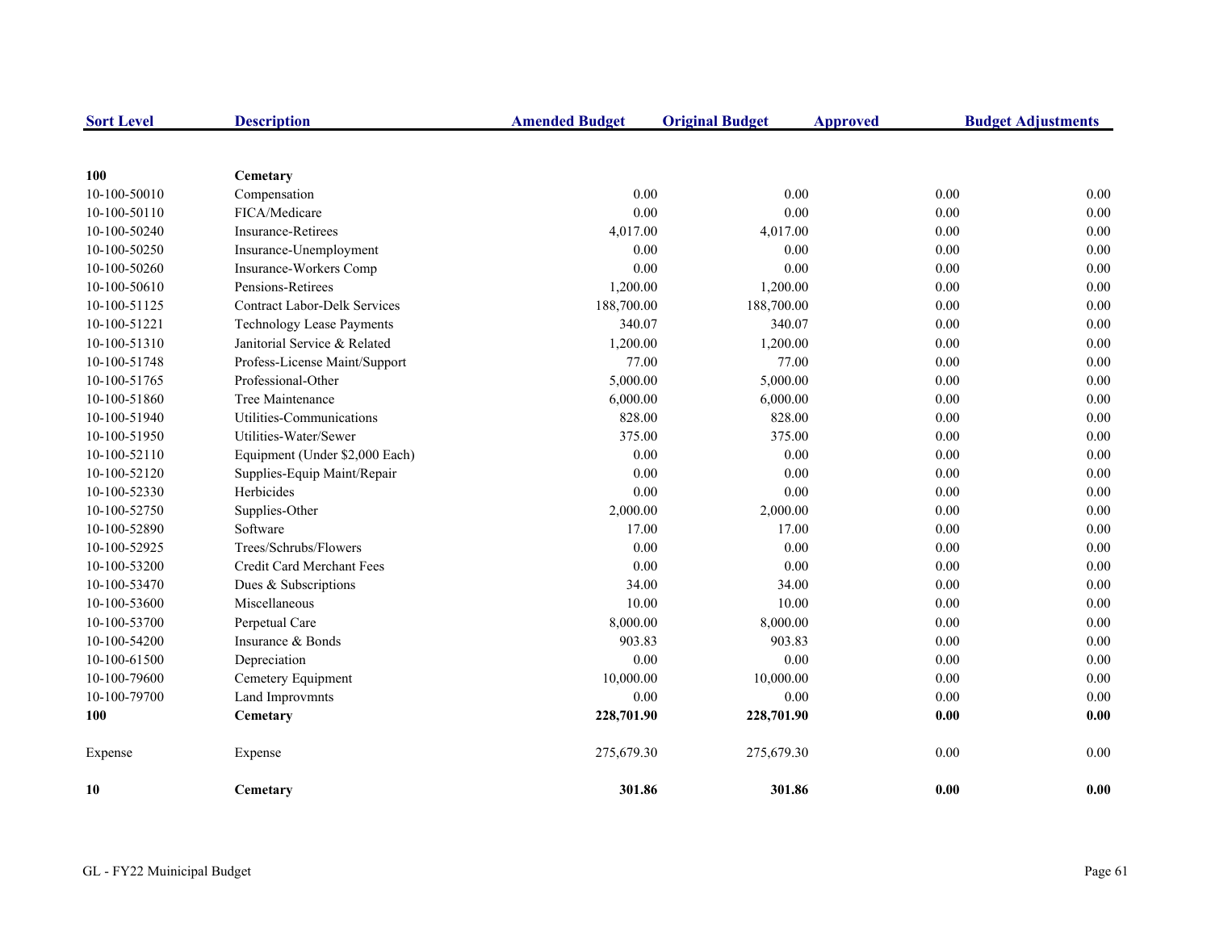| Sort Level | Description | Amended Budget | Original Budget | Approved | Budget Adjustments |
|---|---|---|---|---|---|
| **100** | **Cemetary** | | | | |
| 10-100-50010 | Compensation | 0.00 | 0.00 | 0.00 | 0.00 |
| 10-100-50110 | FICA/Medicare | 0.00 | 0.00 | 0.00 | 0.00 |
| 10-100-50240 | Insurance-Retirees | 4,017.00 | 4,017.00 | 0.00 | 0.00 |
| 10-100-50250 | Insurance-Unemployment | 0.00 | 0.00 | 0.00 | 0.00 |
| 10-100-50260 | Insurance-Workers Comp | 0.00 | 0.00 | 0.00 | 0.00 |
| 10-100-50610 | Pensions-Retirees | 1,200.00 | 1,200.00 | 0.00 | 0.00 |
| 10-100-51125 | Contract Labor-Delk Services | 188,700.00 | 188,700.00 | 0.00 | 0.00 |
| 10-100-51221 | Technology Lease Payments | 340.07 | 340.07 | 0.00 | 0.00 |
| 10-100-51310 | Janitorial Service & Related | 1,200.00 | 1,200.00 | 0.00 | 0.00 |
| 10-100-51748 | Profess-License Maint/Support | 77.00 | 77.00 | 0.00 | 0.00 |
| 10-100-51765 | Professional-Other | 5,000.00 | 5,000.00 | 0.00 | 0.00 |
| 10-100-51860 | Tree Maintenance | 6,000.00 | 6,000.00 | 0.00 | 0.00 |
| 10-100-51940 | Utilities-Communications | 828.00 | 828.00 | 0.00 | 0.00 |
| 10-100-51950 | Utilities-Water/Sewer | 375.00 | 375.00 | 0.00 | 0.00 |
| 10-100-52110 | Equipment (Under $2,000 Each) | 0.00 | 0.00 | 0.00 | 0.00 |
| 10-100-52120 | Supplies-Equip Maint/Repair | 0.00 | 0.00 | 0.00 | 0.00 |
| 10-100-52330 | Herbicides | 0.00 | 0.00 | 0.00 | 0.00 |
| 10-100-52750 | Supplies-Other | 2,000.00 | 2,000.00 | 0.00 | 0.00 |
| 10-100-52890 | Software | 17.00 | 17.00 | 0.00 | 0.00 |
| 10-100-52925 | Trees/Schrubs/Flowers | 0.00 | 0.00 | 0.00 | 0.00 |
| 10-100-53200 | Credit Card Merchant Fees | 0.00 | 0.00 | 0.00 | 0.00 |
| 10-100-53470 | Dues & Subscriptions | 34.00 | 34.00 | 0.00 | 0.00 |
| 10-100-53600 | Miscellaneous | 10.00 | 10.00 | 0.00 | 0.00 |
| 10-100-53700 | Perpetual Care | 8,000.00 | 8,000.00 | 0.00 | 0.00 |
| 10-100-54200 | Insurance & Bonds | 903.83 | 903.83 | 0.00 | 0.00 |
| 10-100-61500 | Depreciation | 0.00 | 0.00 | 0.00 | 0.00 |
| 10-100-79600 | Cemetery Equipment | 10,000.00 | 10,000.00 | 0.00 | 0.00 |
| 10-100-79700 | Land Improvmnts | 0.00 | 0.00 | 0.00 | 0.00 |
| **100** | **Cemetary** | **228,701.90** | **228,701.90** | **0.00** | **0.00** |
| Expense | Expense | 275,679.30 | 275,679.30 | 0.00 | 0.00 |
| **10** | **Cemetary** | **301.86** | **301.86** | **0.00** | **0.00** |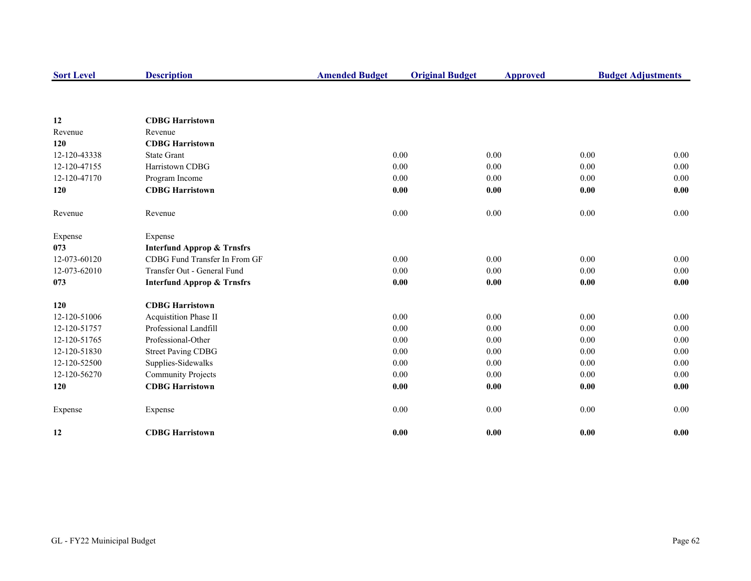| Sort Level | Description | Amended Budget | Original Budget | Approved | Budget Adjustments |
|---|---|---|---|---|---|
| **12** | **CDBG Harristown** | | | | |
| Revenue | Revenue | | | | |
| **120** | **CDBG Harristown** | | | | |
| 12-120-43338 | State Grant | 0.00 | 0.00 | 0.00 | 0.00 |
| 12-120-47155 | Harristown CDBG | 0.00 | 0.00 | 0.00 | 0.00 |
| 12-120-47170 | Program Income | 0.00 | 0.00 | 0.00 | 0.00 |
| **120** | **CDBG Harristown** | **0.00** | **0.00** | **0.00** | **0.00** |
| Revenue | Revenue | 0.00 | 0.00 | 0.00 | 0.00 |
| Expense | Expense | | | | |
| **073** | **Interfund Approp & Trnsfrs** | | | | |
| 12-073-60120 | CDBG Fund Transfer In From GF | 0.00 | 0.00 | 0.00 | 0.00 |
| 12-073-62010 | Transfer Out - General Fund | 0.00 | 0.00 | 0.00 | 0.00 |
| **073** | **Interfund Approp & Trnsfrs** | **0.00** | **0.00** | **0.00** | **0.00** |
| **120** | **CDBG Harristown** | | | | |
| 12-120-51006 | Acquistition Phase II | 0.00 | 0.00 | 0.00 | 0.00 |
| 12-120-51757 | Professional Landfill | 0.00 | 0.00 | 0.00 | 0.00 |
| 12-120-51765 | Professional-Other | 0.00 | 0.00 | 0.00 | 0.00 |
| 12-120-51830 | Street Paving CDBG | 0.00 | 0.00 | 0.00 | 0.00 |
| 12-120-52500 | Supplies-Sidewalks | 0.00 | 0.00 | 0.00 | 0.00 |
| 12-120-56270 | Community Projects | 0.00 | 0.00 | 0.00 | 0.00 |
| **120** | **CDBG Harristown** | **0.00** | **0.00** | **0.00** | **0.00** |
| Expense | Expense | 0.00 | 0.00 | 0.00 | 0.00 |
| **12** | **CDBG Harristown** | **0.00** | **0.00** | **0.00** | **0.00** |

GL - FY22 Muinicipal Budget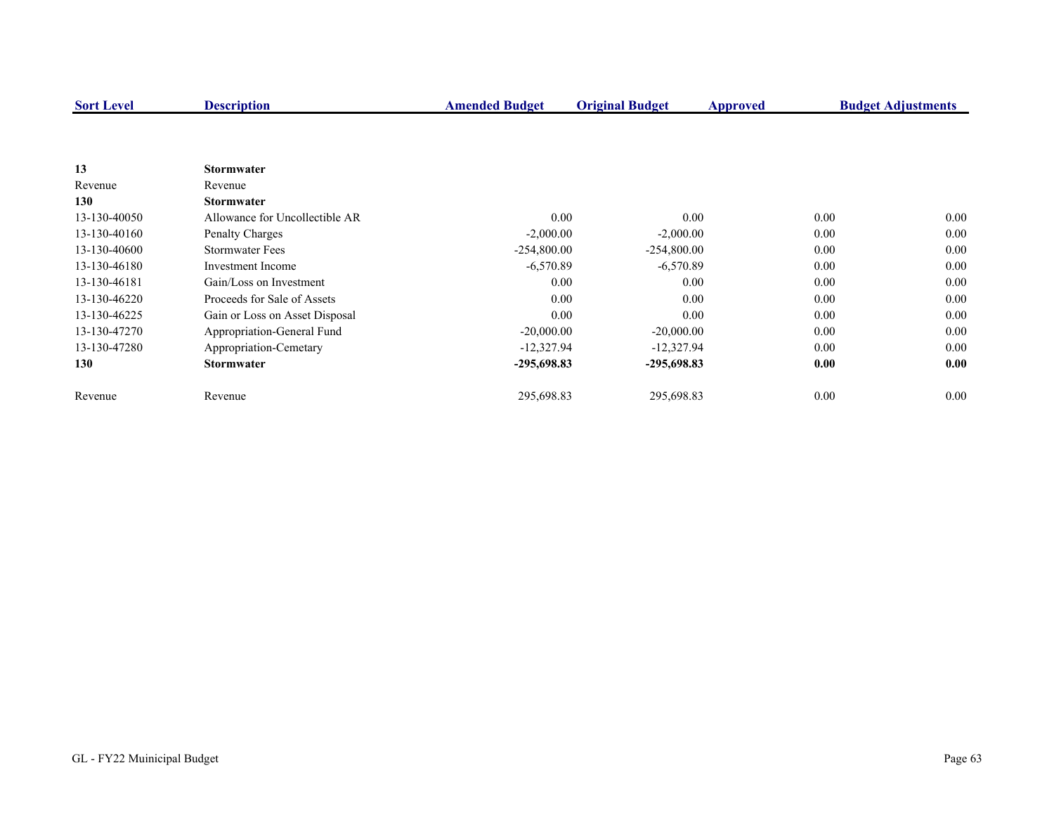| Sort Level | Description | Amended Budget | Original Budget | Approved | Budget Adjustments |
|---|---|---|---|---|---|
| **13** | **Stormwater** | | | | |
| Revenue | Revenue | | | | |
| **130** | **Stormwater** | | | | |
| 13-130-40050 | Allowance for Uncollectible AR | 0.00 | 0.00 | 0.00 | 0.00 |
| 13-130-40160 | Penalty Charges | -2,000.00 | -2,000.00 | 0.00 | 0.00 |
| 13-130-40600 | Stormwater Fees | -254,800.00 | -254,800.00 | 0.00 | 0.00 |
| 13-130-46180 | Investment Income | -6,570.89 | -6,570.89 | 0.00 | 0.00 |
| 13-130-46181 | Gain/Loss on Investment | 0.00 | 0.00 | 0.00 | 0.00 |
| 13-130-46220 | Proceeds for Sale of Assets | 0.00 | 0.00 | 0.00 | 0.00 |
| 13-130-46225 | Gain or Loss on Asset Disposal | 0.00 | 0.00 | 0.00 | 0.00 |
| 13-130-47270 | Appropriation-General Fund | -20,000.00 | -20,000.00 | 0.00 | 0.00 |
| 13-130-47280 | Appropriation-Cemetary | -12,327.94 | -12,327.94 | 0.00 | 0.00 |
| **130** | **Stormwater** | **-295,698.83** | **-295,698.83** | **0.00** | **0.00** |
| Revenue | Revenue | 295,698.83 | 295,698.83 | 0.00 | 0.00 |

GL - FY22 Muinicipal Budget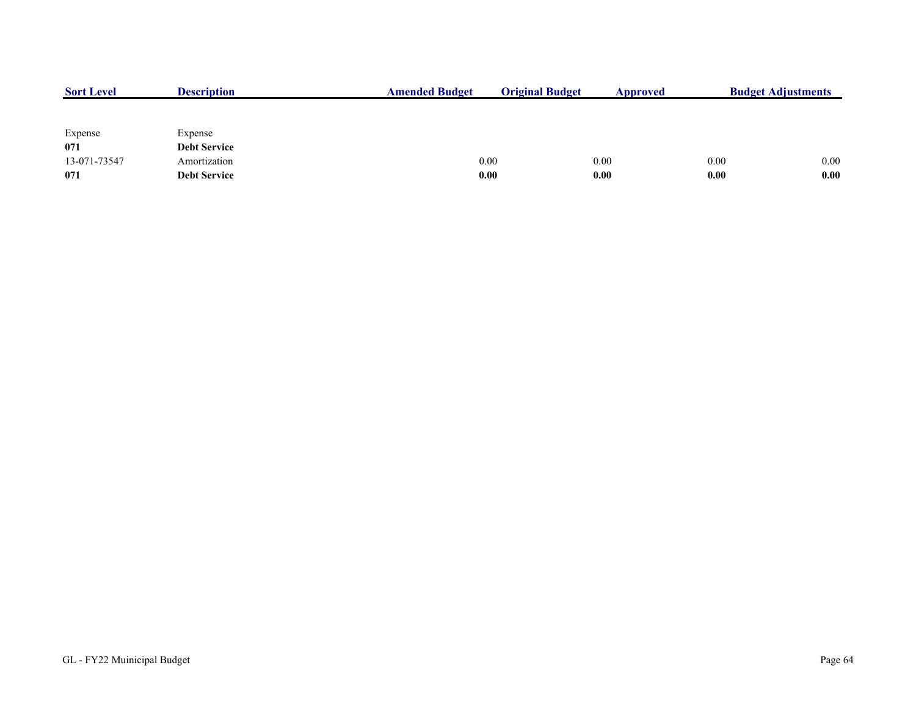| Sort Level | Description | Amended Budget | Original Budget | Approved | Budget Adjustments |
|---|---|---|---|---|---|
| Expense | Expense | | | | |
| **071** | **Debt Service** | | | | |
| 13-071-73547 | Amortization | 0.00 | 0.00 | 0.00 | 0.00 |
| **071** | **Debt Service** | **0.00** | **0.00** | **0.00** | **0.00** |

GL - FY22 Muinicipal Budget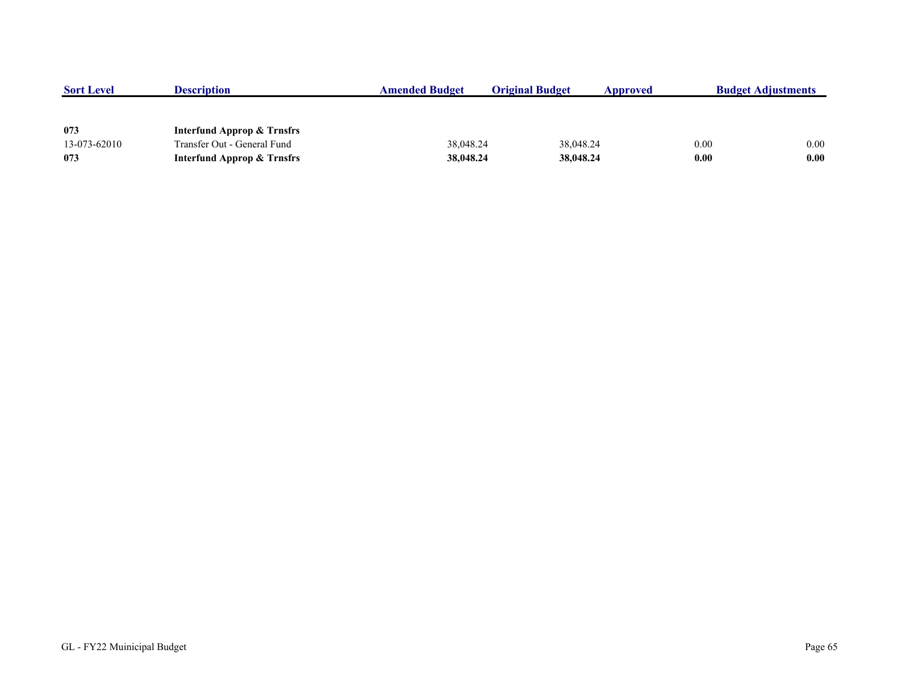| Sort Level | Description | Amended Budget | Original Budget | Approved | Budget Adjustments |
|---|---|---|---|---|---|
| **073** | **Interfund Approp & Trnsfrs** | | | | |
| 13-073-62010 | Transfer Out - General Fund | 38,048.24 | 38,048.24 | 0.00 | 0.00 |
| **073** | **Interfund Approp & Trnsfrs** | **38,048.24** | **38,048.24** | **0.00** | **0.00** |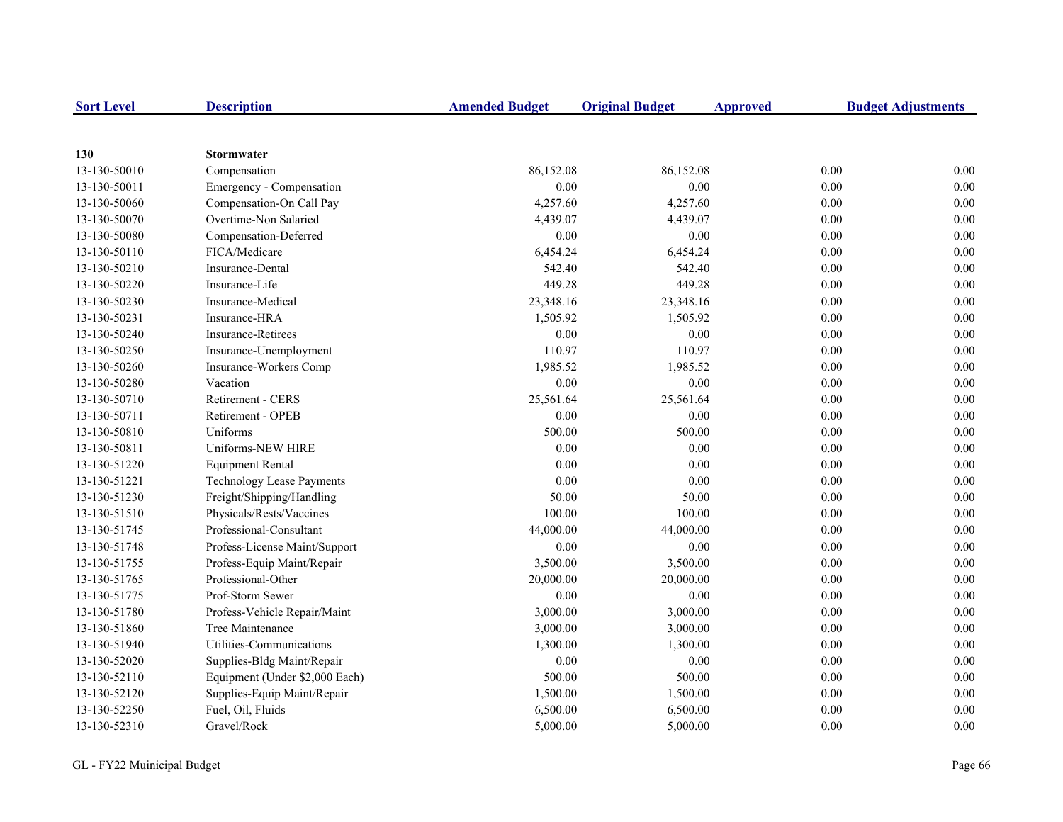| Sort Level | Description | Amended Budget | Original Budget | Approved | Budget Adjustments |
|---|---|---|---|---|---|
| **130** | **Stormwater** | | | | |
| 13-130-50010 | Compensation | 86,152.08 | 86,152.08 | 0.00 | 0.00 |
| 13-130-50011 | Emergency - Compensation | 0.00 | 0.00 | 0.00 | 0.00 |
| 13-130-50060 | Compensation-On Call Pay | 4,257.60 | 4,257.60 | 0.00 | 0.00 |
| 13-130-50070 | Overtime-Non Salaried | 4,439.07 | 4,439.07 | 0.00 | 0.00 |
| 13-130-50080 | Compensation-Deferred | 0.00 | 0.00 | 0.00 | 0.00 |
| 13-130-50110 | FICA/Medicare | 6,454.24 | 6,454.24 | 0.00 | 0.00 |
| 13-130-50210 | Insurance-Dental | 542.40 | 542.40 | 0.00 | 0.00 |
| 13-130-50220 | Insurance-Life | 449.28 | 449.28 | 0.00 | 0.00 |
| 13-130-50230 | Insurance-Medical | 23,348.16 | 23,348.16 | 0.00 | 0.00 |
| 13-130-50231 | Insurance-HRA | 1,505.92 | 1,505.92 | 0.00 | 0.00 |
| 13-130-50240 | Insurance-Retirees | 0.00 | 0.00 | 0.00 | 0.00 |
| 13-130-50250 | Insurance-Unemployment | 110.97 | 110.97 | 0.00 | 0.00 |
| 13-130-50260 | Insurance-Workers Comp | 1,985.52 | 1,985.52 | 0.00 | 0.00 |
| 13-130-50280 | Vacation | 0.00 | 0.00 | 0.00 | 0.00 |
| 13-130-50710 | Retirement - CERS | 25,561.64 | 25,561.64 | 0.00 | 0.00 |
| 13-130-50711 | Retirement - OPEB | 0.00 | 0.00 | 0.00 | 0.00 |
| 13-130-50810 | Uniforms | 500.00 | 500.00 | 0.00 | 0.00 |
| 13-130-50811 | Uniforms-NEW HIRE | 0.00 | 0.00 | 0.00 | 0.00 |
| 13-130-51220 | Equipment Rental | 0.00 | 0.00 | 0.00 | 0.00 |
| 13-130-51221 | Technology Lease Payments | 0.00 | 0.00 | 0.00 | 0.00 |
| 13-130-51230 | Freight/Shipping/Handling | 50.00 | 50.00 | 0.00 | 0.00 |
| 13-130-51510 | Physicals/Rests/Vaccines | 100.00 | 100.00 | 0.00 | 0.00 |
| 13-130-51745 | Professional-Consultant | 44,000.00 | 44,000.00 | 0.00 | 0.00 |
| 13-130-51748 | Profess-License Maint/Support | 0.00 | 0.00 | 0.00 | 0.00 |
| 13-130-51755 | Profess-Equip Maint/Repair | 3,500.00 | 3,500.00 | 0.00 | 0.00 |
| 13-130-51765 | Professional-Other | 20,000.00 | 20,000.00 | 0.00 | 0.00 |
| 13-130-51775 | Prof-Storm Sewer | 0.00 | 0.00 | 0.00 | 0.00 |
| 13-130-51780 | Profess-Vehicle Repair/Maint | 3,000.00 | 3,000.00 | 0.00 | 0.00 |
| 13-130-51860 | Tree Maintenance | 3,000.00 | 3,000.00 | 0.00 | 0.00 |
| 13-130-51940 | Utilities-Communications | 1,300.00 | 1,300.00 | 0.00 | 0.00 |
| 13-130-52020 | Supplies-Bldg Maint/Repair | 0.00 | 0.00 | 0.00 | 0.00 |
| 13-130-52110 | Equipment (Under $2,000 Each) | 500.00 | 500.00 | 0.00 | 0.00 |
| 13-130-52120 | Supplies-Equip Maint/Repair | 1,500.00 | 1,500.00 | 0.00 | 0.00 |
| 13-130-52250 | Fuel, Oil, Fluids | 6,500.00 | 6,500.00 | 0.00 | 0.00 |
| 13-130-52310 | Gravel/Rock | 5,000.00 | 5,000.00 | 0.00 | 0.00 |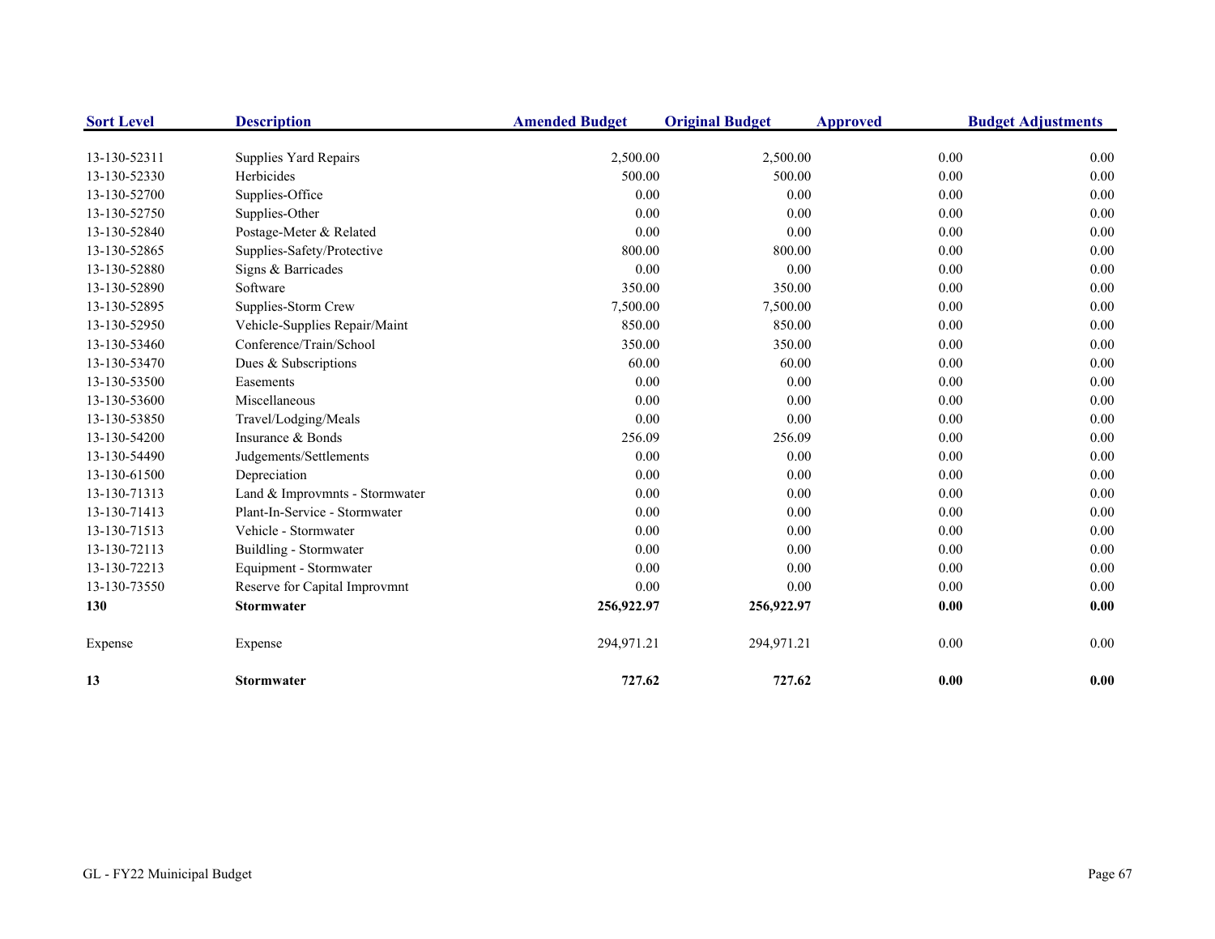| Sort Level | Description | Amended Budget | Original Budget | Approved | Budget Adjustments |
|---|---|---|---|---|---|
| 13-130-52311 | Supplies Yard Repairs | 2,500.00 | 2,500.00 | 0.00 | 0.00 |
| 13-130-52330 | Herbicides | 500.00 | 500.00 | 0.00 | 0.00 |
| 13-130-52700 | Supplies-Office | 0.00 | 0.00 | 0.00 | 0.00 |
| 13-130-52750 | Supplies-Other | 0.00 | 0.00 | 0.00 | 0.00 |
| 13-130-52840 | Postage-Meter & Related | 0.00 | 0.00 | 0.00 | 0.00 |
| 13-130-52865 | Supplies-Safety/Protective | 800.00 | 800.00 | 0.00 | 0.00 |
| 13-130-52880 | Signs & Barricades | 0.00 | 0.00 | 0.00 | 0.00 |
| 13-130-52890 | Software | 350.00 | 350.00 | 0.00 | 0.00 |
| 13-130-52895 | Supplies-Storm Crew | 7,500.00 | 7,500.00 | 0.00 | 0.00 |
| 13-130-52950 | Vehicle-Supplies Repair/Maint | 850.00 | 850.00 | 0.00 | 0.00 |
| 13-130-53460 | Conference/Train/School | 350.00 | 350.00 | 0.00 | 0.00 |
| 13-130-53470 | Dues & Subscriptions | 60.00 | 60.00 | 0.00 | 0.00 |
| 13-130-53500 | Easements | 0.00 | 0.00 | 0.00 | 0.00 |
| 13-130-53600 | Miscellaneous | 0.00 | 0.00 | 0.00 | 0.00 |
| 13-130-53850 | Travel/Lodging/Meals | 0.00 | 0.00 | 0.00 | 0.00 |
| 13-130-54200 | Insurance & Bonds | 256.09 | 256.09 | 0.00 | 0.00 |
| 13-130-54490 | Judgements/Settlements | 0.00 | 0.00 | 0.00 | 0.00 |
| 13-130-61500 | Depreciation | 0.00 | 0.00 | 0.00 | 0.00 |
| 13-130-71313 | Land & Improvmnts - Stormwater | 0.00 | 0.00 | 0.00 | 0.00 |
| 13-130-71413 | Plant-In-Service - Stormwater | 0.00 | 0.00 | 0.00 | 0.00 |
| 13-130-71513 | Vehicle - Stormwater | 0.00 | 0.00 | 0.00 | 0.00 |
| 13-130-72113 | Buildling - Stormwater | 0.00 | 0.00 | 0.00 | 0.00 |
| 13-130-72213 | Equipment - Stormwater | 0.00 | 0.00 | 0.00 | 0.00 |
| 13-130-73550 | Reserve for Capital Improvmnt | 0.00 | 0.00 | 0.00 | 0.00 |
| **130** | **Stormwater** | **256,922.97** | **256,922.97** | **0.00** | **0.00** |
| Expense | Expense | 294,971.21 | 294,971.21 | 0.00 | 0.00 |
| **13** | **Stormwater** | **727.62** | **727.62** | **0.00** | **0.00** |

GL - FY22 Muinicipal Budget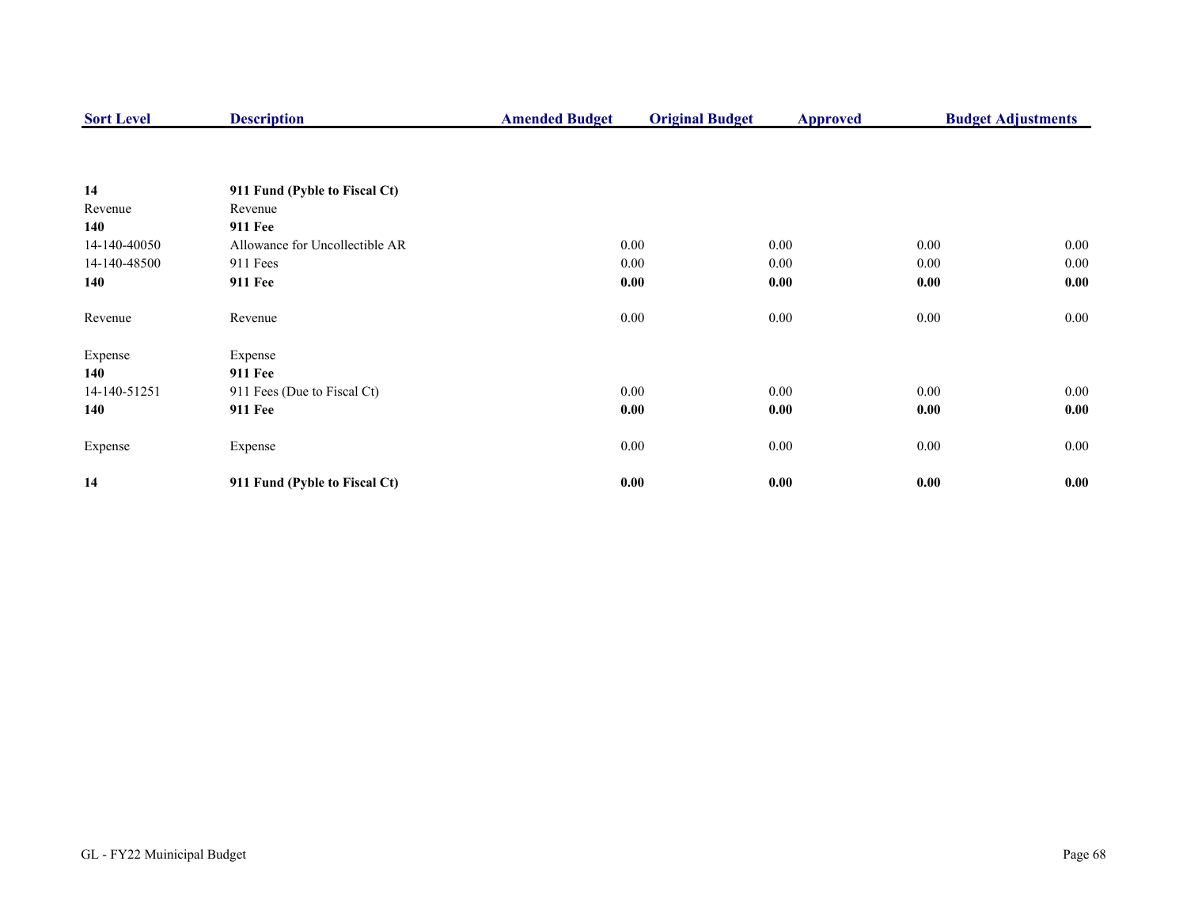| Sort Level | Description | Amended Budget | Original Budget | Approved | Budget Adjustments |
|---|---|---|---|---|---|
| **14** | **911 Fund (Pyble to Fiscal Ct)** | | | | |
| Revenue | Revenue | | | | |
| **140** | **911 Fee** | | | | |
| 14-140-40050 | Allowance for Uncollectible AR | 0.00 | 0.00 | 0.00 | 0.00 |
| 14-140-48500 | 911 Fees | 0.00 | 0.00 | 0.00 | 0.00 |
| **140** | **911 Fee** | **0.00** | **0.00** | **0.00** | **0.00** |
| Revenue | Revenue | 0.00 | 0.00 | 0.00 | 0.00 |
| Expense | Expense | | | | |
| **140** | **911 Fee** | | | | |
| 14-140-51251 | 911 Fees (Due to Fiscal Ct) | 0.00 | 0.00 | 0.00 | 0.00 |
| **140** | **911 Fee** | **0.00** | **0.00** | **0.00** | **0.00** |
| Expense | Expense | 0.00 | 0.00 | 0.00 | 0.00 |
| **14** | **911 Fund (Pyble to Fiscal Ct)** | **0.00** | **0.00** | **0.00** | **0.00** |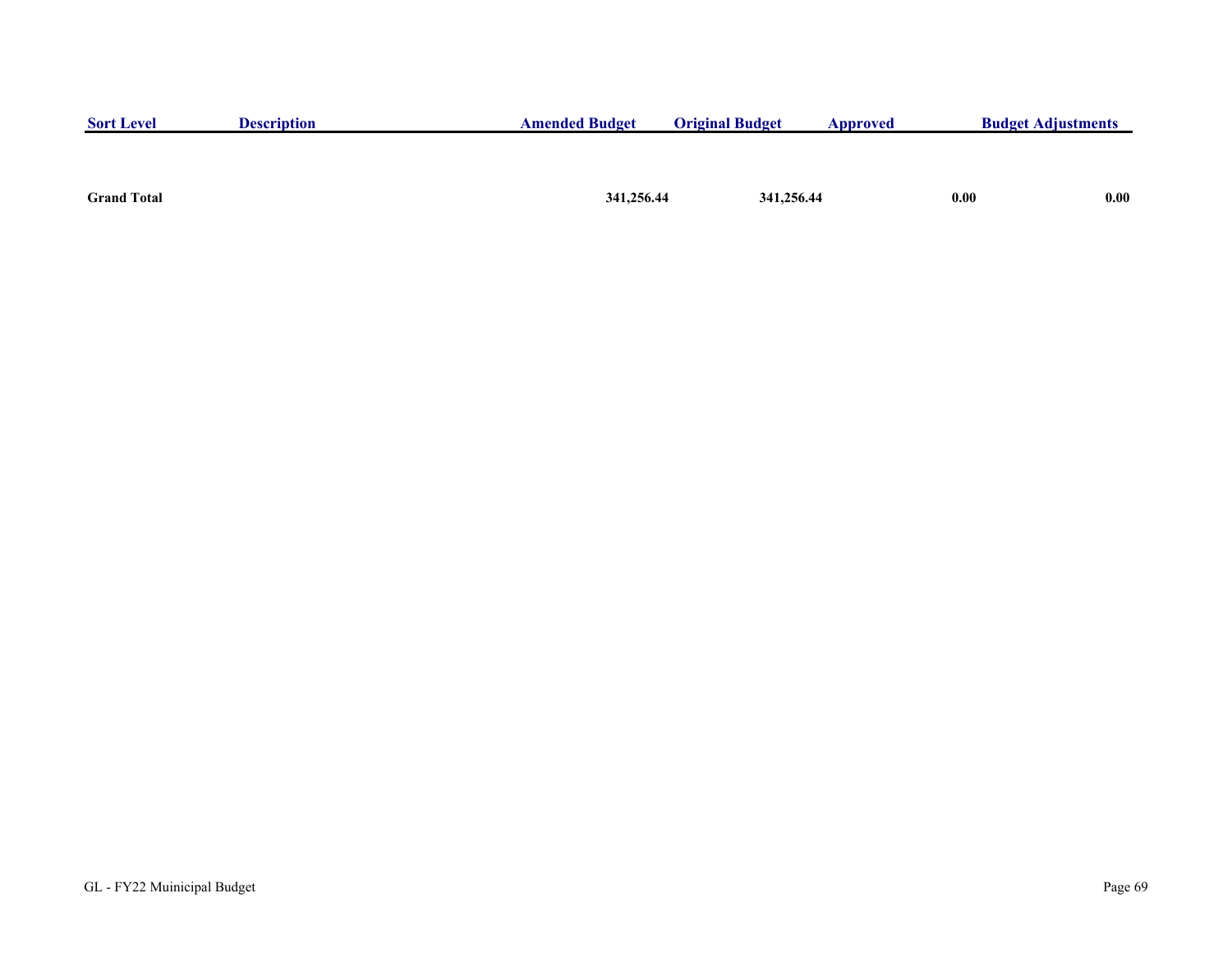| Sort Level | Description | Amended Budget | Original Budget | Approved | Budget Adjustments |
|---|---|---|---|---|---|
| **Grand Total** | | **341,256.44** | **341,256.44** | **0.00** | **0.00** |